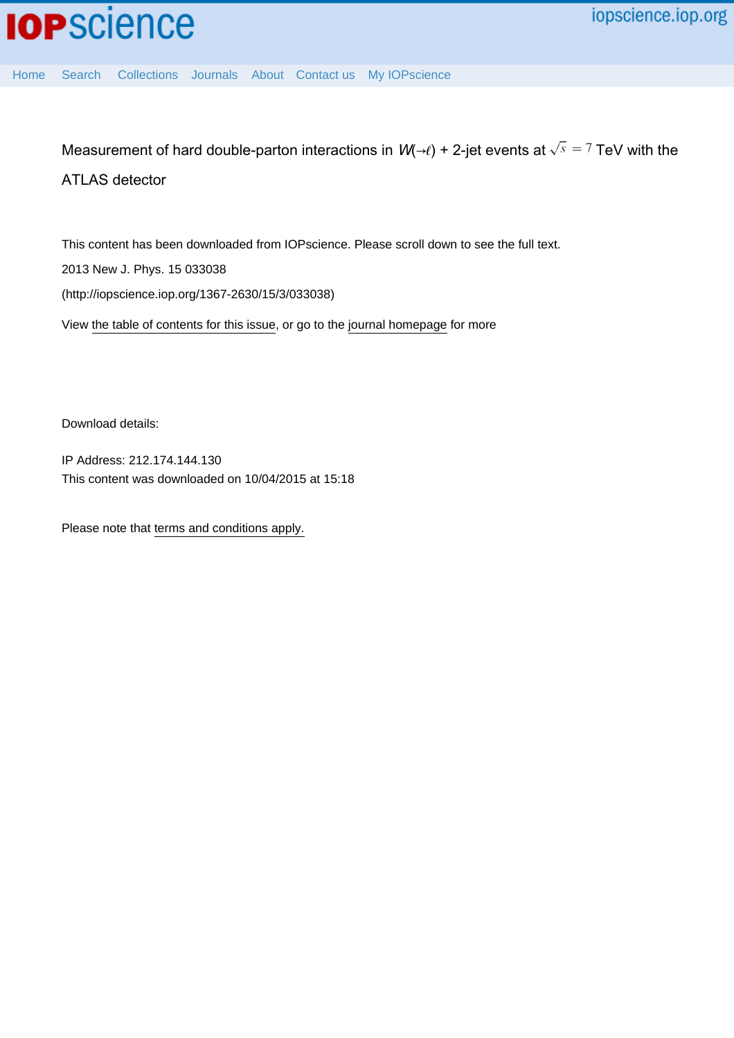# Measurement of hard double-parton interactions in $W(\to\ell)$ + 2-jet events at $\sqrt{s} = 7$ TeV with the ATLAS detector

This content has been downloaded from IOPscience. Please scroll down to see the full text.

2013 New J. Phys. 15 033038

(http://iopscience.iop.org/1367-2630/15/3/033038)

View the table of contents for this issue, or go to the journal homepage for more

Download details:

IP Address: 212.174.144.130

This content was downloaded on 10/04/2015 at 15:18

Please note that terms and conditions apply.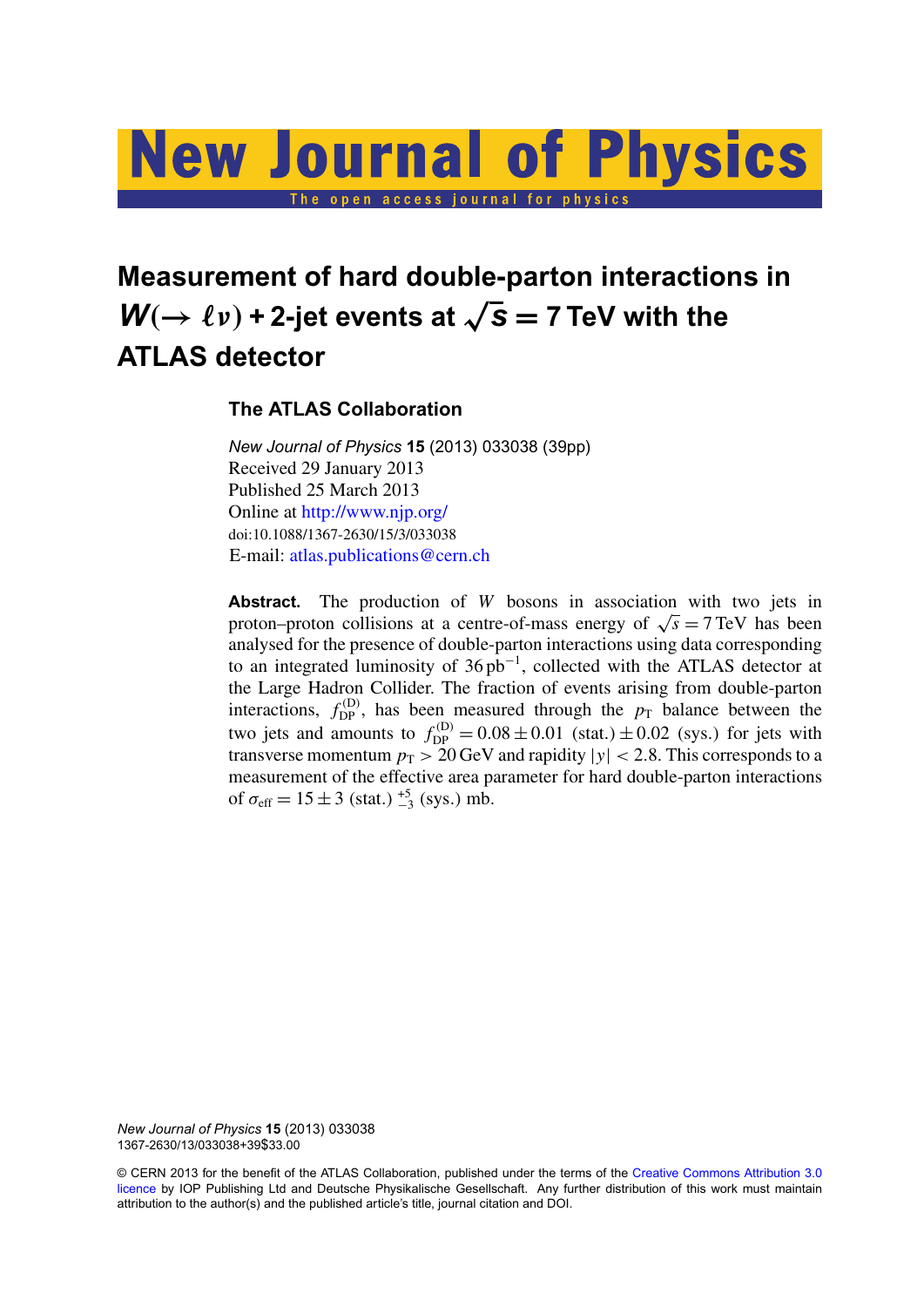# Measurement of hard double-parton interactions in $W(\rightarrow \ell\nu)$ + 2-jet events at $\sqrt{s} = 7$ TeV with the ATLAS detector

**The ATLAS Collaboration**

*New Journal of Physics* **15** (2013) 033038 (39pp)
Received 29 January 2013
Published 25 March 2013
Online at http://www.njp.org/
doi:10.1088/1367-2630/15/3/033038
E-mail: atlas.publications@cern.ch

**Abstract.** The production of $W$ bosons in association with two jets in proton–proton collisions at a centre-of-mass energy of $\sqrt{s} = 7$ TeV has been analysed for the presence of double-parton interactions using data corresponding to an integrated luminosity of $36\,\mathrm{pb}^{-1}$, collected with the ATLAS detector at the Large Hadron Collider. The fraction of events arising from double-parton interactions, $f_{\mathrm{DP}}^{(\mathrm{D})}$, has been measured through the $p_{\mathrm{T}}$ balance between the two jets and amounts to $f_{\mathrm{DP}}^{(\mathrm{D})} = 0.08 \pm 0.01$ (stat.) $\pm 0.02$ (sys.) for jets with transverse momentum $p_{\mathrm{T}} > 20$ GeV and rapidity $|y| < 2.8$. This corresponds to a measurement of the effective area parameter for hard double-parton interactions of $\sigma_{\mathrm{eff}} = 15 \pm 3$ (stat.) $^{+5}_{-3}$ (sys.) mb.

*New Journal of Physics* **15** (2013) 033038
1367-2630/13/033038+39\$33.00

© CERN 2013 for the benefit of the ATLAS Collaboration, published under the terms of the Creative Commons Attribution 3.0 licence by IOP Publishing Ltd and Deutsche Physikalische Gesellschaft. Any further distribution of this work must maintain attribution to the author(s) and the published article's title, journal citation and DOI.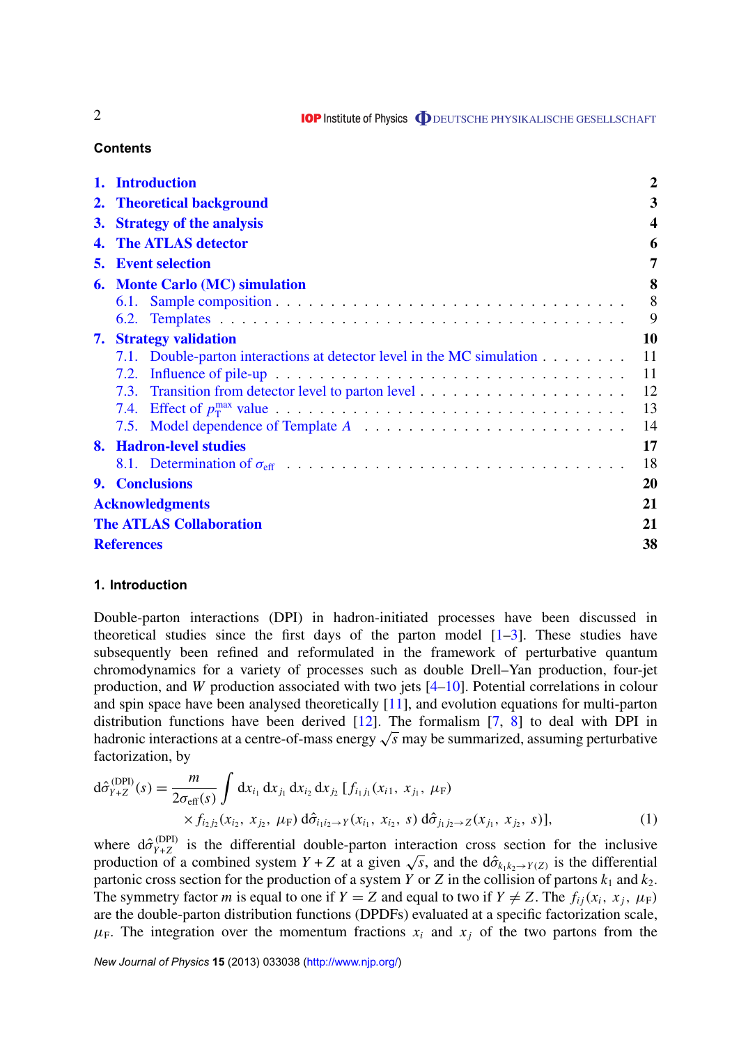## Contents

| | |
|---|---|
| **1. Introduction** | **2** |
| **2. Theoretical background** | **3** |
| **3. Strategy of the analysis** | **4** |
| **4. The ATLAS detector** | **6** |
| **5. Event selection** | **7** |
| **6. Monte Carlo (MC) simulation** | **8** |
| 6.1. Sample composition | 8 |
| 6.2. Templates | 9 |
| **7. Strategy validation** | **10** |
| 7.1. Double-parton interactions at detector level in the MC simulation | 11 |
| 7.2. Influence of pile-up | 11 |
| 7.3. Transition from detector level to parton level | 12 |
| 7.4. Effect of $p_{\mathrm{T}}^{\mathrm{max}}$ value | 13 |
| 7.5. Model dependence of Template $A$ | 14 |
| **8. Hadron-level studies** | **17** |
| 8.1. Determination of $\sigma_{\mathrm{eff}}$ | 18 |
| **9. Conclusions** | **20** |
| **Acknowledgments** | **21** |
| **The ATLAS Collaboration** | **21** |
| **References** | **38** |

## 1. Introduction

Double-parton interactions (DPI) in hadron-initiated processes have been discussed in theoretical studies since the first days of the parton model [1–3]. These studies have subsequently been refined and reformulated in the framework of perturbative quantum chromodynamics for a variety of processes such as double Drell–Yan production, four-jet production, and $W$ production associated with two jets [4–10]. Potential correlations in colour and spin space have been analysed theoretically [11], and evolution equations for multi-parton distribution functions have been derived [12]. The formalism [7, 8] to deal with DPI in hadronic interactions at a centre-of-mass energy $\sqrt{s}$ may be summarized, assuming perturbative factorization, by

$$
\begin{aligned}
\mathrm{d}\hat{\sigma}^{(\mathrm{DPI})}_{Y+Z}(s) = \frac{m}{2\sigma_{\mathrm{eff}}(s)} \int \mathrm{d}x_{i_1}\, \mathrm{d}x_{j_1}\, \mathrm{d}x_{i_2}\, \mathrm{d}x_{j_2}\, [f_{i_1 j_1}(x_{i1},\, x_{j_1},\, \mu_{\mathrm{F}}) \\
\times f_{i_2 j_2}(x_{i_2},\, x_{j_2},\, \mu_{\mathrm{F}})\, \mathrm{d}\hat{\sigma}_{i_1 i_2 \to Y}(x_{i_1},\, x_{i_2},\, s)\, \mathrm{d}\hat{\sigma}_{j_1 j_2 \to Z}(x_{j_1},\, x_{j_2},\, s)],
\end{aligned}
\quad (1)
$$

where $\mathrm{d}\hat{\sigma}^{(\mathrm{DPI})}_{Y+Z}$ is the differential double-parton interaction cross section for the inclusive production of a combined system $Y+Z$ at a given $\sqrt{s}$, and the $\mathrm{d}\hat{\sigma}_{k_1 k_2 \to Y(Z)}$ is the differential partonic cross section for the production of a system $Y$ or $Z$ in the collision of partons $k_1$ and $k_2$. The symmetry factor $m$ is equal to one if $Y = Z$ and equal to two if $Y \neq Z$. The $f_{ij}(x_i,\, x_j,\, \mu_{\mathrm{F}})$ are the double-parton distribution functions (DPDFs) evaluated at a specific factorization scale, $\mu_{\mathrm{F}}$. The integration over the momentum fractions $x_i$ and $x_j$ of the two partons from the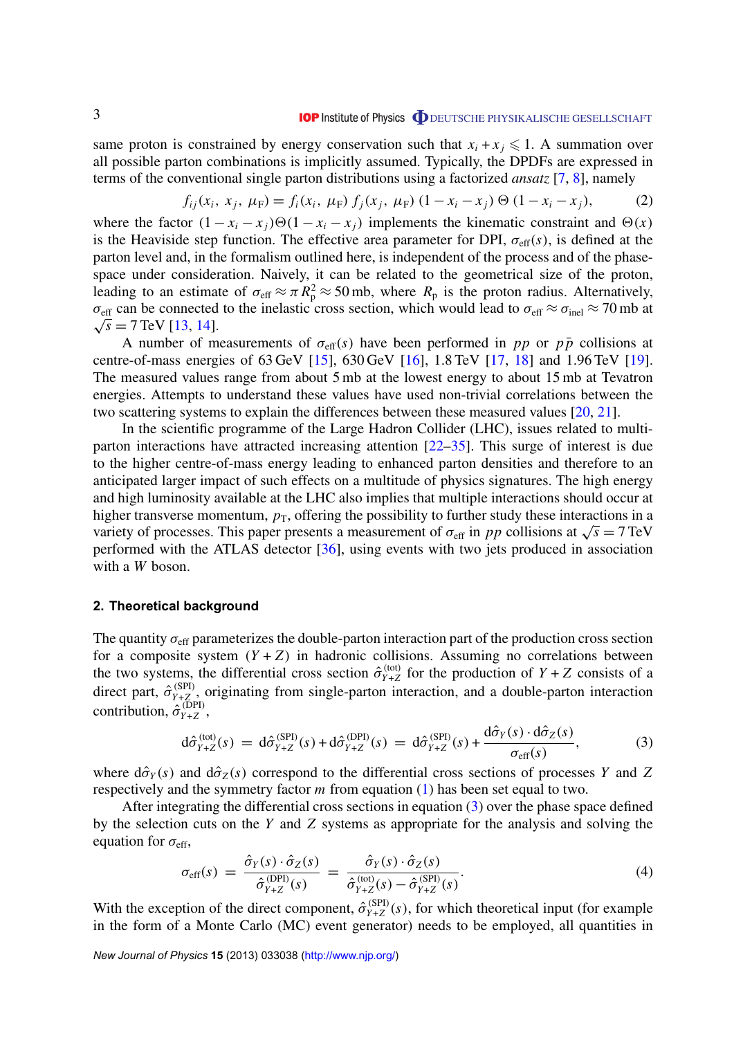same proton is constrained by energy conservation such that $x_i + x_j \leqslant 1$. A summation over all possible parton combinations is implicitly assumed. Typically, the DPDFs are expressed in terms of the conventional single parton distributions using a factorized *ansatz* [7, 8], namely

$$f_{ij}(x_i,\ x_j,\ \mu_{\rm F}) = f_i(x_i,\ \mu_{\rm F})\ f_j(x_j,\ \mu_{\rm F})\ (1 - x_i - x_j)\ \Theta\ (1 - x_i - x_j), \tag{2}$$

where the factor $(1 - x_i - x_j)\Theta(1 - x_i - x_j)$ implements the kinematic constraint and $\Theta(x)$ is the Heaviside step function. The effective area parameter for DPI, $\sigma_{\rm eff}(s)$, is defined at the parton level and, in the formalism outlined here, is independent of the process and of the phase-space under consideration. Naively, it can be related to the geometrical size of the proton, leading to an estimate of $\sigma_{\rm eff} \approx \pi R_{\rm p}^2 \approx 50\,{\rm mb}$, where $R_{\rm p}$ is the proton radius. Alternatively, $\sigma_{\rm eff}$ can be connected to the inelastic cross section, which would lead to $\sigma_{\rm eff} \approx \sigma_{\rm inel} \approx 70\,{\rm mb}$ at $\sqrt{s} = 7\,{\rm TeV}$ [13, 14].

A number of measurements of $\sigma_{\rm eff}(s)$ have been performed in $pp$ or $p\bar{p}$ collisions at centre-of-mass energies of 63 GeV [15], 630 GeV [16], 1.8 TeV [17, 18] and 1.96 TeV [19]. The measured values range from about 5 mb at the lowest energy to about 15 mb at Tevatron energies. Attempts to understand these values have used non-trivial correlations between the two scattering systems to explain the differences between these measured values [20, 21].

In the scientific programme of the Large Hadron Collider (LHC), issues related to multi-parton interactions have attracted increasing attention [22–35]. This surge of interest is due to the higher centre-of-mass energy leading to enhanced parton densities and therefore to an anticipated larger impact of such effects on a multitude of physics signatures. The high energy and high luminosity available at the LHC also implies that multiple interactions should occur at higher transverse momentum, $p_{\rm T}$, offering the possibility to further study these interactions in a variety of processes. This paper presents a measurement of $\sigma_{\rm eff}$ in $pp$ collisions at $\sqrt{s} = 7\,{\rm TeV}$ performed with the ATLAS detector [36], using events with two jets produced in association with a $W$ boson.

## 2. Theoretical background

The quantity $\sigma_{\rm eff}$ parameterizes the double-parton interaction part of the production cross section for a composite system $(Y+Z)$ in hadronic collisions. Assuming no correlations between the two systems, the differential cross section $\hat{\sigma}_{Y+Z}^{\rm (tot)}$ for the production of $Y+Z$ consists of a direct part, $\hat{\sigma}_{Y+Z}^{\rm (SPI)}$, originating from single-parton interaction, and a double-parton interaction contribution, $\hat{\sigma}_{Y+Z}^{\rm (DPI)}$,

$$\mathrm{d}\hat{\sigma}_{Y+Z}^{\rm (tot)}(s) \ = \ \mathrm{d}\hat{\sigma}_{Y+Z}^{\rm (SPI)}(s) + \mathrm{d}\hat{\sigma}_{Y+Z}^{\rm (DPI)}(s) \ = \ \mathrm{d}\hat{\sigma}_{Y+Z}^{\rm (SPI)}(s) + \frac{\mathrm{d}\hat{\sigma}_Y(s)\cdot \mathrm{d}\hat{\sigma}_Z(s)}{\sigma_{\rm eff}(s)}, \tag{3}$$

where $\mathrm{d}\hat{\sigma}_Y(s)$ and $\mathrm{d}\hat{\sigma}_Z(s)$ correspond to the differential cross sections of processes $Y$ and $Z$ respectively and the symmetry factor $m$ from equation (1) has been set equal to two.

After integrating the differential cross sections in equation (3) over the phase space defined by the selection cuts on the $Y$ and $Z$ systems as appropriate for the analysis and solving the equation for $\sigma_{\rm eff}$,

$$\sigma_{\rm eff}(s) \ = \ \frac{\hat{\sigma}_Y(s)\cdot\hat{\sigma}_Z(s)}{\hat{\sigma}_{Y+Z}^{\rm (DPI)}(s)} \ = \ \frac{\hat{\sigma}_Y(s)\cdot\hat{\sigma}_Z(s)}{\hat{\sigma}_{Y+Z}^{\rm (tot)}(s) - \hat{\sigma}_{Y+Z}^{\rm (SPI)}(s)}. \tag{4}$$

With the exception of the direct component, $\hat{\sigma}_{Y+Z}^{\rm (SPI)}(s)$, for which theoretical input (for example in the form of a Monte Carlo (MC) event generator) needs to be employed, all quantities in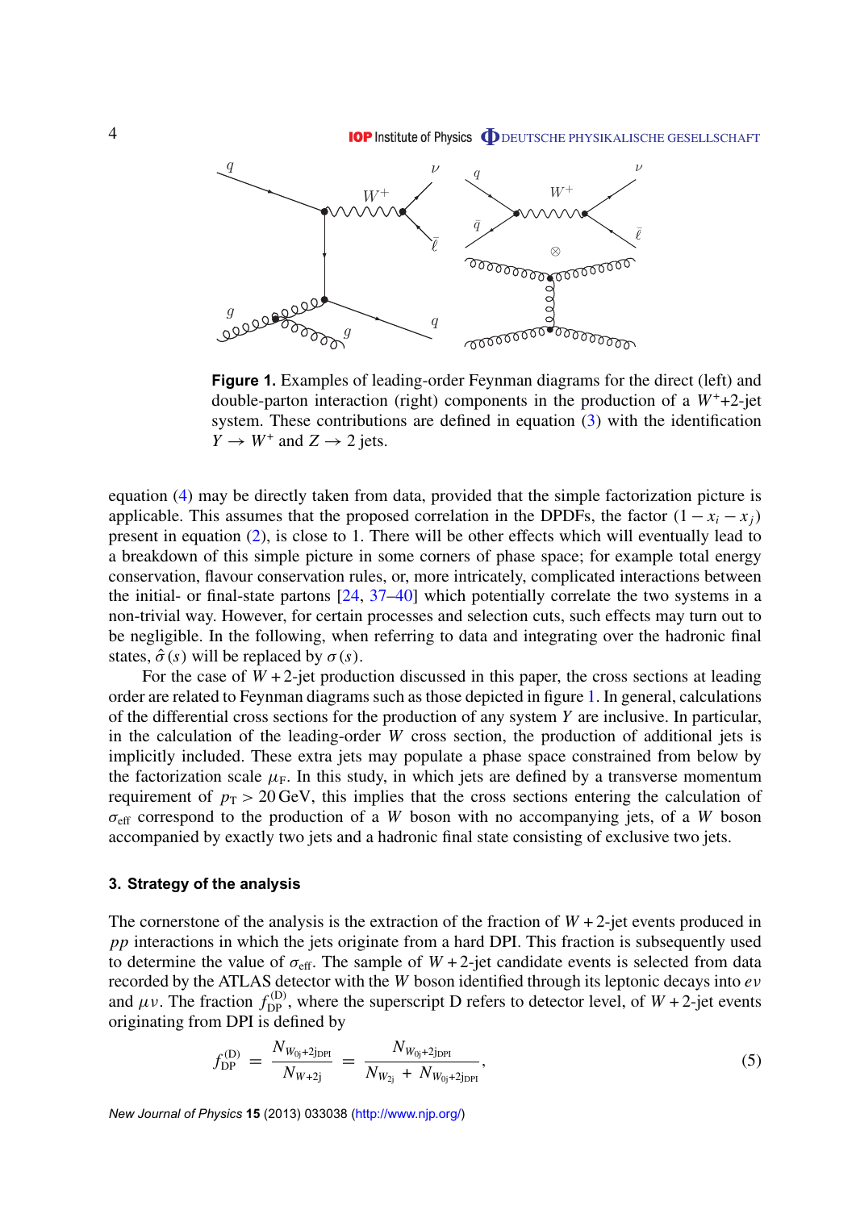**Figure 1.** Examples of leading-order Feynman diagrams for the direct (left) and double-parton interaction (right) components in the production of a $W^{+}$+2-jet system. These contributions are defined in equation (3) with the identification $Y \to W^{+}$ and $Z \to 2$ jets.

equation (4) may be directly taken from data, provided that the simple factorization picture is applicable. This assumes that the proposed correlation in the DPDFs, the factor $(1 - x_i - x_j)$ present in equation (2), is close to 1. There will be other effects which will eventually lead to a breakdown of this simple picture in some corners of phase space; for example total energy conservation, flavour conservation rules, or, more intricately, complicated interactions between the initial- or final-state partons [24, 37–40] which potentially correlate the two systems in a non-trivial way. However, for certain processes and selection cuts, such effects may turn out to be negligible. In the following, when referring to data and integrating over the hadronic final states, $\hat{\sigma}(s)$ will be replaced by $\sigma(s)$.

For the case of $W + 2$-jet production discussed in this paper, the cross sections at leading order are related to Feynman diagrams such as those depicted in figure 1. In general, calculations of the differential cross sections for the production of any system $Y$ are inclusive. In particular, in the calculation of the leading-order $W$ cross section, the production of additional jets is implicitly included. These extra jets may populate a phase space constrained from below by the factorization scale $\mu_{\mathrm{F}}$. In this study, in which jets are defined by a transverse momentum requirement of $p_{\mathrm{T}} > 20\,\mathrm{GeV}$, this implies that the cross sections entering the calculation of $\sigma_{\mathrm{eff}}$ correspond to the production of a $W$ boson with no accompanying jets, of a $W$ boson accompanied by exactly two jets and a hadronic final state consisting of exclusive two jets.

## 3. Strategy of the analysis

The cornerstone of the analysis is the extraction of the fraction of $W + 2$-jet events produced in $pp$ interactions in which the jets originate from a hard DPI. This fraction is subsequently used to determine the value of $\sigma_{\mathrm{eff}}$. The sample of $W + 2$-jet candidate events is selected from data recorded by the ATLAS detector with the $W$ boson identified through its leptonic decays into $e\nu$ and $\mu\nu$. The fraction $f_{\mathrm{DP}}^{(\mathrm{D})}$, where the superscript D refers to detector level, of $W + 2$-jet events originating from DPI is defined by

$$f_{\mathrm{DP}}^{(\mathrm{D})} = \frac{N_{W_{0\mathrm{j}}+2\mathrm{j}_{\mathrm{DPI}}}}{N_{W+2\mathrm{j}}} = \frac{N_{W_{0\mathrm{j}}+2\mathrm{j}_{\mathrm{DPI}}}}{N_{W_{2\mathrm{j}}} + N_{W_{0\mathrm{j}}+2\mathrm{j}_{\mathrm{DPI}}}}, \tag{5}$$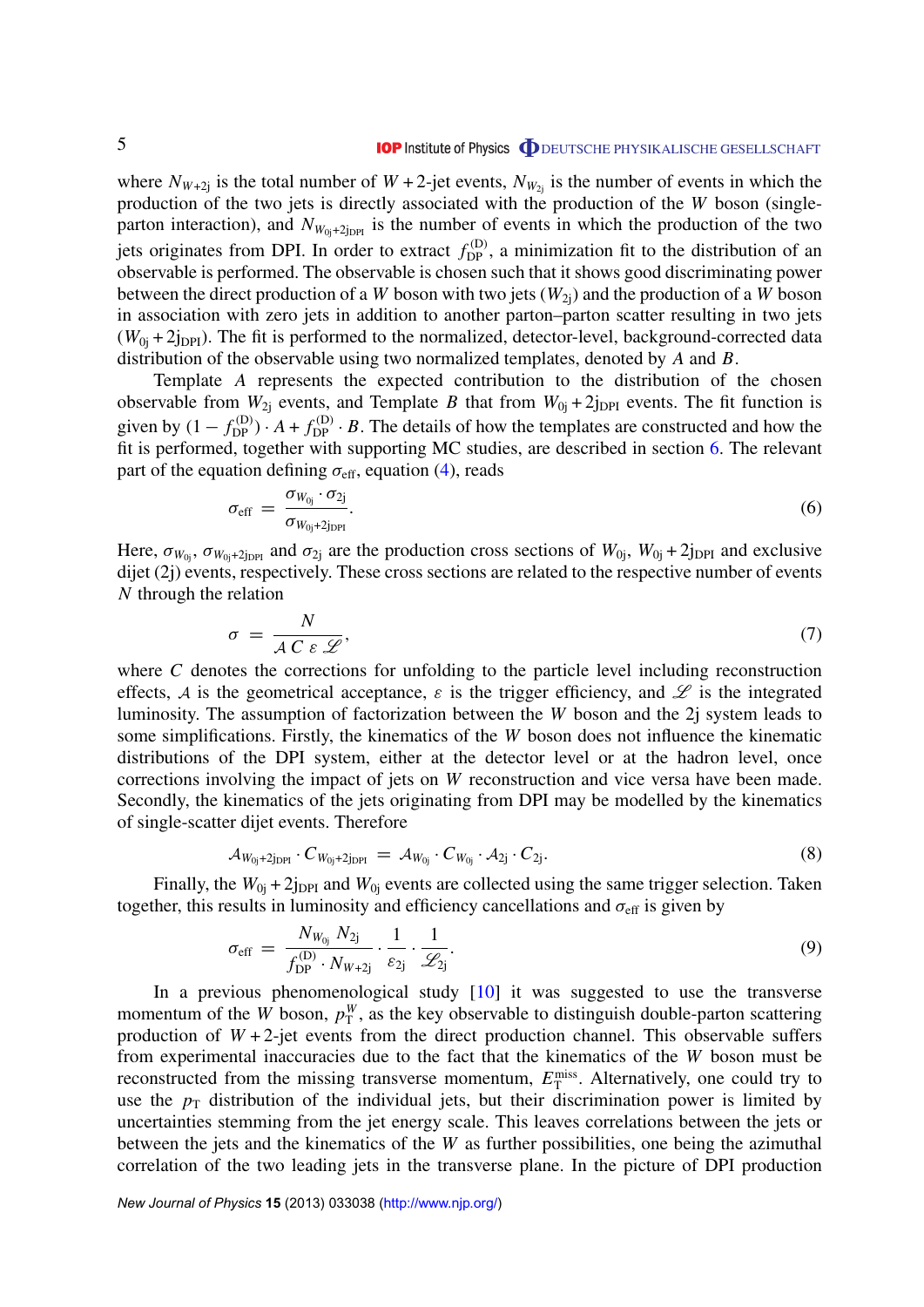where $N_{W+2j}$ is the total number of $W+2$-jet events, $N_{W_{2j}}$ is the number of events in which the production of the two jets is directly associated with the production of the $W$ boson (single-parton interaction), and $N_{W_{0j}+2j_{DPI}}$ is the number of events in which the production of the two jets originates from DPI. In order to extract $f_{DP}^{(D)}$, a minimization fit to the distribution of an observable is performed. The observable is chosen such that it shows good discriminating power between the direct production of a $W$ boson with two jets ($W_{2j}$) and the production of a $W$ boson in association with zero jets in addition to another parton–parton scatter resulting in two jets ($W_{0j}+2j_{DPI}$). The fit is performed to the normalized, detector-level, background-corrected data distribution of the observable using two normalized templates, denoted by $A$ and $B$.

Template $A$ represents the expected contribution to the distribution of the chosen observable from $W_{2j}$ events, and Template $B$ that from $W_{0j}+2j_{DPI}$ events. The fit function is given by $(1-f_{DP}^{(D)})\cdot A + f_{DP}^{(D)}\cdot B$. The details of how the templates are constructed and how the fit is performed, together with supporting MC studies, are described in section 6. The relevant part of the equation defining $\sigma_{eff}$, equation (4), reads

$$\sigma_{eff} = \frac{\sigma_{W_{0j}}\cdot\sigma_{2j}}{\sigma_{W_{0j}+2j_{DPI}}}. \tag{6}$$

Here, $\sigma_{W_{0j}}$, $\sigma_{W_{0j}+2j_{DPI}}$ and $\sigma_{2j}$ are the production cross sections of $W_{0j}$, $W_{0j}+2j_{DPI}$ and exclusive dijet (2j) events, respectively. These cross sections are related to the respective number of events $N$ through the relation

$$\sigma = \frac{N}{\mathcal{A}\, C\, \varepsilon\, \mathcal{L}}, \tag{7}$$

where $C$ denotes the corrections for unfolding to the particle level including reconstruction effects, $\mathcal{A}$ is the geometrical acceptance, $\varepsilon$ is the trigger efficiency, and $\mathcal{L}$ is the integrated luminosity. The assumption of factorization between the $W$ boson and the 2j system leads to some simplifications. Firstly, the kinematics of the $W$ boson does not influence the kinematic distributions of the DPI system, either at the detector level or at the hadron level, once corrections involving the impact of jets on $W$ reconstruction and vice versa have been made. Secondly, the kinematics of the jets originating from DPI may be modelled by the kinematics of single-scatter dijet events. Therefore

$$\mathcal{A}_{W_{0j}+2j_{DPI}}\cdot C_{W_{0j}+2j_{DPI}} = \mathcal{A}_{W_{0j}}\cdot C_{W_{0j}}\cdot\mathcal{A}_{2j}\cdot C_{2j}. \tag{8}$$

Finally, the $W_{0j}+2j_{DPI}$ and $W_{0j}$ events are collected using the same trigger selection. Taken together, this results in luminosity and efficiency cancellations and $\sigma_{eff}$ is given by

$$\sigma_{eff} = \frac{N_{W_{0j}}\,N_{2j}}{f_{DP}^{(D)}\cdot N_{W+2j}}\cdot\frac{1}{\varepsilon_{2j}}\cdot\frac{1}{\mathcal{L}_{2j}}. \tag{9}$$

In a previous phenomenological study [10] it was suggested to use the transverse momentum of the $W$ boson, $p_T^W$, as the key observable to distinguish double-parton scattering production of $W+2$-jet events from the direct production channel. This observable suffers from experimental inaccuracies due to the fact that the kinematics of the $W$ boson must be reconstructed from the missing transverse momentum, $E_T^{miss}$. Alternatively, one could try to use the $p_T$ distribution of the individual jets, but their discrimination power is limited by uncertainties stemming from the jet energy scale. This leaves correlations between the jets or between the jets and the kinematics of the $W$ as further possibilities, one being the azimuthal correlation of the two leading jets in the transverse plane. In the picture of DPI production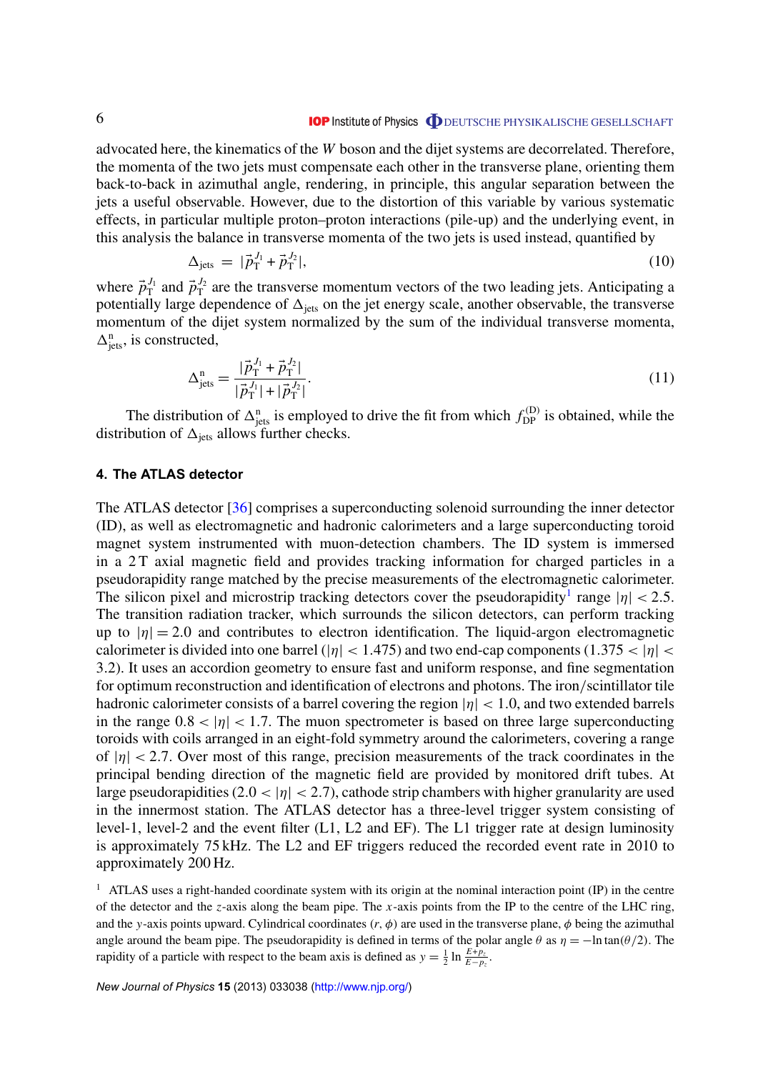advocated here, the kinematics of the $W$ boson and the dijet systems are decorrelated. Therefore, the momenta of the two jets must compensate each other in the transverse plane, orienting them back-to-back in azimuthal angle, rendering, in principle, this angular separation between the jets a useful observable. However, due to the distortion of this variable by various systematic effects, in particular multiple proton–proton interactions (pile-up) and the underlying event, in this analysis the balance in transverse momenta of the two jets is used instead, quantified by

$$\Delta_{\rm jets} = |\vec{p}_{\rm T}^{\,J_1} + \vec{p}_{\rm T}^{\,J_2}|, \tag{10}$$

where $\vec{p}_{\rm T}^{\,J_1}$ and $\vec{p}_{\rm T}^{\,J_2}$ are the transverse momentum vectors of the two leading jets. Anticipating a potentially large dependence of $\Delta_{\rm jets}$ on the jet energy scale, another observable, the transverse momentum of the dijet system normalized by the sum of the individual transverse momenta, $\Delta^{\rm n}_{\rm jets}$, is constructed,

$$\Delta^{\rm n}_{\rm jets} = \frac{|\vec{p}_{\rm T}^{\,J_1} + \vec{p}_{\rm T}^{\,J_2}|}{|\vec{p}_{\rm T}^{\,J_1}| + |\vec{p}_{\rm T}^{\,J_2}|}. \tag{11}$$

The distribution of $\Delta^{\rm n}_{\rm jets}$ is employed to drive the fit from which $f^{\rm (D)}_{\rm DP}$ is obtained, while the distribution of $\Delta_{\rm jets}$ allows further checks.

## 4. The ATLAS detector

The ATLAS detector [36] comprises a superconducting solenoid surrounding the inner detector (ID), as well as electromagnetic and hadronic calorimeters and a large superconducting toroid magnet system instrumented with muon-detection chambers. The ID system is immersed in a 2 T axial magnetic field and provides tracking information for charged particles in a pseudorapidity range matched by the precise measurements of the electromagnetic calorimeter. The silicon pixel and microstrip tracking detectors cover the pseudorapidity[1] range $|\eta| < 2.5$. The transition radiation tracker, which surrounds the silicon detectors, can perform tracking up to $|\eta| = 2.0$ and contributes to electron identification. The liquid-argon electromagnetic calorimeter is divided into one barrel ($|\eta| < 1.475$) and two end-cap components ($1.375 < |\eta| < 3.2$). It uses an accordion geometry to ensure fast and uniform response, and fine segmentation for optimum reconstruction and identification of electrons and photons. The iron/scintillator tile hadronic calorimeter consists of a barrel covering the region $|\eta| < 1.0$, and two extended barrels in the range $0.8 < |\eta| < 1.7$. The muon spectrometer is based on three large superconducting toroids with coils arranged in an eight-fold symmetry around the calorimeters, covering a range of $|\eta| < 2.7$. Over most of this range, precision measurements of the track coordinates in the principal bending direction of the magnetic field are provided by monitored drift tubes. At large pseudorapidities ($2.0 < |\eta| < 2.7$), cathode strip chambers with higher granularity are used in the innermost station. The ATLAS detector has a three-level trigger system consisting of level-1, level-2 and the event filter (L1, L2 and EF). The L1 trigger rate at design luminosity is approximately 75 kHz. The L2 and EF triggers reduced the recorded event rate in 2010 to approximately 200 Hz.

[1] ATLAS uses a right-handed coordinate system with its origin at the nominal interaction point (IP) in the centre of the detector and the $z$-axis along the beam pipe. The $x$-axis points from the IP to the centre of the LHC ring, and the $y$-axis points upward. Cylindrical coordinates $(r, \phi)$ are used in the transverse plane, $\phi$ being the azimuthal angle around the beam pipe. The pseudorapidity is defined in terms of the polar angle $\theta$ as $\eta = -\ln\tan(\theta/2)$. The rapidity of a particle with respect to the beam axis is defined as $y = \frac{1}{2}\ln\frac{E+p_z}{E-p_z}$.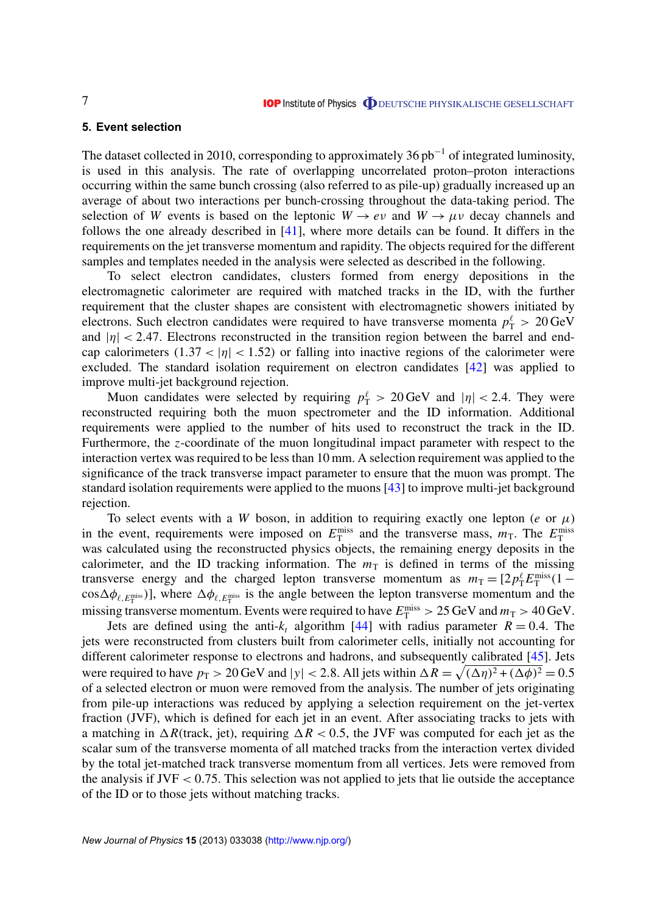## 5. Event selection

The dataset collected in 2010, corresponding to approximately 36 $\mathrm{pb}^{-1}$ of integrated luminosity, is used in this analysis. The rate of overlapping uncorrelated proton–proton interactions occurring within the same bunch crossing (also referred to as pile-up) gradually increased up an average of about two interactions per bunch-crossing throughout the data-taking period. The selection of $W$ events is based on the leptonic $W \to e\nu$ and $W \to \mu\nu$ decay channels and follows the one already described in [41], where more details can be found. It differs in the requirements on the jet transverse momentum and rapidity. The objects required for the different samples and templates needed in the analysis were selected as described in the following.

To select electron candidates, clusters formed from energy depositions in the electromagnetic calorimeter are required with matched tracks in the ID, with the further requirement that the cluster shapes are consistent with electromagnetic showers initiated by electrons. Such electron candidates were required to have transverse momenta $p_{\mathrm{T}}^{\ell} > 20\,\mathrm{GeV}$ and $|\eta| < 2.47$. Electrons reconstructed in the transition region between the barrel and end-cap calorimeters ($1.37 < |\eta| < 1.52$) or falling into inactive regions of the calorimeter were excluded. The standard isolation requirement on electron candidates [42] was applied to improve multi-jet background rejection.

Muon candidates were selected by requiring $p_{\mathrm{T}}^{\ell} > 20\,\mathrm{GeV}$ and $|\eta| < 2.4$. They were reconstructed requiring both the muon spectrometer and the ID information. Additional requirements were applied to the number of hits used to reconstruct the track in the ID. Furthermore, the $z$-coordinate of the muon longitudinal impact parameter with respect to the interaction vertex was required to be less than 10 mm. A selection requirement was applied to the significance of the track transverse impact parameter to ensure that the muon was prompt. The standard isolation requirements were applied to the muons [43] to improve multi-jet background rejection.

To select events with a $W$ boson, in addition to requiring exactly one lepton ($e$ or $\mu$) in the event, requirements were imposed on $E_{\mathrm{T}}^{\mathrm{miss}}$ and the transverse mass, $m_{\mathrm{T}}$. The $E_{\mathrm{T}}^{\mathrm{miss}}$ was calculated using the reconstructed physics objects, the remaining energy deposits in the calorimeter, and the ID tracking information. The $m_{\mathrm{T}}$ is defined in terms of the missing transverse energy and the charged lepton transverse momentum as $m_{\mathrm{T}} = [2p_{\mathrm{T}}^{\ell}E_{\mathrm{T}}^{\mathrm{miss}}(1 - \cos\Delta\phi_{\ell,E_{\mathrm{T}}^{\mathrm{miss}}})]$, where $\Delta\phi_{\ell,E_{\mathrm{T}}^{\mathrm{miss}}}$ is the angle between the lepton transverse momentum and the missing transverse momentum. Events were required to have $E_{\mathrm{T}}^{\mathrm{miss}} > 25\,\mathrm{GeV}$ and $m_{\mathrm{T}} > 40\,\mathrm{GeV}$.

Jets are defined using the anti-$k_t$ algorithm [44] with radius parameter $R = 0.4$. The jets were reconstructed from clusters built from calorimeter cells, initially not accounting for different calorimeter response to electrons and hadrons, and subsequently calibrated [45]. Jets were required to have $p_{\mathrm{T}} > 20\,\mathrm{GeV}$ and $|y| < 2.8$. All jets within $\Delta R = \sqrt{(\Delta\eta)^2 + (\Delta\phi)^2} = 0.5$ of a selected electron or muon were removed from the analysis. The number of jets originating from pile-up interactions was reduced by applying a selection requirement on the jet-vertex fraction (JVF), which is defined for each jet in an event. After associating tracks to jets with a matching in $\Delta R$(track, jet), requiring $\Delta R < 0.5$, the JVF was computed for each jet as the scalar sum of the transverse momenta of all matched tracks from the interaction vertex divided by the total jet-matched track transverse momentum from all vertices. Jets were removed from the analysis if JVF $< 0.75$. This selection was not applied to jets that lie outside the acceptance of the ID or to those jets without matching tracks.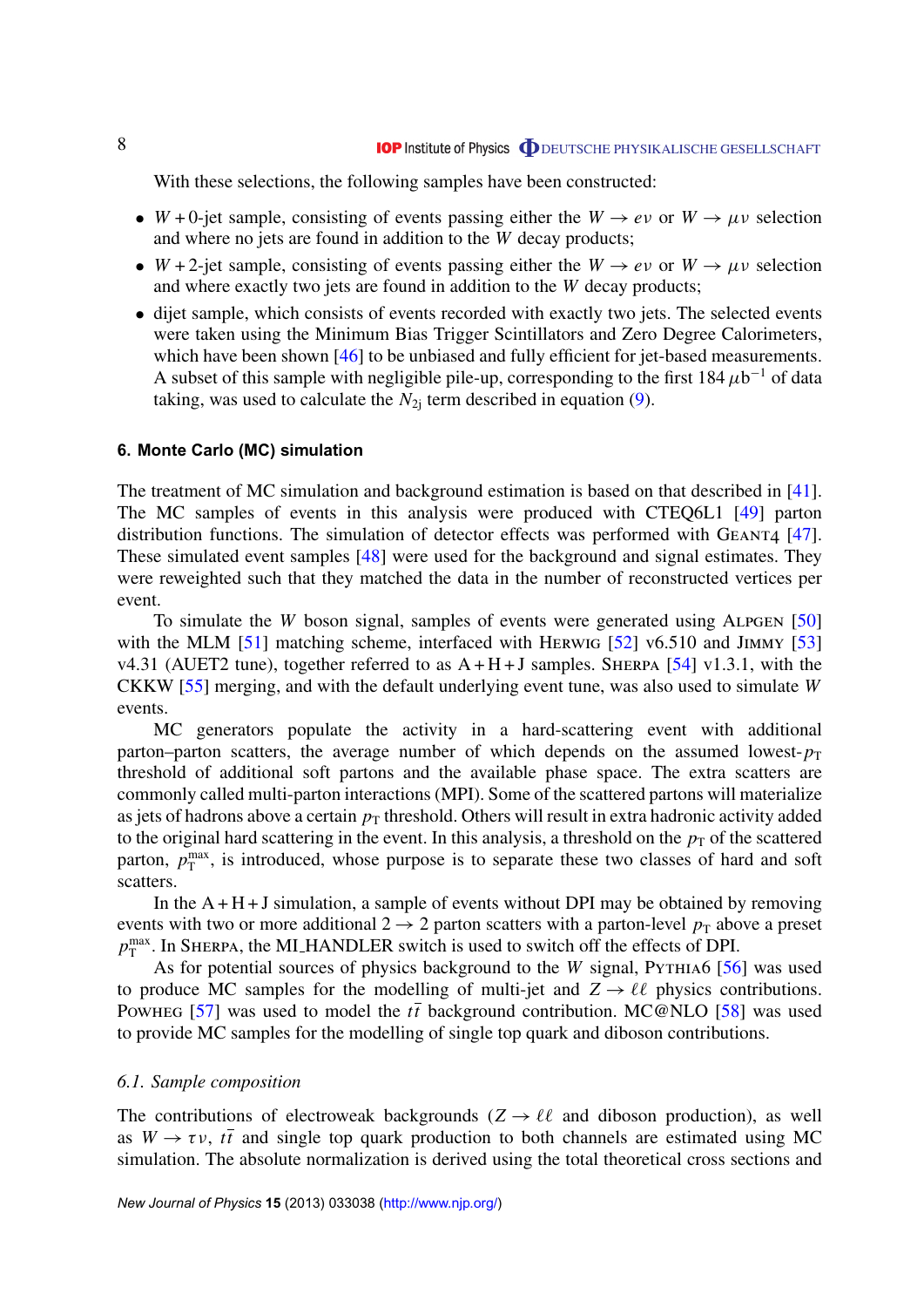With these selections, the following samples have been constructed:

- $W + 0$-jet sample, consisting of events passing either the $W \rightarrow e\nu$ or $W \rightarrow \mu\nu$ selection and where no jets are found in addition to the $W$ decay products;
- $W + 2$-jet sample, consisting of events passing either the $W \rightarrow e\nu$ or $W \rightarrow \mu\nu$ selection and where exactly two jets are found in addition to the $W$ decay products;
- dijet sample, which consists of events recorded with exactly two jets. The selected events were taken using the Minimum Bias Trigger Scintillators and Zero Degree Calorimeters, which have been shown [46] to be unbiased and fully efficient for jet-based measurements. A subset of this sample with negligible pile-up, corresponding to the first 184 $\mu\text{b}^{-1}$ of data taking, was used to calculate the $N_{2\text{j}}$ term described in equation (9).

## 6. Monte Carlo (MC) simulation

The treatment of MC simulation and background estimation is based on that described in [41]. The MC samples of events in this analysis were produced with CTEQ6L1 [49] parton distribution functions. The simulation of detector effects was performed with GEANT4 [47]. These simulated event samples [48] were used for the background and signal estimates. They were reweighted such that they matched the data in the number of reconstructed vertices per event.

To simulate the $W$ boson signal, samples of events were generated using ALPGEN [50] with the MLM [51] matching scheme, interfaced with HERWIG [52] v6.510 and JIMMY [53] v4.31 (AUET2 tune), together referred to as A + H + J samples. SHERPA [54] v1.3.1, with the CKKW [55] merging, and with the default underlying event tune, was also used to simulate $W$ events.

MC generators populate the activity in a hard-scattering event with additional parton–parton scatters, the average number of which depends on the assumed lowest-$p_{\text{T}}$ threshold of additional soft partons and the available phase space. The extra scatters are commonly called multi-parton interactions (MPI). Some of the scattered partons will materialize as jets of hadrons above a certain $p_{\text{T}}$ threshold. Others will result in extra hadronic activity added to the original hard scattering in the event. In this analysis, a threshold on the $p_{\text{T}}$ of the scattered parton, $p_{\text{T}}^{\text{max}}$, is introduced, whose purpose is to separate these two classes of hard and soft scatters.

In the A + H + J simulation, a sample of events without DPI may be obtained by removing events with two or more additional $2 \rightarrow 2$ parton scatters with a parton-level $p_{\text{T}}$ above a preset $p_{\text{T}}^{\text{max}}$. In SHERPA, the MI_HANDLER switch is used to switch off the effects of DPI.

As for potential sources of physics background to the $W$ signal, PYTHIA6 [56] was used to produce MC samples for the modelling of multi-jet and $Z \rightarrow \ell\ell$ physics contributions. POWHEG [57] was used to model the $t\bar{t}$ background contribution. MC@NLO [58] was used to provide MC samples for the modelling of single top quark and diboson contributions.

### 6.1. Sample composition

The contributions of electroweak backgrounds ($Z \rightarrow \ell\ell$ and diboson production), as well as $W \rightarrow \tau\nu$, $t\bar{t}$ and single top quark production to both channels are estimated using MC simulation. The absolute normalization is derived using the total theoretical cross sections and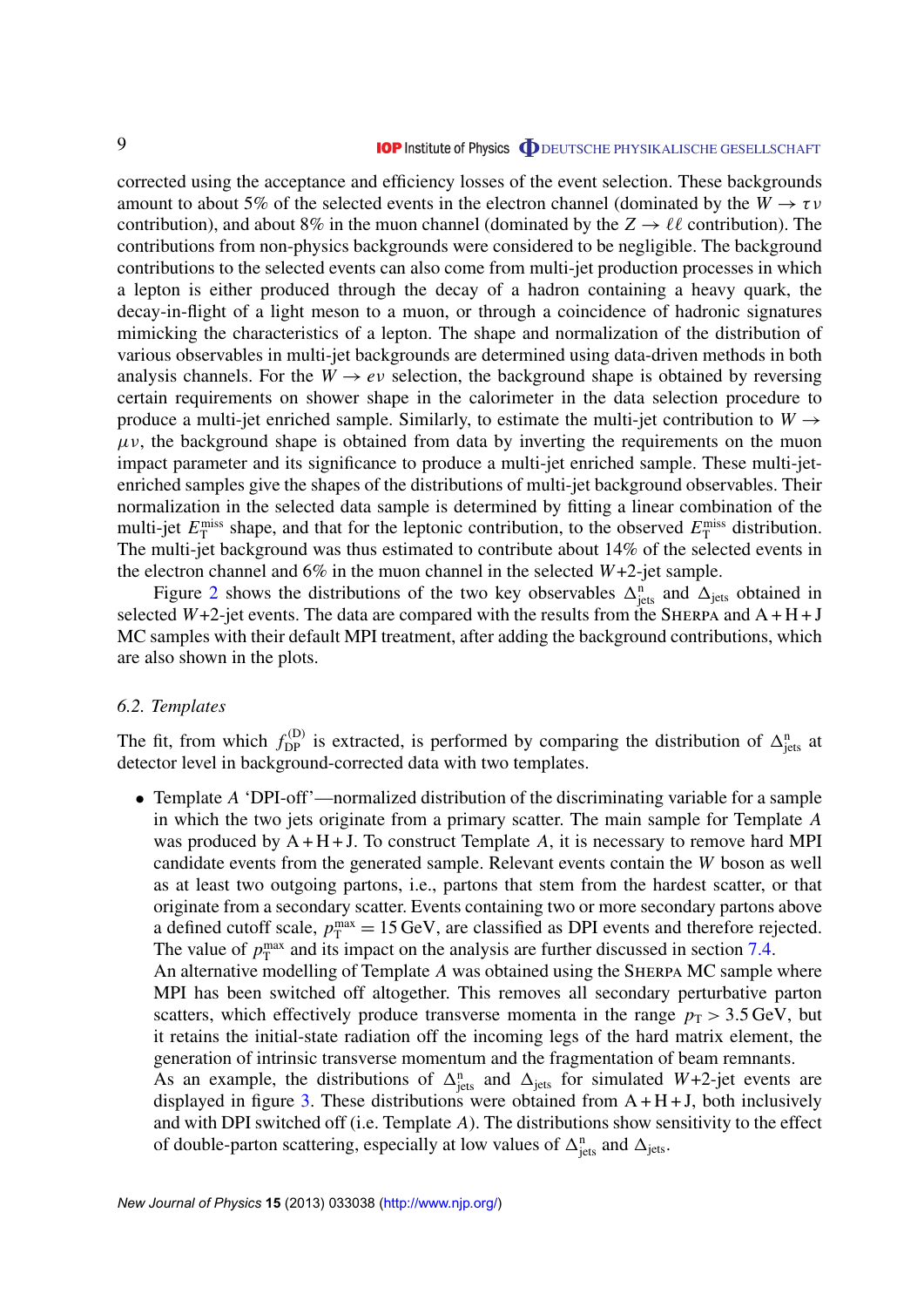corrected using the acceptance and efficiency losses of the event selection. These backgrounds amount to about 5% of the selected events in the electron channel (dominated by the $W \to \tau\nu$ contribution), and about 8% in the muon channel (dominated by the $Z \to \ell\ell$ contribution). The contributions from non-physics backgrounds were considered to be negligible. The background contributions to the selected events can also come from multi-jet production processes in which a lepton is either produced through the decay of a hadron containing a heavy quark, the decay-in-flight of a light meson to a muon, or through a coincidence of hadronic signatures mimicking the characteristics of a lepton. The shape and normalization of the distribution of various observables in multi-jet backgrounds are determined using data-driven methods in both analysis channels. For the $W \to e\nu$ selection, the background shape is obtained by reversing certain requirements on shower shape in the calorimeter in the data selection procedure to produce a multi-jet enriched sample. Similarly, to estimate the multi-jet contribution to $W \to \mu\nu$, the background shape is obtained from data by inverting the requirements on the muon impact parameter and its significance to produce a multi-jet enriched sample. These multi-jet-enriched samples give the shapes of the distributions of multi-jet background observables. Their normalization in the selected data sample is determined by fitting a linear combination of the multi-jet $E_{\mathrm{T}}^{\mathrm{miss}}$ shape, and that for the leptonic contribution, to the observed $E_{\mathrm{T}}^{\mathrm{miss}}$ distribution. The multi-jet background was thus estimated to contribute about 14% of the selected events in the electron channel and 6% in the muon channel in the selected $W$+2-jet sample.

Figure 2 shows the distributions of the two key observables $\Delta_{\mathrm{jets}}^{\mathrm{n}}$ and $\Delta_{\mathrm{jets}}$ obtained in selected $W$+2-jet events. The data are compared with the results from the Sherpa and A + H + J MC samples with their default MPI treatment, after adding the background contributions, which are also shown in the plots.

### 6.2. Templates

The fit, from which $f_{\mathrm{DP}}^{(\mathrm{D})}$ is extracted, is performed by comparing the distribution of $\Delta_{\mathrm{jets}}^{\mathrm{n}}$ at detector level in background-corrected data with two templates.

- Template *A* 'DPI-off'—normalized distribution of the discriminating variable for a sample in which the two jets originate from a primary scatter. The main sample for Template *A* was produced by A + H + J. To construct Template *A*, it is necessary to remove hard MPI candidate events from the generated sample. Relevant events contain the $W$ boson as well as at least two outgoing partons, i.e., partons that stem from the hardest scatter, or that originate from a secondary scatter. Events containing two or more secondary partons above a defined cutoff scale, $p_{\mathrm{T}}^{\mathrm{max}} = 15\,\mathrm{GeV}$, are classified as DPI events and therefore rejected. The value of $p_{\mathrm{T}}^{\mathrm{max}}$ and its impact on the analysis are further discussed in section 7.4.

  An alternative modelling of Template *A* was obtained using the Sherpa MC sample where MPI has been switched off altogether. This removes all secondary perturbative parton scatters, which effectively produce transverse momenta in the range $p_{\mathrm{T}} > 3.5\,\mathrm{GeV}$, but it retains the initial-state radiation off the incoming legs of the hard matrix element, the generation of intrinsic transverse momentum and the fragmentation of beam remnants.

  As an example, the distributions of $\Delta_{\mathrm{jets}}^{\mathrm{n}}$ and $\Delta_{\mathrm{jets}}$ for simulated $W$+2-jet events are displayed in figure 3. These distributions were obtained from A + H + J, both inclusively and with DPI switched off (i.e. Template *A*). The distributions show sensitivity to the effect of double-parton scattering, especially at low values of $\Delta_{\mathrm{jets}}^{\mathrm{n}}$ and $\Delta_{\mathrm{jets}}$.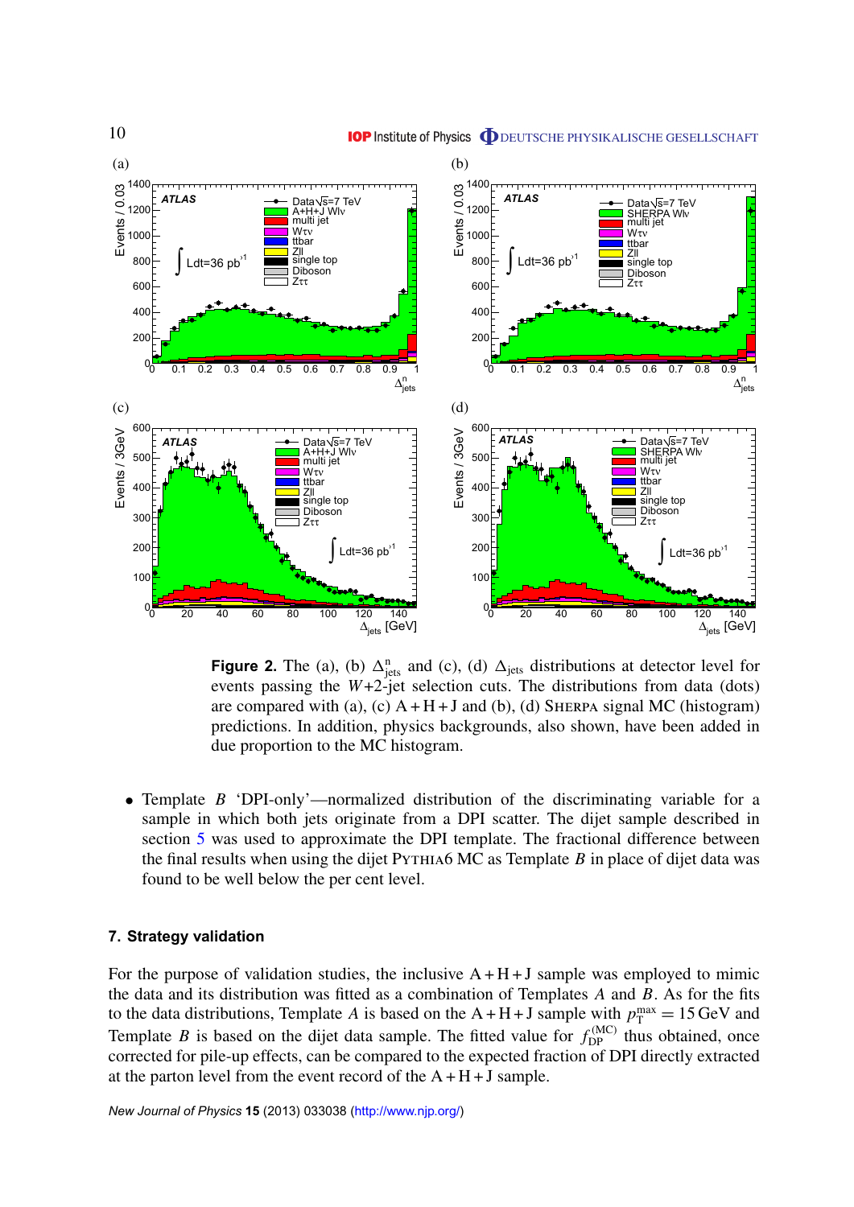**Figure 2.** The (a), (b) $\Delta^{\mathrm{n}}_{\mathrm{jets}}$ and (c), (d) $\Delta_{\mathrm{jets}}$ distributions at detector level for events passing the $W$+2-jet selection cuts. The distributions from data (dots) are compared with (a), (c) A + H + J and (b), (d) SHERPA signal MC (histogram) predictions. In addition, physics backgrounds, also shown, have been added in due proportion to the MC histogram.

- Template $B$ 'DPI-only'—normalized distribution of the discriminating variable for a sample in which both jets originate from a DPI scatter. The dijet sample described in section 5 was used to approximate the DPI template. The fractional difference between the final results when using the dijet PYTHIA6 MC as Template $B$ in place of dijet data was found to be well below the per cent level.

## 7. Strategy validation

For the purpose of validation studies, the inclusive A + H + J sample was employed to mimic the data and its distribution was fitted as a combination of Templates $A$ and $B$. As for the fits to the data distributions, Template $A$ is based on the A + H + J sample with $p_{\mathrm{T}}^{\mathrm{max}} = 15\,\mathrm{GeV}$ and Template $B$ is based on the dijet data sample. The fitted value for $f_{\mathrm{DP}}^{(\mathrm{MC})}$ thus obtained, once corrected for pile-up effects, can be compared to the expected fraction of DPI directly extracted at the parton level from the event record of the A + H + J sample.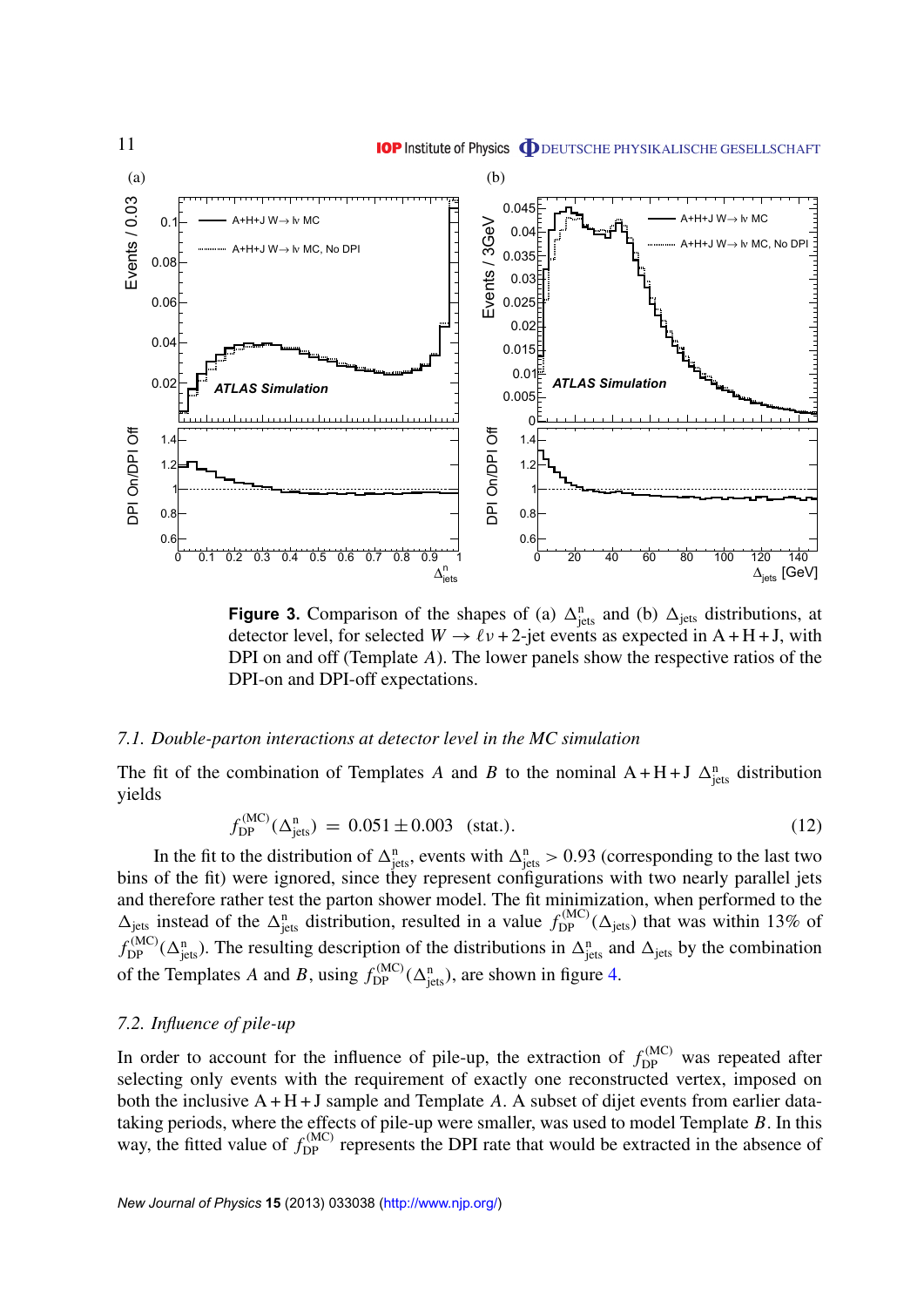**Figure 3.** Comparison of the shapes of (a) $\Delta^{\mathrm{n}}_{\mathrm{jets}}$ and (b) $\Delta_{\mathrm{jets}}$ distributions, at detector level, for selected $W \to \ell\nu + 2$-jet events as expected in A + H + J, with DPI on and off (Template $A$). The lower panels show the respective ratios of the DPI-on and DPI-off expectations.

### *7.1. Double-parton interactions at detector level in the MC simulation*

The fit of the combination of Templates $A$ and $B$ to the nominal A + H + J $\Delta^{\mathrm{n}}_{\mathrm{jets}}$ distribution yields

$$f^{(\mathrm{MC})}_{\mathrm{DP}}(\Delta^{\mathrm{n}}_{\mathrm{jets}}) \; = \; 0.051 \pm 0.003 \quad (\mathrm{stat.}). \tag{12}$$

In the fit to the distribution of $\Delta^{\mathrm{n}}_{\mathrm{jets}}$, events with $\Delta^{\mathrm{n}}_{\mathrm{jets}} > 0.93$ (corresponding to the last two bins of the fit) were ignored, since they represent configurations with two nearly parallel jets and therefore rather test the parton shower model. The fit minimization, when performed to the $\Delta_{\mathrm{jets}}$ instead of the $\Delta^{\mathrm{n}}_{\mathrm{jets}}$ distribution, resulted in a value $f^{(\mathrm{MC})}_{\mathrm{DP}}(\Delta_{\mathrm{jets}})$ that was within 13% of $f^{(\mathrm{MC})}_{\mathrm{DP}}(\Delta^{\mathrm{n}}_{\mathrm{jets}})$. The resulting description of the distributions in $\Delta^{\mathrm{n}}_{\mathrm{jets}}$ and $\Delta_{\mathrm{jets}}$ by the combination of the Templates $A$ and $B$, using $f^{(\mathrm{MC})}_{\mathrm{DP}}(\Delta^{\mathrm{n}}_{\mathrm{jets}})$, are shown in figure 4.

### *7.2. Influence of pile-up*

In order to account for the influence of pile-up, the extraction of $f^{(\mathrm{MC})}_{\mathrm{DP}}$ was repeated after selecting only events with the requirement of exactly one reconstructed vertex, imposed on both the inclusive A + H + J sample and Template $A$. A subset of dijet events from earlier data-taking periods, where the effects of pile-up were smaller, was used to model Template $B$. In this way, the fitted value of $f^{(\mathrm{MC})}_{\mathrm{DP}}$ represents the DPI rate that would be extracted in the absence of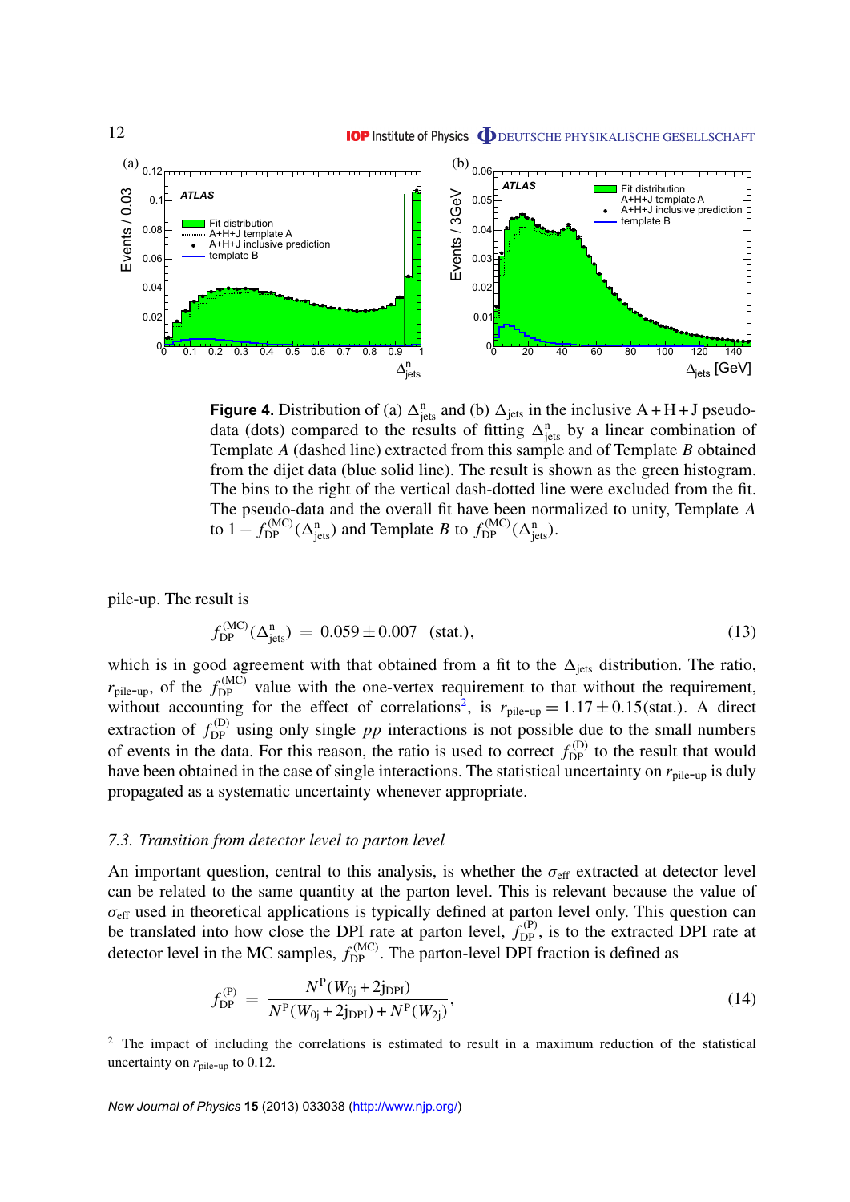**Figure 4.** Distribution of (a) $\Delta^{n}_{\text{jets}}$ and (b) $\Delta_{\text{jets}}$ in the inclusive A + H + J pseudo-data (dots) compared to the results of fitting $\Delta^{n}_{\text{jets}}$ by a linear combination of Template *A* (dashed line) extracted from this sample and of Template *B* obtained from the dijet data (blue solid line). The result is shown as the green histogram. The bins to the right of the vertical dash-dotted line were excluded from the fit. The pseudo-data and the overall fit have been normalized to unity, Template *A* to $1 - f^{(\text{MC})}_{\text{DP}}(\Delta^{n}_{\text{jets}})$ and Template *B* to $f^{(\text{MC})}_{\text{DP}}(\Delta^{n}_{\text{jets}})$.

pile-up. The result is

$$f^{(\text{MC})}_{\text{DP}}(\Delta^{n}_{\text{jets}}) = 0.059 \pm 0.007 \quad (\text{stat.}), \tag{13}$$

which is in good agreement with that obtained from a fit to the $\Delta_{\text{jets}}$ distribution. The ratio, $r_{\text{pile-up}}$, of the $f^{(\text{MC})}_{\text{DP}}$ value with the one-vertex requirement to that without the requirement, without accounting for the effect of correlations[2], is $r_{\text{pile-up}} = 1.17 \pm 0.15(\text{stat.})$. A direct extraction of $f^{(\text{D})}_{\text{DP}}$ using only single *pp* interactions is not possible due to the small numbers of events in the data. For this reason, the ratio is used to correct $f^{(\text{D})}_{\text{DP}}$ to the result that would have been obtained in the case of single interactions. The statistical uncertainty on $r_{\text{pile-up}}$ is duly propagated as a systematic uncertainty whenever appropriate.

### *7.3. Transition from detector level to parton level*

An important question, central to this analysis, is whether the $\sigma_{\text{eff}}$ extracted at detector level can be related to the same quantity at the parton level. This is relevant because the value of $\sigma_{\text{eff}}$ used in theoretical applications is typically defined at parton level only. This question can be translated into how close the DPI rate at parton level, $f^{(\text{P})}_{\text{DP}}$, is to the extracted DPI rate at detector level in the MC samples, $f^{(\text{MC})}_{\text{DP}}$. The parton-level DPI fraction is defined as

$$f^{(\text{P})}_{\text{DP}} = \frac{N^{\text{P}}(W_{0\text{j}} + 2\text{j}_{\text{DPI}})}{N^{\text{P}}(W_{0\text{j}} + 2\text{j}_{\text{DPI}}) + N^{\text{P}}(W_{2\text{j}})}, \tag{14}$$

[2] The impact of including the correlations is estimated to result in a maximum reduction of the statistical uncertainty on $r_{\text{pile-up}}$ to 0.12.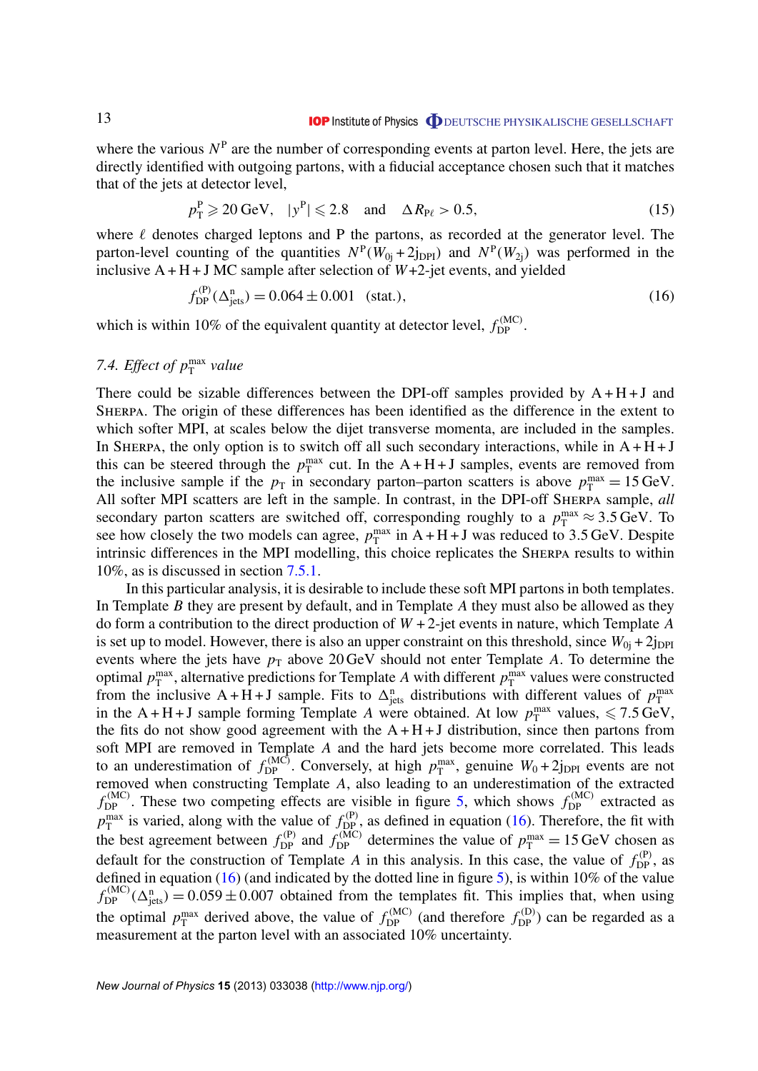where the various $N^{\mathrm{P}}$ are the number of corresponding events at parton level. Here, the jets are directly identified with outgoing partons, with a fiducial acceptance chosen such that it matches that of the jets at detector level,

$$p_{\mathrm{T}}^{\mathrm{P}} \geqslant 20\,\mathrm{GeV}, \quad |y^{\mathrm{P}}| \leqslant 2.8 \quad \text{and} \quad \Delta R_{\mathrm{P}\ell} > 0.5, \tag{15}$$

where $\ell$ denotes charged leptons and P the partons, as recorded at the generator level. The parton-level counting of the quantities $N^{\mathrm{P}}(W_{0\mathrm{j}} + 2\mathrm{j}_{\mathrm{DPI}})$ and $N^{\mathrm{P}}(W_{2\mathrm{j}})$ was performed in the inclusive A + H + J MC sample after selection of $W$+2-jet events, and yielded

$$f_{\mathrm{DP}}^{(\mathrm{P})}(\Delta_{\mathrm{jets}}^{\mathrm{n}}) = 0.064 \pm 0.001 \quad (\mathrm{stat.}), \tag{16}$$

which is within 10% of the equivalent quantity at detector level, $f_{\mathrm{DP}}^{(\mathrm{MC})}$.

### 7.4. Effect of $p_{\mathrm{T}}^{\mathrm{max}}$ value

There could be sizable differences between the DPI-off samples provided by A + H + J and SHERPA. The origin of these differences has been identified as the difference in the extent to which softer MPI, at scales below the dijet transverse momenta, are included in the samples. In SHERPA, the only option is to switch off all such secondary interactions, while in A + H + J this can be steered through the $p_{\mathrm{T}}^{\mathrm{max}}$ cut. In the A + H + J samples, events are removed from the inclusive sample if the $p_{\mathrm{T}}$ in secondary parton–parton scatters is above $p_{\mathrm{T}}^{\mathrm{max}} = 15\,\mathrm{GeV}$. All softer MPI scatters are left in the sample. In contrast, in the DPI-off SHERPA sample, *all* secondary parton scatters are switched off, corresponding roughly to a $p_{\mathrm{T}}^{\mathrm{max}} \approx 3.5\,\mathrm{GeV}$. To see how closely the two models can agree, $p_{\mathrm{T}}^{\mathrm{max}}$ in A + H + J was reduced to 3.5 GeV. Despite intrinsic differences in the MPI modelling, this choice replicates the SHERPA results to within 10%, as is discussed in section 7.5.1.

In this particular analysis, it is desirable to include these soft MPI partons in both templates. In Template $B$ they are present by default, and in Template $A$ they must also be allowed as they do form a contribution to the direct production of $W$ + 2-jet events in nature, which Template $A$ is set up to model. However, there is also an upper constraint on this threshold, since $W_{0\mathrm{j}} + 2\mathrm{j}_{\mathrm{DPI}}$ events where the jets have $p_{\mathrm{T}}$ above 20 GeV should not enter Template $A$. To determine the optimal $p_{\mathrm{T}}^{\mathrm{max}}$, alternative predictions for Template $A$ with different $p_{\mathrm{T}}^{\mathrm{max}}$ values were constructed from the inclusive A + H + J sample. Fits to $\Delta_{\mathrm{jets}}^{\mathrm{n}}$ distributions with different values of $p_{\mathrm{T}}^{\mathrm{max}}$ in the A + H + J sample forming Template $A$ were obtained. At low $p_{\mathrm{T}}^{\mathrm{max}}$ values, $\leqslant 7.5\,\mathrm{GeV}$, the fits do not show good agreement with the A + H + J distribution, since then partons from soft MPI are removed in Template $A$ and the hard jets become more correlated. This leads to an underestimation of $f_{\mathrm{DP}}^{(\mathrm{MC})}$. Conversely, at high $p_{\mathrm{T}}^{\mathrm{max}}$, genuine $W_0 + 2\mathrm{j}_{\mathrm{DPI}}$ events are not removed when constructing Template $A$, also leading to an underestimation of the extracted $f_{\mathrm{DP}}^{(\mathrm{MC})}$. These two competing effects are visible in figure 5, which shows $f_{\mathrm{DP}}^{(\mathrm{MC})}$ extracted as $p_{\mathrm{T}}^{\mathrm{max}}$ is varied, along with the value of $f_{\mathrm{DP}}^{(\mathrm{P})}$, as defined in equation (16). Therefore, the fit with the best agreement between $f_{\mathrm{DP}}^{(\mathrm{P})}$ and $f_{\mathrm{DP}}^{(\mathrm{MC})}$ determines the value of $p_{\mathrm{T}}^{\mathrm{max}} = 15\,\mathrm{GeV}$ chosen as default for the construction of Template $A$ in this analysis. In this case, the value of $f_{\mathrm{DP}}^{(\mathrm{P})}$, as defined in equation (16) (and indicated by the dotted line in figure 5), is within 10% of the value $f_{\mathrm{DP}}^{(\mathrm{MC})}(\Delta_{\mathrm{jets}}^{\mathrm{n}}) = 0.059 \pm 0.007$ obtained from the templates fit. This implies that, when using the optimal $p_{\mathrm{T}}^{\mathrm{max}}$ derived above, the value of $f_{\mathrm{DP}}^{(\mathrm{MC})}$ (and therefore $f_{\mathrm{DP}}^{(\mathrm{D})}$) can be regarded as a measurement at the parton level with an associated 10% uncertainty.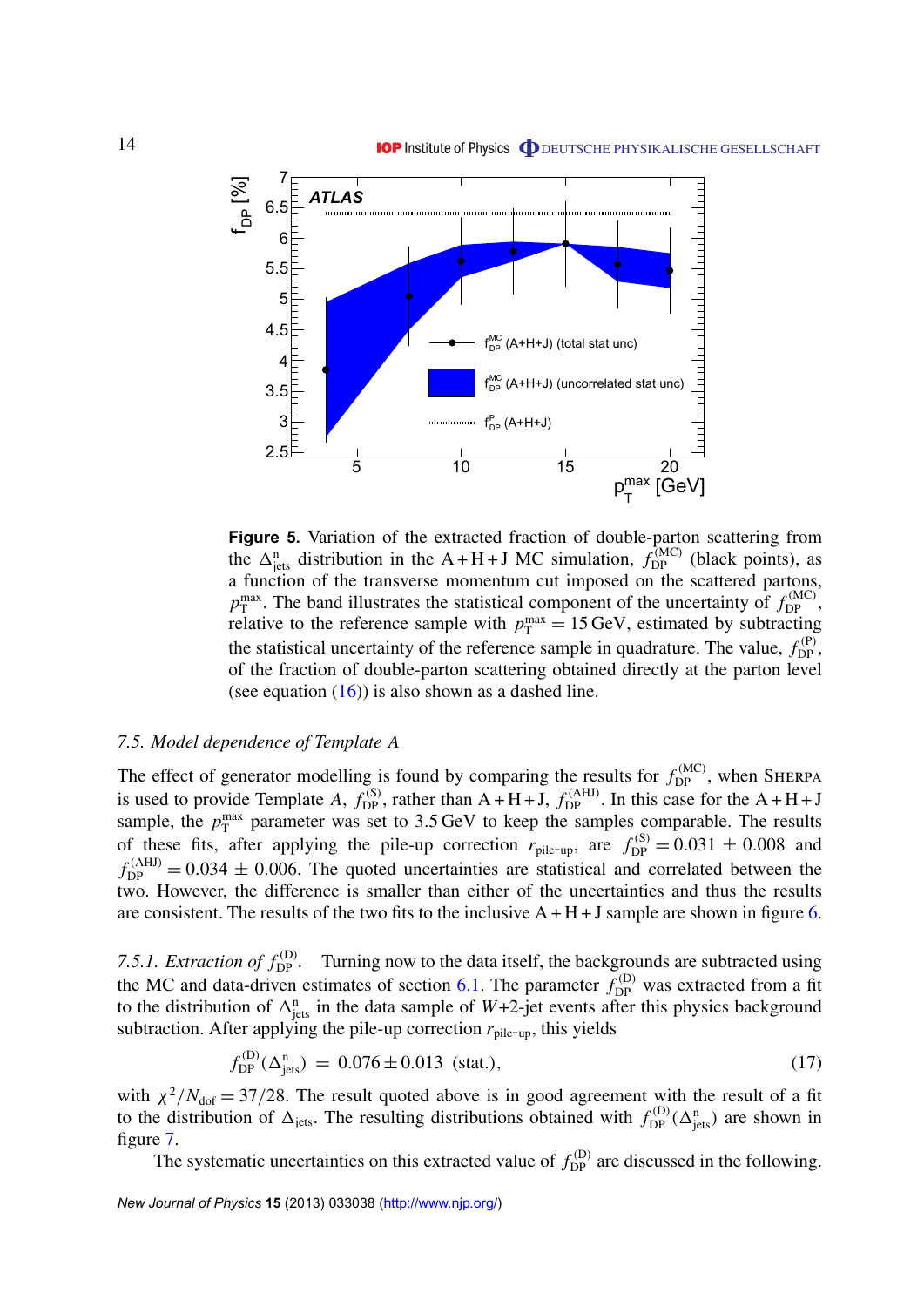**Figure 5.** Variation of the extracted fraction of double-parton scattering from the $\Delta^{n}_{jets}$ distribution in the A + H + J MC simulation, $f^{(MC)}_{DP}$ (black points), as a function of the transverse momentum cut imposed on the scattered partons, $p^{max}_{T}$. The band illustrates the statistical component of the uncertainty of $f^{(MC)}_{DP}$, relative to the reference sample with $p^{max}_{T} = 15$ GeV, estimated by subtracting the statistical uncertainty of the reference sample in quadrature. The value, $f^{(P)}_{DP}$, of the fraction of double-parton scattering obtained directly at the parton level (see equation (16)) is also shown as a dashed line.

### *7.5. Model dependence of Template A*

The effect of generator modelling is found by comparing the results for $f^{(MC)}_{DP}$, when SHERPA is used to provide Template *A*, $f^{(S)}_{DP}$, rather than A + H + J, $f^{(AHJ)}_{DP}$. In this case for the A + H + J sample, the $p^{max}_{T}$ parameter was set to 3.5 GeV to keep the samples comparable. The results of these fits, after applying the pile-up correction $r_{pile\text{-}up}$, are $f^{(S)}_{DP} = 0.031 \pm 0.008$ and $f^{(AHJ)}_{DP} = 0.034 \pm 0.006$. The quoted uncertainties are statistical and correlated between the two. However, the difference is smaller than either of the uncertainties and thus the results are consistent. The results of the two fits to the inclusive A + H + J sample are shown in figure 6.

*7.5.1. Extraction of $f^{(D)}_{DP}$.* Turning now to the data itself, the backgrounds are subtracted using the MC and data-driven estimates of section 6.1. The parameter $f^{(D)}_{DP}$ was extracted from a fit to the distribution of $\Delta^{n}_{jets}$ in the data sample of *W*+2-jet events after this physics background subtraction. After applying the pile-up correction $r_{pile\text{-}up}$, this yields

$$f^{(D)}_{DP}(\Delta^{n}_{jets}) = 0.076 \pm 0.013 \text{ (stat.)}, \tag{17}$$

with $\chi^2/N_{dof} = 37/28$. The result quoted above is in good agreement with the result of a fit to the distribution of $\Delta_{jets}$. The resulting distributions obtained with $f^{(D)}_{DP}(\Delta^{n}_{jets})$ are shown in figure 7.

The systematic uncertainties on this extracted value of $f^{(D)}_{DP}$ are discussed in the following.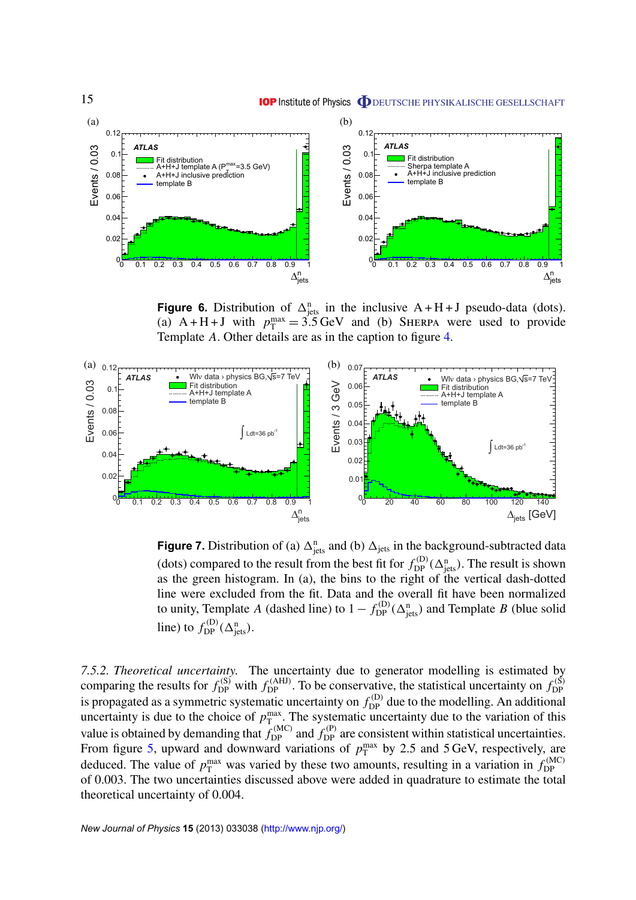**Figure 6.** Distribution of $\Delta^{n}_{\text{jets}}$ in the inclusive A + H + J pseudo-data (dots). (a) A + H + J with $p_{T}^{\max} = 3.5$ GeV and (b) SHERPA were used to provide Template *A*. Other details are as in the caption to figure 4.

**Figure 7.** Distribution of (a) $\Delta^{n}_{\text{jets}}$ and (b) $\Delta_{\text{jets}}$ in the background-subtracted data (dots) compared to the result from the best fit for $f_{\text{DP}}^{(\text{D})}(\Delta^{n}_{\text{jets}})$. The result is shown as the green histogram. In (a), the bins to the right of the vertical dash-dotted line were excluded from the fit. Data and the overall fit have been normalized to unity, Template *A* (dashed line) to $1 - f_{\text{DP}}^{(\text{D})}(\Delta^{n}_{\text{jets}})$ and Template *B* (blue solid line) to $f_{\text{DP}}^{(\text{D})}(\Delta^{n}_{\text{jets}})$.

*7.5.2. Theoretical uncertainty.* The uncertainty due to generator modelling is estimated by comparing the results for $f_{\text{DP}}^{(\text{S})}$ with $f_{\text{DP}}^{(\text{AHJ})}$. To be conservative, the statistical uncertainty on $f_{\text{DP}}^{(\text{S})}$ is propagated as a symmetric systematic uncertainty on $f_{\text{DP}}^{(\text{D})}$ due to the modelling. An additional uncertainty is due to the choice of $p_{T}^{\max}$. The systematic uncertainty due to the variation of this value is obtained by demanding that $f_{\text{DP}}^{(\text{MC})}$ and $f_{\text{DP}}^{(\text{P})}$ are consistent within statistical uncertainties. From figure 5, upward and downward variations of $p_{T}^{\max}$ by 2.5 and 5 GeV, respectively, are deduced. The value of $p_{T}^{\max}$ was varied by these two amounts, resulting in a variation in $f_{\text{DP}}^{(\text{MC})}$ of 0.003. The two uncertainties discussed above were added in quadrature to estimate the total theoretical uncertainty of 0.004.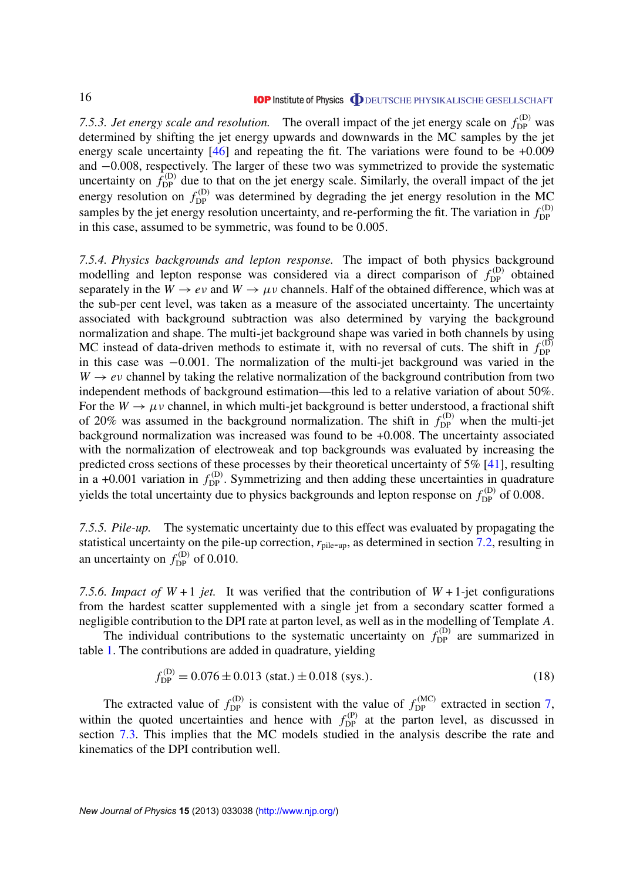*7.5.3. Jet energy scale and resolution.* The overall impact of the jet energy scale on $f_{\rm DP}^{\rm (D)}$ was determined by shifting the jet energy upwards and downwards in the MC samples by the jet energy scale uncertainty [46] and repeating the fit. The variations were found to be +0.009 and −0.008, respectively. The larger of these two was symmetrized to provide the systematic uncertainty on $f_{\rm DP}^{\rm (D)}$ due to that on the jet energy scale. Similarly, the overall impact of the jet energy resolution on $f_{\rm DP}^{\rm (D)}$ was determined by degrading the jet energy resolution in the MC samples by the jet energy resolution uncertainty, and re-performing the fit. The variation in $f_{\rm DP}^{\rm (D)}$ in this case, assumed to be symmetric, was found to be 0.005.

*7.5.4. Physics backgrounds and lepton response.* The impact of both physics background modelling and lepton response was considered via a direct comparison of $f_{\rm DP}^{\rm (D)}$ obtained separately in the $W \to e\nu$ and $W \to \mu\nu$ channels. Half of the obtained difference, which was at the sub-per cent level, was taken as a measure of the associated uncertainty. The uncertainty associated with background subtraction was also determined by varying the background normalization and shape. The multi-jet background shape was varied in both channels by using MC instead of data-driven methods to estimate it, with no reversal of cuts. The shift in $f_{\rm DP}^{\rm (D)}$ in this case was −0.001. The normalization of the multi-jet background was varied in the $W \to e\nu$ channel by taking the relative normalization of the background contribution from two independent methods of background estimation—this led to a relative variation of about 50%. For the $W \to \mu\nu$ channel, in which multi-jet background is better understood, a fractional shift of 20% was assumed in the background normalization. The shift in $f_{\rm DP}^{\rm (D)}$ when the multi-jet background normalization was increased was found to be +0.008. The uncertainty associated with the normalization of electroweak and top backgrounds was evaluated by increasing the predicted cross sections of these processes by their theoretical uncertainty of 5% [41], resulting in a +0.001 variation in $f_{\rm DP}^{\rm (D)}$. Symmetrizing and then adding these uncertainties in quadrature yields the total uncertainty due to physics backgrounds and lepton response on $f_{\rm DP}^{\rm (D)}$ of 0.008.

*7.5.5. Pile-up.* The systematic uncertainty due to this effect was evaluated by propagating the statistical uncertainty on the pile-up correction, $r_{\text{pile-up}}$, as determined in section 7.2, resulting in an uncertainty on $f_{\rm DP}^{\rm (D)}$ of 0.010.

*7.5.6. Impact of $W+1$ jet.* It was verified that the contribution of $W+1$-jet configurations from the hardest scatter supplemented with a single jet from a secondary scatter formed a negligible contribution to the DPI rate at parton level, as well as in the modelling of Template *A*.

The individual contributions to the systematic uncertainty on $f_{\rm DP}^{\rm (D)}$ are summarized in table 1. The contributions are added in quadrature, yielding

$$f_{\rm DP}^{\rm (D)} = 0.076 \pm 0.013\ \text{(stat.)} \pm 0.018\ \text{(sys.)}. \tag{18}$$

The extracted value of $f_{\rm DP}^{\rm (D)}$ is consistent with the value of $f_{\rm DP}^{\rm (MC)}$ extracted in section 7, within the quoted uncertainties and hence with $f_{\rm DP}^{\rm (P)}$ at the parton level, as discussed in section 7.3. This implies that the MC models studied in the analysis describe the rate and kinematics of the DPI contribution well.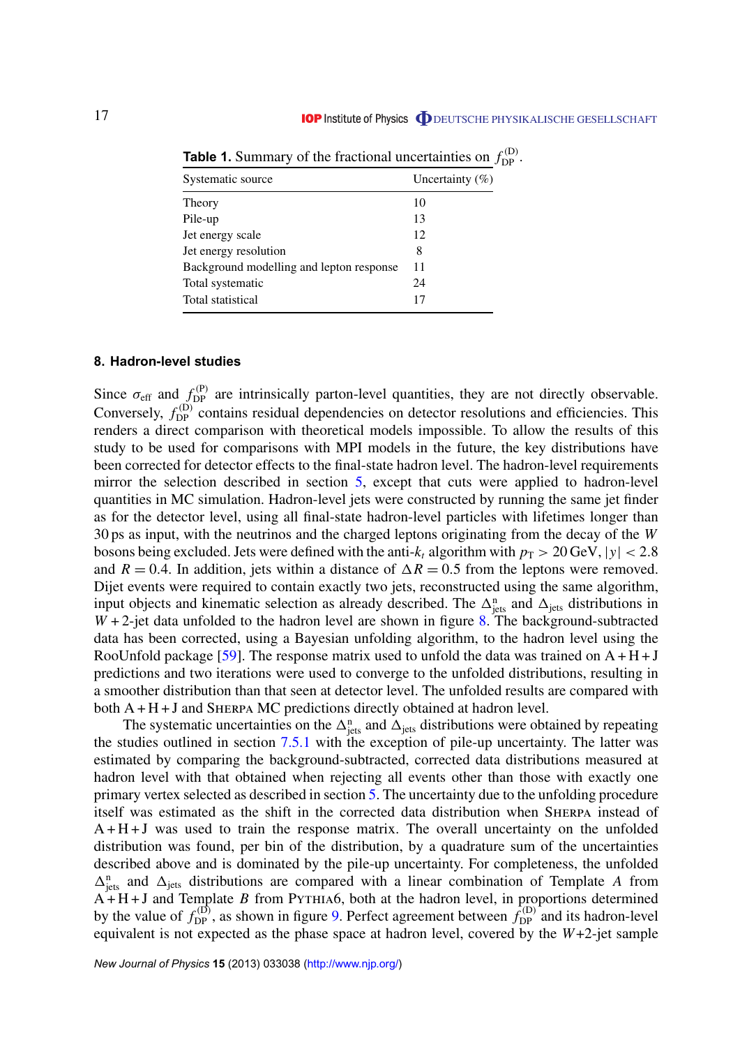**Table 1.** Summary of the fractional uncertainties on $f_{\mathrm{DP}}^{(\mathrm{D})}$.

| Systematic source | Uncertainty (%) |
|---|---|
| Theory | 10 |
| Pile-up | 13 |
| Jet energy scale | 12 |
| Jet energy resolution | 8 |
| Background modelling and lepton response | 11 |
| Total systematic | 24 |
| Total statistical | 17 |

## 8. Hadron-level studies

Since $\sigma_{\mathrm{eff}}$ and $f_{\mathrm{DP}}^{(\mathrm{P})}$ are intrinsically parton-level quantities, they are not directly observable. Conversely, $f_{\mathrm{DP}}^{(\mathrm{D})}$ contains residual dependencies on detector resolutions and efficiencies. This renders a direct comparison with theoretical models impossible. To allow the results of this study to be used for comparisons with MPI models in the future, the key distributions have been corrected for detector effects to the final-state hadron level. The hadron-level requirements mirror the selection described in section 5, except that cuts were applied to hadron-level quantities in MC simulation. Hadron-level jets were constructed by running the same jet finder as for the detector level, using all final-state hadron-level particles with lifetimes longer than 30 ps as input, with the neutrinos and the charged leptons originating from the decay of the $W$ bosons being excluded. Jets were defined with the anti-$k_t$ algorithm with $p_{\mathrm{T}} > 20\,\mathrm{GeV}$, $|y| < 2.8$ and $R = 0.4$. In addition, jets within a distance of $\Delta R = 0.5$ from the leptons were removed. Dijet events were required to contain exactly two jets, reconstructed using the same algorithm, input objects and kinematic selection as already described. The $\Delta_{\mathrm{jets}}^{\mathrm{n}}$ and $\Delta_{\mathrm{jets}}$ distributions in $W+2$-jet data unfolded to the hadron level are shown in figure 8. The background-subtracted data has been corrected, using a Bayesian unfolding algorithm, to the hadron level using the RooUnfold package [59]. The response matrix used to unfold the data was trained on A + H + J predictions and two iterations were used to converge to the unfolded distributions, resulting in a smoother distribution than that seen at detector level. The unfolded results are compared with both A + H + J and SHERPA MC predictions directly obtained at hadron level.

The systematic uncertainties on the $\Delta_{\mathrm{jets}}^{\mathrm{n}}$ and $\Delta_{\mathrm{jets}}$ distributions were obtained by repeating the studies outlined in section 7.5.1 with the exception of pile-up uncertainty. The latter was estimated by comparing the background-subtracted, corrected data distributions measured at hadron level with that obtained when rejecting all events other than those with exactly one primary vertex selected as described in section 5. The uncertainty due to the unfolding procedure itself was estimated as the shift in the corrected data distribution when SHERPA instead of A + H + J was used to train the response matrix. The overall uncertainty on the unfolded distribution was found, per bin of the distribution, by a quadrature sum of the uncertainties described above and is dominated by the pile-up uncertainty. For completeness, the unfolded $\Delta_{\mathrm{jets}}^{\mathrm{n}}$ and $\Delta_{\mathrm{jets}}$ distributions are compared with a linear combination of Template $A$ from A + H + J and Template $B$ from PYTHIA6, both at the hadron level, in proportions determined by the value of $f_{\mathrm{DP}}^{(\mathrm{D})}$, as shown in figure 9. Perfect agreement between $f_{\mathrm{DP}}^{(\mathrm{D})}$ and its hadron-level equivalent is not expected as the phase space at hadron level, covered by the $W$+2-jet sample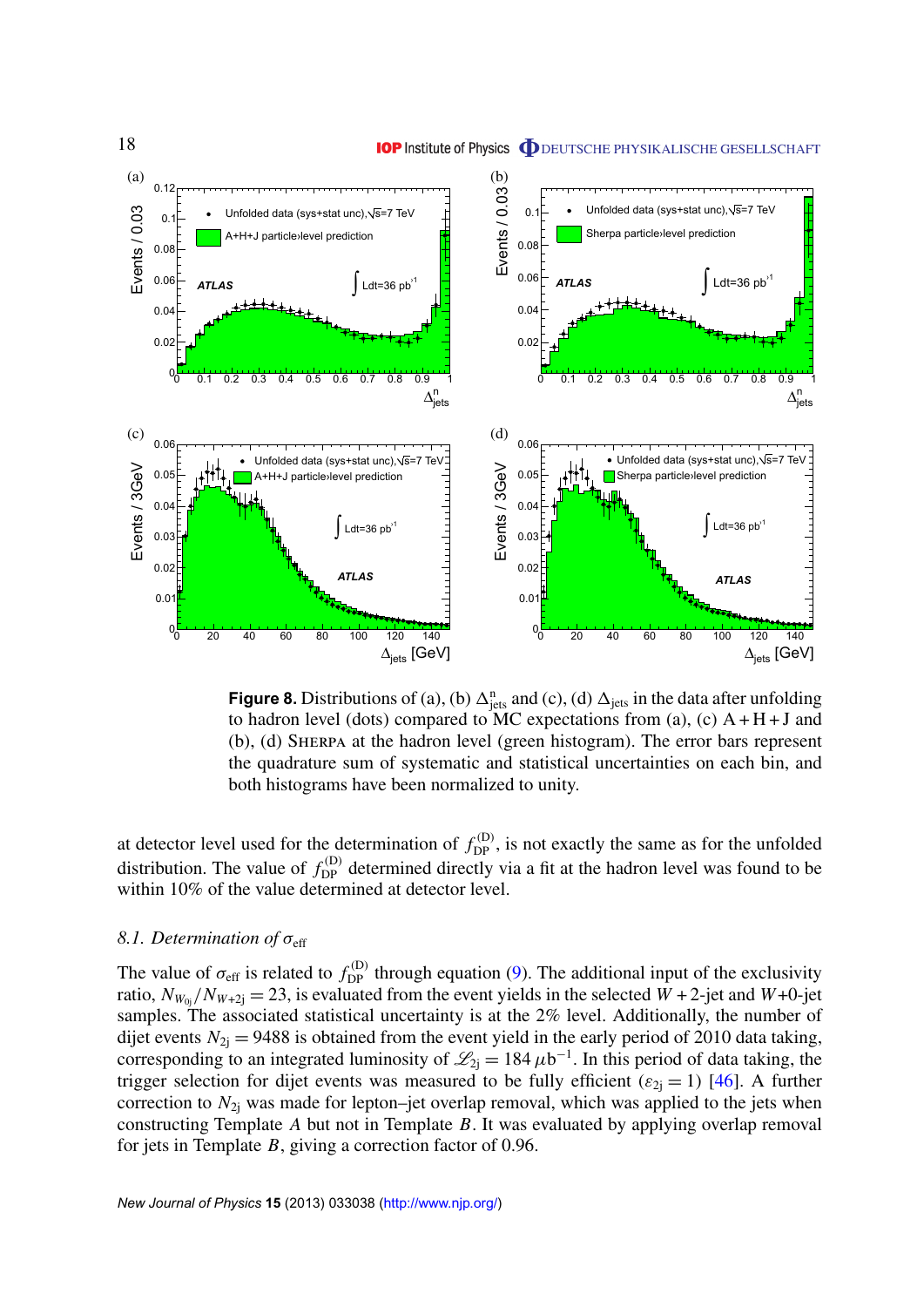**Figure 8.** Distributions of (a), (b) $\Delta^{n}_{\rm jets}$ and (c), (d) $\Delta_{\rm jets}$ in the data after unfolding to hadron level (dots) compared to MC expectations from (a), (c) A + H + J and (b), (d) SHERPA at the hadron level (green histogram). The error bars represent the quadrature sum of systematic and statistical uncertainties on each bin, and both histograms have been normalized to unity.

at detector level used for the determination of $f^{(\rm D)}_{\rm DP}$, is not exactly the same as for the unfolded distribution. The value of $f^{(\rm D)}_{\rm DP}$ determined directly via a fit at the hadron level was found to be within 10% of the value determined at detector level.

### 8.1. Determination of $\sigma_{\rm eff}$

The value of $\sigma_{\rm eff}$ is related to $f^{(\rm D)}_{\rm DP}$ through equation (9). The additional input of the exclusivity ratio, $N_{W_{0j}}/N_{W+2j} = 23$, is evaluated from the event yields in the selected $W$ + 2-jet and $W$+0-jet samples. The associated statistical uncertainty is at the 2% level. Additionally, the number of dijet events $N_{2j} = 9488$ is obtained from the event yield in the early period of 2010 data taking, corresponding to an integrated luminosity of $\mathscr{L}_{2j} = 184\,\mu{\rm b}^{-1}$. In this period of data taking, the trigger selection for dijet events was measured to be fully efficient ($\varepsilon_{2j} = 1$) [46]. A further correction to $N_{2j}$ was made for lepton–jet overlap removal, which was applied to the jets when constructing Template $A$ but not in Template $B$. It was evaluated by applying overlap removal for jets in Template $B$, giving a correction factor of 0.96.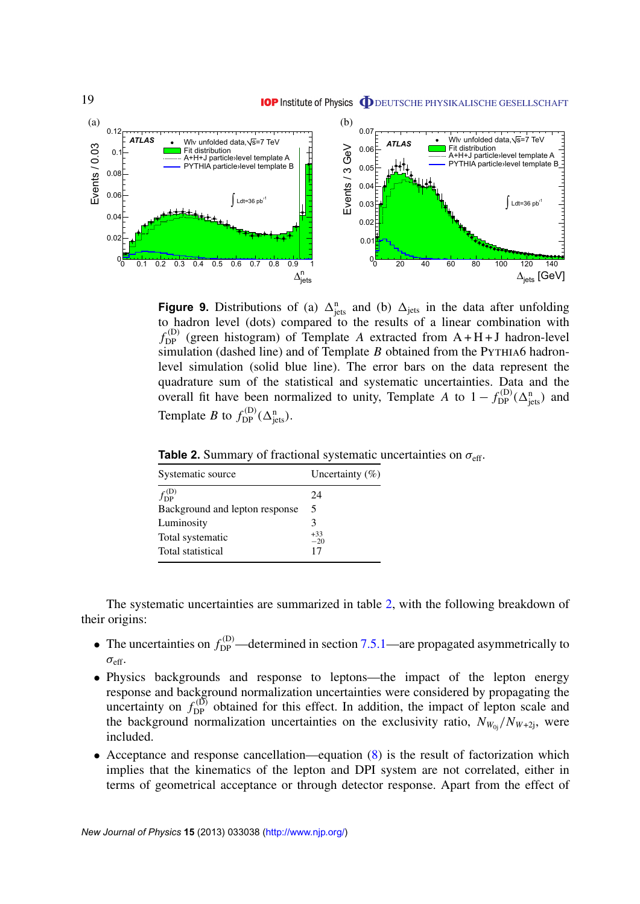**Figure 9.** Distributions of (a) $\Delta^{\mathrm{n}}_{\mathrm{jets}}$ and (b) $\Delta_{\mathrm{jets}}$ in the data after unfolding to hadron level (dots) compared to the results of a linear combination with $f^{(\mathrm{D})}_{\mathrm{DP}}$ (green histogram) of Template $A$ extracted from A + H + J hadron-level simulation (dashed line) and of Template $B$ obtained from the PYTHIA6 hadron-level simulation (solid blue line). The error bars on the data represent the quadrature sum of the statistical and systematic uncertainties. Data and the overall fit have been normalized to unity, Template $A$ to $1 - f^{(\mathrm{D})}_{\mathrm{DP}}(\Delta^{\mathrm{n}}_{\mathrm{jets}})$ and Template $B$ to $f^{(\mathrm{D})}_{\mathrm{DP}}(\Delta^{\mathrm{n}}_{\mathrm{jets}})$.

**Table 2.** Summary of fractional systematic uncertainties on $\sigma_{\mathrm{eff}}$.

| Systematic source | Uncertainty (%) |
|---|---|
| $f^{(\mathrm{D})}_{\mathrm{DP}}$ | 24 |
| Background and lepton response | 5 |
| Luminosity | 3 |
| Total systematic | $^{+33}_{-20}$ |
| Total statistical | 17 |

The systematic uncertainties are summarized in table 2, with the following breakdown of their origins:

- The uncertainties on $f^{(\mathrm{D})}_{\mathrm{DP}}$—determined in section 7.5.1—are propagated asymmetrically to $\sigma_{\mathrm{eff}}$.
- Physics backgrounds and response to leptons—the impact of the lepton energy response and background normalization uncertainties were considered by propagating the uncertainty on $f^{(\mathrm{D})}_{\mathrm{DP}}$ obtained for this effect. In addition, the impact of lepton scale and the background normalization uncertainties on the exclusivity ratio, $N_{W_{0\mathrm{j}}}/N_{W+2\mathrm{j}}$, were included.
- Acceptance and response cancellation—equation (8) is the result of factorization which implies that the kinematics of the lepton and DPI system are not correlated, either in terms of geometrical acceptance or through detector response. Apart from the effect of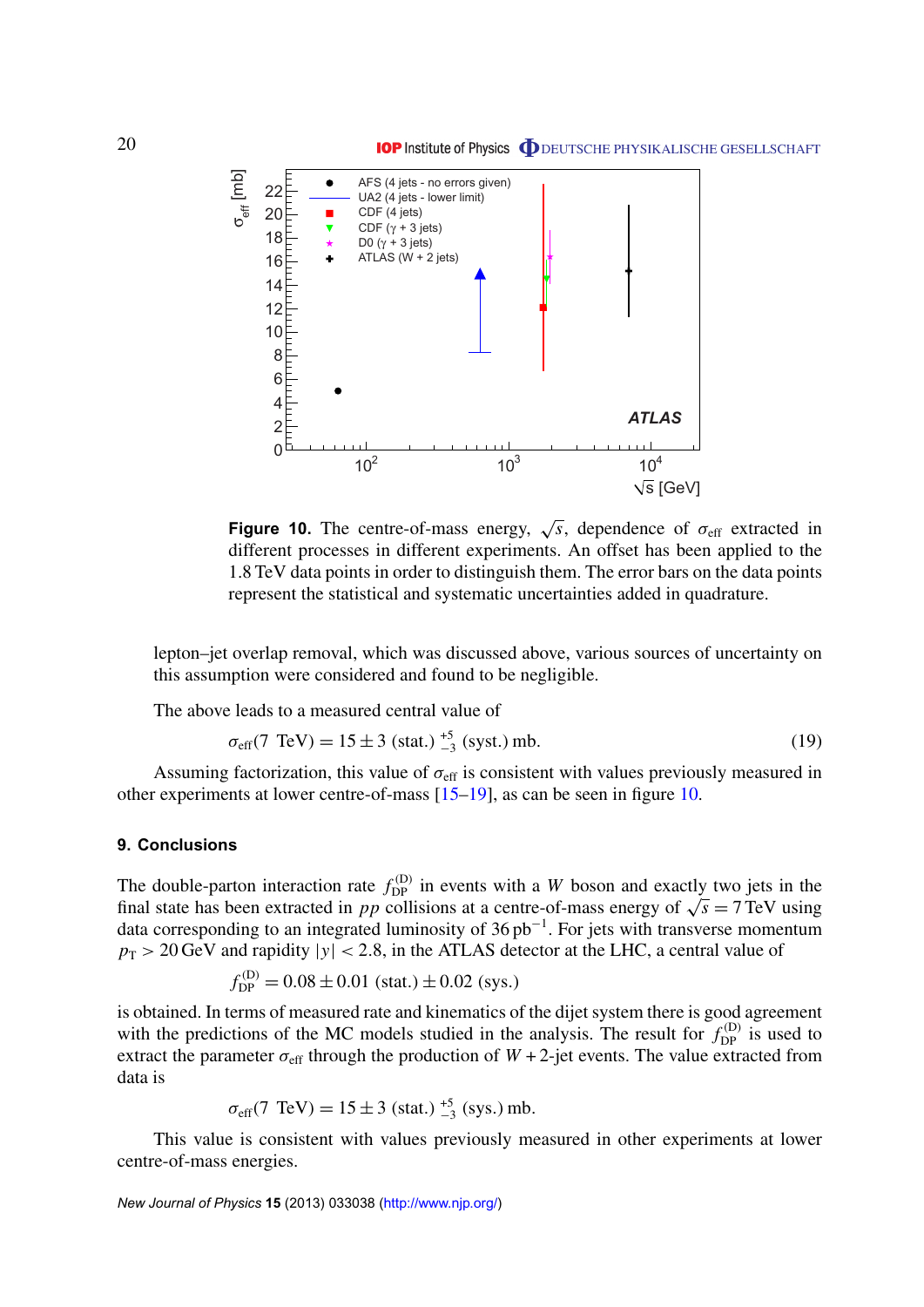**Figure 10.** The centre-of-mass energy, $\sqrt{s}$, dependence of $\sigma_{\text{eff}}$ extracted in different processes in different experiments. An offset has been applied to the 1.8 TeV data points in order to distinguish them. The error bars on the data points represent the statistical and systematic uncertainties added in quadrature.

lepton–jet overlap removal, which was discussed above, various sources of uncertainty on this assumption were considered and found to be negligible.

The above leads to a measured central value of

$$\sigma_{\text{eff}}(7\ \text{TeV}) = 15 \pm 3\ (\text{stat.})\ ^{+5}_{-3}\ (\text{syst.})\ \text{mb}. \tag{19}$$

Assuming factorization, this value of $\sigma_{\text{eff}}$ is consistent with values previously measured in other experiments at lower centre-of-mass [15–19], as can be seen in figure 10.

## 9. Conclusions

The double-parton interaction rate $f_{\text{DP}}^{(\text{D})}$ in events with a $W$ boson and exactly two jets in the final state has been extracted in $pp$ collisions at a centre-of-mass energy of $\sqrt{s} = 7$ TeV using data corresponding to an integrated luminosity of $36\ \text{pb}^{-1}$. For jets with transverse momentum $p_{\text{T}} > 20$ GeV and rapidity $|y| < 2.8$, in the ATLAS detector at the LHC, a central value of

$$f_{\text{DP}}^{(\text{D})} = 0.08 \pm 0.01\ (\text{stat.}) \pm 0.02\ (\text{sys.})$$

is obtained. In terms of measured rate and kinematics of the dijet system there is good agreement with the predictions of the MC models studied in the analysis. The result for $f_{\text{DP}}^{(\text{D})}$ is used to extract the parameter $\sigma_{\text{eff}}$ through the production of $W + 2$-jet events. The value extracted from data is

$$\sigma_{\text{eff}}(7\ \text{TeV}) = 15 \pm 3\ (\text{stat.})\ ^{+5}_{-3}\ (\text{sys.})\ \text{mb}.$$

This value is consistent with values previously measured in other experiments at lower centre-of-mass energies.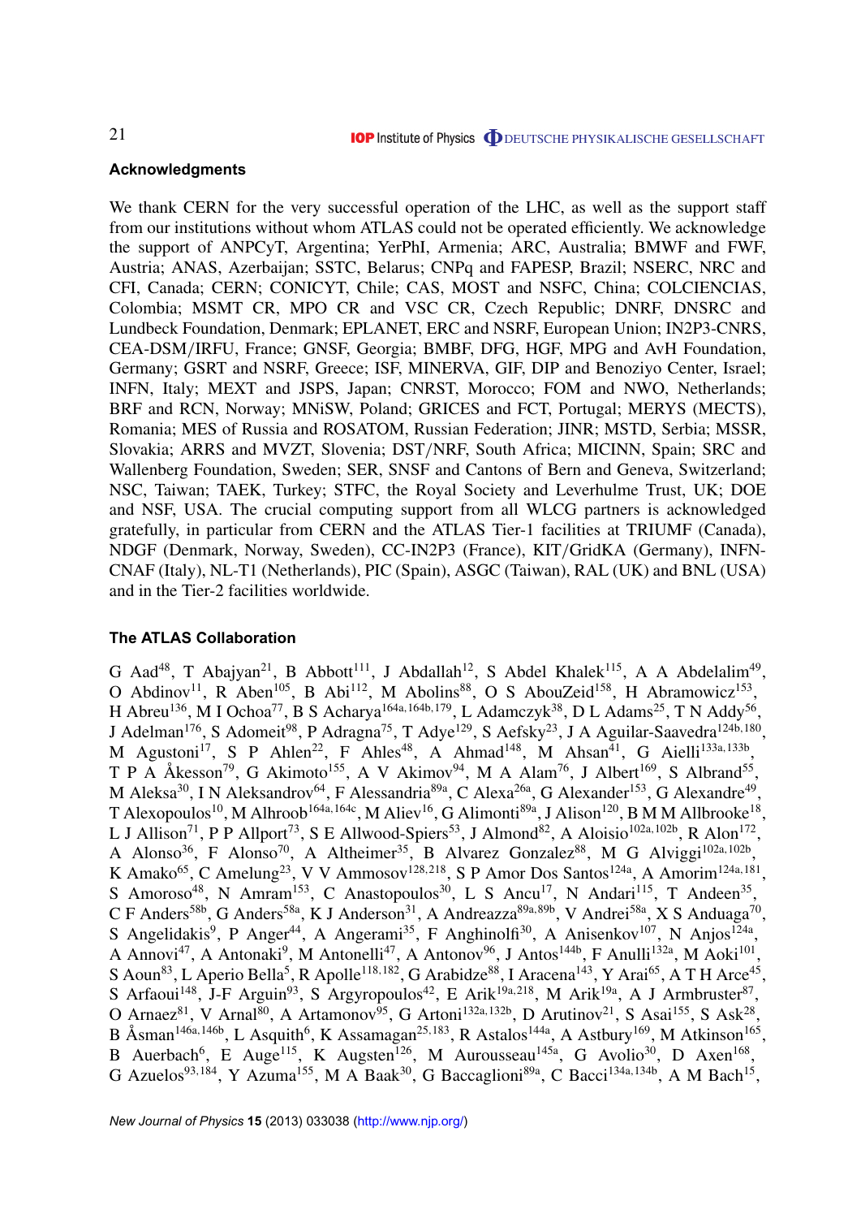### Acknowledgments

We thank CERN for the very successful operation of the LHC, as well as the support staff from our institutions without whom ATLAS could not be operated efficiently. We acknowledge the support of ANPCyT, Argentina; YerPhI, Armenia; ARC, Australia; BMWF and FWF, Austria; ANAS, Azerbaijan; SSTC, Belarus; CNPq and FAPESP, Brazil; NSERC, NRC and CFI, Canada; CERN; CONICYT, Chile; CAS, MOST and NSFC, China; COLCIENCIAS, Colombia; MSMT CR, MPO CR and VSC CR, Czech Republic; DNRF, DNSRC and Lundbeck Foundation, Denmark; EPLANET, ERC and NSRF, European Union; IN2P3-CNRS, CEA-DSM/IRFU, France; GNSF, Georgia; BMBF, DFG, HGF, MPG and AvH Foundation, Germany; GSRT and NSRF, Greece; ISF, MINERVA, GIF, DIP and Benoziyo Center, Israel; INFN, Italy; MEXT and JSPS, Japan; CNRST, Morocco; FOM and NWO, Netherlands; BRF and RCN, Norway; MNiSW, Poland; GRICES and FCT, Portugal; MERYS (MECTS), Romania; MES of Russia and ROSATOM, Russian Federation; JINR; MSTD, Serbia; MSSR, Slovakia; ARRS and MVZT, Slovenia; DST/NRF, South Africa; MICINN, Spain; SRC and Wallenberg Foundation, Sweden; SER, SNSF and Cantons of Bern and Geneva, Switzerland; NSC, Taiwan; TAEK, Turkey; STFC, the Royal Society and Leverhulme Trust, UK; DOE and NSF, USA. The crucial computing support from all WLCG partners is acknowledged gratefully, in particular from CERN and the ATLAS Tier-1 facilities at TRIUMF (Canada), NDGF (Denmark, Norway, Sweden), CC-IN2P3 (France), KIT/GridKA (Germany), INFN-CNAF (Italy), NL-T1 (Netherlands), PIC (Spain), ASGC (Taiwan), RAL (UK) and BNL (USA) and in the Tier-2 facilities worldwide.

### The ATLAS Collaboration

G Aad[48], T Abajyan[21], B Abbott[111], J Abdallah[12], S Abdel Khalek[115], A A Abdelalim[49], O Abdinov[11], R Aben[105], B Abi[112], M Abolins[88], O S AbouZeid[158], H Abramowicz[153], H Abreu[136], M I Ochoa[77], B S Acharya[164a,164b,179], L Adamczyk[38], D L Adams[25], T N Addy[56], J Adelman[176], S Adomeit[98], P Adragna[75], T Adye[129], S Aefsky[23], J A Aguilar-Saavedra[124b,180], M Agustoni[17], S P Ahlen[22], F Ahles[48], A Ahmad[148], M Ahsan[41], G Aielli[133a,133b], T P A Åkesson[79], G Akimoto[155], A V Akimov[94], M A Alam[76], J Albert[169], S Albrand[55], M Aleksa[30], I N Aleksandrov[64], F Alessandria[89a], C Alexa[26a], G Alexander[153], G Alexandre[49], T Alexopoulos[10], M Alhroob[164a,164c], M Aliev[16], G Alimonti[89a], J Alison[120], B M M Allbrooke[18], L J Allison[71], P P Allport[73], S E Allwood-Spiers[53], J Almond[82], A Aloisio[102a,102b], R Alon[172], A Alonso[36], F Alonso[70], A Altheimer[35], B Alvarez Gonzalez[88], M G Alviggi[102a,102b], K Amako[65], C Amelung[23], V V Ammosov[128,218], S P Amor Dos Santos[124a], A Amorim[124a,181], S Amoroso[48], N Amram[153], C Anastopoulos[30], L S Ancu[17], N Andari[115], T Andeen[35], C F Anders[58b], G Anders[58a], K J Anderson[31], A Andreazza[89a,89b], V Andrei[58a], X S Anduaga[70], S Angelidakis[9], P Anger[44], A Angerami[35], F Anghinolfi[30], A Anisenkov[107], N Anjos[124a], A Annovi[47], A Antonaki[9], M Antonelli[47], A Antonov[96], J Antos[144b], F Anulli[132a], M Aoki[101], S Aoun[83], L Aperio Bella[5], R Apolle[118,182], G Arabidze[88], I Aracena[143], Y Arai[65], A T H Arce[45], S Arfaoui[148], J-F Arguin[93], S Argyropoulos[42], E Arik[19a,218], M Arik[19a], A J Armbruster[87], O Arnaez[81], V Arnal[80], A Artamonov[95], G Artoni[132a,132b], D Arutinov[21], S Asai[155], S Ask[28], B Åsman[146a,146b], L Asquith[6], K Assamagan[25,183], R Astalos[144a], A Astbury[169], M Atkinson[165], B Auerbach[6], E Auge[115], K Augsten[126], M Aurousseau[145a], G Avolio[30], D Axen[168], G Azuelos[93,184], Y Azuma[155], M A Baak[30], G Baccaglioni[89a], C Bacci[134a,134b], A M Bach[15],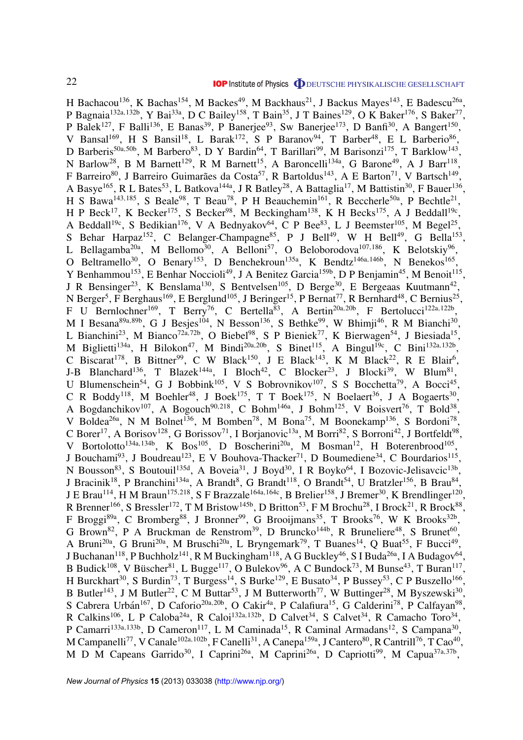H Bachacou[136], K Bachas[154], M Backes[49], M Backhaus[21], J Backus Mayes[143], E Badescu[26a], P Bagnaia[132a,132b], Y Bai[33a], D C Bailey[158], T Bain[35], J T Baines[129], O K Baker[176], S Baker[77], P Balek[127], F Balli[136], E Banas[39], P Banerjee[93], Sw Banerjee[173], D Banfi[30], A Bangert[150], V Bansal[169], H S Bansil[18], L Barak[172], S P Baranov[94], T Barber[48], E L Barberio[86], D Barberis[50a,50b], M Barbero[83], D Y Bardin[64], T Barillari[99], M Barisonzi[175], T Barklow[143], N Barlow[28], B M Barnett[129], R M Barnett[15], A Baroncelli[134a], G Barone[49], A J Barr[118], F Barreiro[80], J Barreiro Guimarães da Costa[57], R Bartoldus[143], A E Barton[71], V Bartsch[149], A Basye[165], R L Bates[53], L Batkova[144a], J R Batley[28], A Battaglia[17], M Battistin[30], F Bauer[136], H S Bawa[143,185], S Beale[98], T Beau[78], P H Beauchemin[161], R Beccherle[50a], P Bechtle[21], H P Beck[17], K Becker[175], S Becker[98], M Beckingham[138], K H Becks[175], A J Beddall[19c], A Beddall[19c], S Bedikian[176], V A Bednyakov[64], C P Bee[83], L J Beemster[105], M Begel[25], S Behar Harpaz[152], C Belanger-Champagne[85], P J Bell[49], W H Bell[49], G Bella[153], L Bellagamba[20a], M Bellomo[30], A Belloni[57], O Beloborodova[107,186], K Belotskiy[96], O Beltramello[30], O Benary[153], D Benchekroun[135a], K Bendtz[146a,146b], N Benekos[165], Y Benhammou[153], E Benhar Noccioli[49], J A Benitez Garcia[159b], D P Benjamin[45], M Benoit[115], J R Bensinger[23], K Benslama[130], S Bentvelsen[105], D Berge[30], E Bergeaas Kuutmann[42], N Berger[5], F Berghaus[169], E Berglund[105], J Beringer[15], P Bernat[77], R Bernhard[48], C Bernius[25], F U Bernlochner[169], T Berry[76], C Bertella[83], A Bertin[20a,20b], F Bertolucci[122a,122b], M I Besana[89a,89b], G J Besjes[104], N Besson[136], S Bethke[99], W Bhimji[46], R M Bianchi[30], L Bianchini[23], M Bianco[72a,72b], O Biebel[98], S P Bieniek[77], K Bierwagen[54], J Biesiada[15], M Biglietti[134a], H Bilokon[47], M Bindi[20a,20b], S Binet[115], A Bingul[19c], C Bini[132a,132b], C Biscarat[178], B Bittner[99], C W Black[150], J E Black[143], K M Black[22], R E Blair[6], J-B Blanchard[136], T Blazek[144a], I Bloch[42], C Blocker[23], J Blocki[39], W Blum[81], U Blumenschein[54], G J Bobbink[105], V S Bobrovnikov[107], S S Bocchetta[79], A Bocci[45], C R Boddy[118], M Boehler[48], J Boek[175], T T Boek[175], N Boelaert[36], J A Bogaerts[30], A Bogdanchikov[107], A Bogouch[90,218], C Bohm[146a], J Bohm[125], V Boisvert[76], T Bold[38], V Boldea[26a], N M Bolnet[136], M Bomben[78], M Bona[75], M Boonekamp[136], S Bordoni[78], C Borer[17], A Borisov[128], G Borissov[71], I Borjanovic[13a], M Borri[82], S Borroni[42], J Bortfeldt[98], V Bortolotto[134a,134b], K Bos[105], D Boscherini[20a], M Bosman[12], H Boterenbrood[105], J Bouchami[93], J Boudreau[123], E V Bouhova-Thacker[71], D Boumediene[34], C Bourdarios[115], N Bousson[83], S Boutouil[135d], A Boveia[31], J Boyd[30], I R Boyko[64], I Bozovic-Jelisavcic[13b], J Bracinik[18], P Branchini[134a], A Brandt[8], G Brandt[118], O Brandt[54], U Bratzler[156], B Brau[84], J E Brau[114], H M Braun[175,218], S F Brazzale[164a,164c], B Brelier[158], J Bremer[30], K Brendlinger[120], R Brenner[166], S Bressler[172], T M Bristow[145b], D Britton[53], F M Brochu[28], I Brock[21], R Brock[88], F Broggi[89a], C Bromberg[88], J Bronner[99], G Brooijmans[35], T Brooks[76], W K Brooks[32b], G Brown[82], P A Bruckman de Renstrom[39], D Bruncko[144b], R Bruneliere[48], S Brunet[60], A Bruni[20a], G Bruni[20a], M Bruschi[20a], L Bryngemark[79], T Buanes[14], Q Buat[55], F Bucci[49], J Buchanan[118], P Buchholz[141], R M Buckingham[118], A G Buckley[46], S I Buda[26a], I A Budagov[64], B Budick[108], V Büscher[81], L Bugge[117], O Bulekov[96], A C Bundock[73], M Bunse[43], T Buran[117], H Burckhart[30], S Burdin[73], T Burgess[14], S Burke[129], E Busato[34], P Bussey[53], C P Buszello[166], B Butler[143], J M Butler[22], C M Buttar[53], J M Butterworth[77], W Buttinger[28], M Byszewski[30], S Cabrera Urbán[167], D Caforio[20a,20b], O Cakir[4a], P Calafiura[15], G Calderini[78], P Calfayan[98], R Calkins[106], L P Caloba[24a], R Caloi[132a,132b], D Calvet[34], S Calvet[34], R Camacho Toro[34], P Camarri[133a,133b], D Cameron[117], L M Caminada[15], R Caminal Armadans[12], S Campana[30], M Campanelli[77], V Canale[102a,102b], F Canelli[31], A Canepa[159a], J Cantero[80], R Cantrill[76], T Cao[40], M D M Capeans Garrido[30], I Caprini[26a], M Caprini[26a], D Capriotti[99], M Capua[37a,37b],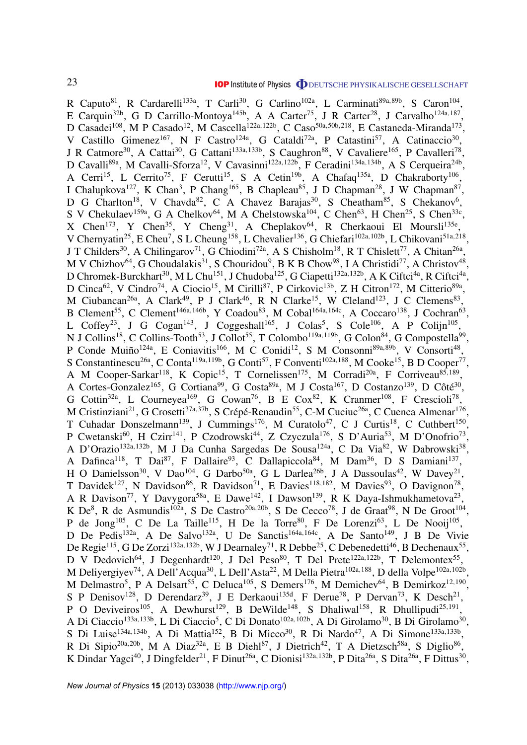R Caputo[81], R Cardarelli[133a], T Carli[30], G Carlino[102a], L Carminati[89a,89b], S Caron[104], E Carquin[32b], G D Carrillo-Montoya[145b], A A Carter[75], J R Carter[28], J Carvalho[124a,187], D Casadei[108], M P Casado[12], M Cascella[122a,122b], C Caso[50a,50b,218], E Castaneda-Miranda[173], V Castillo Gimenez[167], N F Castro[124a], G Cataldi[72a], P Catastini[57], A Catinaccio[30], J R Catmore[30], A Cattai[30], G Cattani[133a,133b], S Caughron[88], V Cavaliere[165], P Cavalleri[78], D Cavalli[89a], M Cavalli-Sforza[12], V Cavasinni[122a,122b], F Ceradini[134a,134b], A S Cerqueira[24b], A Cerri[15], L Cerrito[75], F Cerutti[15], S A Cetin[19b], A Chafaq[135a], D Chakraborty[106], I Chalupkova[127], K Chan[3], P Chang[165], B Chapleau[85], J D Chapman[28], J W Chapman[87], D G Charlton[18], V Chavda[82], C A Chavez Barajas[30], S Cheatham[85], S Chekanov[6], S V Chekulaev[159a], G A Chelkov[64], M A Chelstowska[104], C Chen[63], H Chen[25], S Chen[33c], X Chen[173], Y Chen[35], Y Cheng[31], A Cheplakov[64], R Cherkaoui El Moursli[135e], V Chernyatin[25], E Cheu[7], S L Cheung[158], L Chevalier[136], G Chiefari[102a,102b], L Chikovani[51a,218], J T Childers[30], A Chilingarov[71], G Chiodini[72a], A S Chisholm[18], R T Chislett[77], A Chitan[26a], M V Chizhov[64], G Choudalakis[31], S Chouridou[9], B K B Chow[98], I A Christidi[77], A Christov[48], D Chromek-Burckhart[30], M L Chu[151], J Chudoba[125], G Ciapetti[132a,132b], A K Ciftci[4a], R Ciftci[4a], D Cinca[62], V Cindro[74], A Ciocio[15], M Cirilli[87], P Cirkovic[13b], Z H Citron[172], M Citterio[89a], M Ciubancan[26a], A Clark[49], P J Clark[46], R N Clarke[15], W Cleland[123], J C Clemens[83], B Clement[55], C Clement[146a,146b], Y Coadou[83], M Cobal[164a,164c], A Coccaro[138], J Cochran[63], L Coffey[23], J G Cogan[143], J Coggeshall[165], J Colas[5], S Cole[106], A P Colijn[105], N J Collins[18], C Collins-Tooth[53], J Collot[55], T Colombo[119a,119b], G Colon[84], G Compostella[99], P Conde Muiño[124a], E Coniavitis[166], M C Conidi[12], S M Consonni[89a,89b], V Consorti[48], S Constantinescu[26a], C Conta[119a,119b], G Conti[57], F Conventi[102a,188], M Cooke[15], B D Cooper[77], A M Cooper-Sarkar[118], K Copic[15], T Cornelissen[175], M Corradi[20a], F Corriveau[85,189], A Cortes-Gonzalez[165], G Cortiana[99], G Costa[89a], M J Costa[167], D Costanzo[139], D Côté[30], G Cottin[32a], L Courneyea[169], G Cowan[76], B E Cox[82], K Cranmer[108], F Crescioli[78], M Cristinziani[21], G Crosetti[37a,37b], S Crépé-Renaudin[55], C-M Cuciuc[26a], C Cuenca Almenar[176], T Cuhadar Donszelmann[139], J Cummings[176], M Curatolo[47], C J Curtis[18], C Cuthbert[150], P Cwetanski[60], H Czirr[141], P Czodrowski[44], Z Czyczula[176], S D'Auria[53], M D'Onofrio[73], A D'Orazio[132a,132b], M J Da Cunha Sargedas De Sousa[124a], C Da Via[82], W Dabrowski[38], A Dafinca[118], T Dai[87], F Dallaire[93], C Dallapiccola[84], M Dam[36], D S Damiani[137], H O Danielsson[30], V Dao[104], G Darbo[50a], G L Darlea[26b], J A Dassoulas[42], W Davey[21], T Davidek[127], N Davidson[86], R Davidson[71], E Davies[118,182], M Davies[93], O Davignon[78], A R Davison[77], Y Davygora[58a], E Dawe[142], I Dawson[139], R K Daya-Ishmukhametova[23], K De[8], R de Asmundis[102a], S De Castro[20a,20b], S De Cecco[78], J de Graat[98], N De Groot[104], P de Jong[105], C De La Taille[115], H De la Torre[80], F De Lorenzi[63], L De Nooij[105], D De Pedis[132a], A De Salvo[132a], U De Sanctis[164a,164c], A De Santo[149], J B De Vivie De Regie[115], G De Zorzi[132a,132b], W J Dearnaley[71], R Debbe[25], C Debenedetti[46], B Dechenaux[55], D V Dedovich[64], J Degenhardt[120], J Del Peso[80], T Del Prete[122a,122b], T Delemontex[55], M Deliyergiyev[74], A Dell'Acqua[30], L Dell'Asta[22], M Della Pietra[102a,188], D della Volpe[102a,102b], M Delmastro[5], P A Delsart[55], C Deluca[105], S Demers[176], M Demichev[64], B Demirkoz[12,190], S P Denisov[128], D Derendarz[39], J E Derkaoui[135d], F Derue[78], P Dervan[73], K Desch[21], P O Deviveiros[105], A Dewhurst[129], B DeWilde[148], S Dhaliwal[158], R Dhullipudi[25,191], A Di Ciaccio[133a,133b], L Di Ciaccio[5], C Di Donato[102a,102b], A Di Girolamo[30], B Di Girolamo[30], S Di Luise[134a,134b], A Di Mattia[152], B Di Micco[30], R Di Nardo[47], A Di Simone[133a,133b], R Di Sipio[20a,20b], M A Diaz[32a], E B Diehl[87], J Dietrich[42], T A Dietzsch[58a], S Diglio[86], K Dindar Yagci[40], J Dingfelder[21], F Dinut[26a], C Dionisi[132a,132b], P Dita[26a], S Dita[26a], F Dittus[30],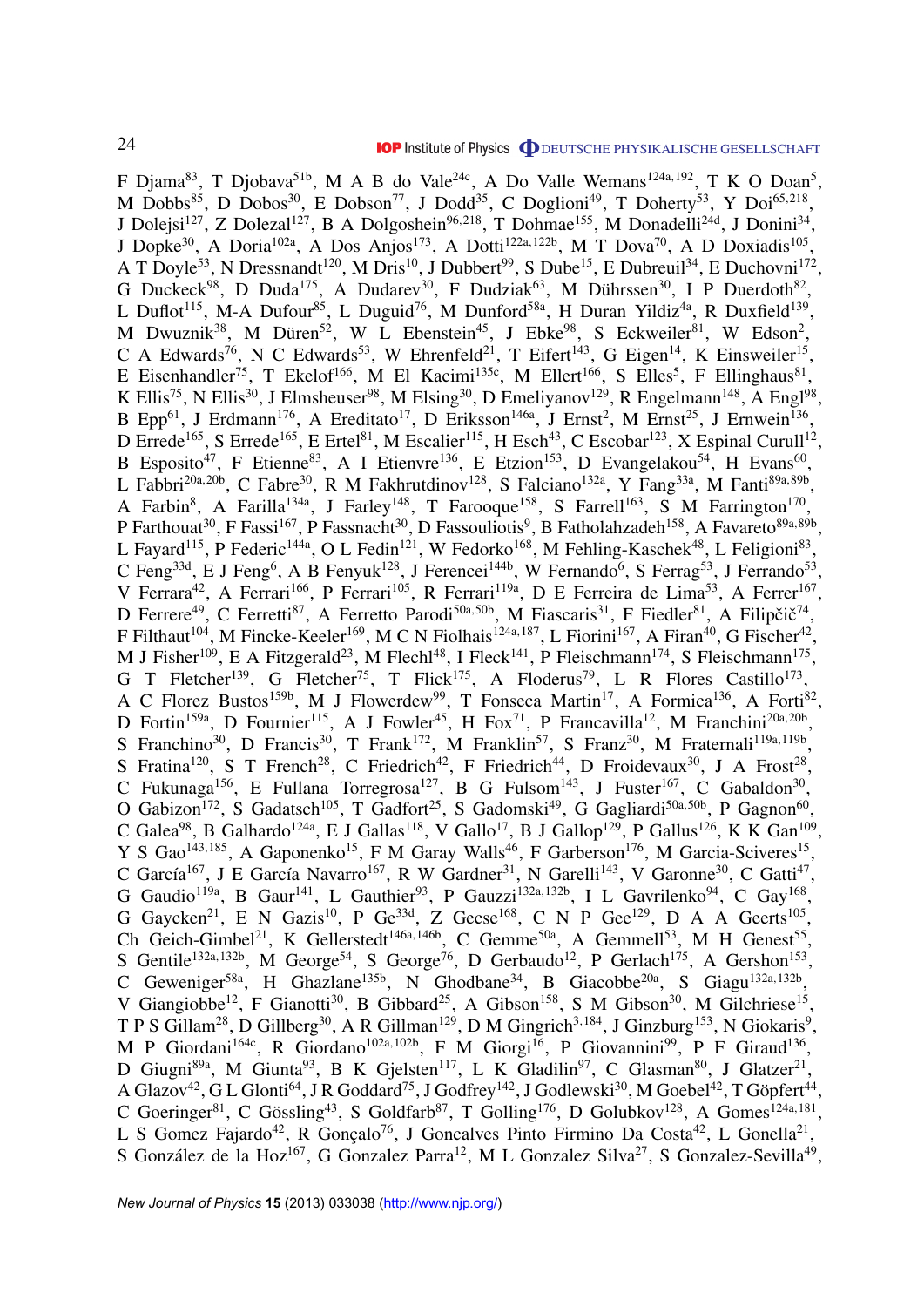F Djama[83], T Djobava[51b], M A B do Vale[24c], A Do Valle Wemans[124a,192], T K O Doan[5], M Dobbs[85], D Dobos[30], E Dobson[77], J Dodd[35], C Doglioni[49], T Doherty[53], Y Doi[65,218], J Dolejsi[127], Z Dolezal[127], B A Dolgoshein[96,218], T Dohmae[155], M Donadelli[24d], J Donini[34], J Dopke[30], A Doria[102a], A Dos Anjos[173], A Dotti[122a,122b], M T Dova[70], A D Doxiadis[105], A T Doyle[53], N Dressnandt[120], M Dris[10], J Dubbert[99], S Dube[15], E Dubreuil[34], E Duchovni[172], G Duckeck[98], D Duda[175], A Dudarev[30], F Dudziak[63], M Dührssen[30], I P Duerdoth[82], L Duflot[115], M-A Dufour[85], L Duguid[76], M Dunford[58a], H Duran Yildiz[4a], R Duxfield[139], M Dwuznik[38], M Düren[52], W L Ebenstein[45], J Ebke[98], S Eckweiler[81], W Edson[2], C A Edwards[76], N C Edwards[53], W Ehrenfeld[21], T Eifert[143], G Eigen[14], K Einsweiler[15], E Eisenhandler[75], T Ekelof[166], M El Kacimi[135c], M Ellert[166], S Elles[5], F Ellinghaus[81], K Ellis[75], N Ellis[30], J Elmsheuser[98], M Elsing[30], D Emeliyanov[129], R Engelmann[148], A Engl[98], B Epp[61], J Erdmann[176], A Ereditato[17], D Eriksson[146a], J Ernst[2], M Ernst[25], J Ernwein[136], D Errede[165], S Errede[165], E Ertel[81], M Escalier[115], H Esch[43], C Escobar[123], X Espinal Curull[12], B Esposito[47], F Etienne[83], A I Etienvre[136], E Etzion[153], D Evangelakou[54], H Evans[60], L Fabbri[20a,20b], C Fabre[30], R M Fakhrutdinov[128], S Falciano[132a], Y Fang[33a], M Fanti[89a,89b], A Farbin[8], A Farilla[134a], J Farley[148], T Farooque[158], S Farrell[163], S M Farrington[170], P Farthouat[30], F Fassi[167], P Fassnacht[30], D Fassouliotis[9], B Fatholahzadeh[158], A Favareto[89a,89b], L Fayard[115], P Federic[144a], O L Fedin[121], W Fedorko[168], M Fehling-Kaschek[48], L Feligioni[83], C Feng[33d], E J Feng[6], A B Fenyuk[128], J Ferencei[144b], W Fernando[6], S Ferrag[53], J Ferrando[53], V Ferrara[42], A Ferrari[166], P Ferrari[105], R Ferrari[119a], D E Ferreira de Lima[53], A Ferrer[167], D Ferrere[49], C Ferretti[87], A Ferretto Parodi[50a,50b], M Fiascaris[31], F Fiedler[81], A Filipčič[74], F Filthaut[104], M Fincke-Keeler[169], M C N Fiolhais[124a,187], L Fiorini[167], A Firan[40], G Fischer[42], M J Fisher[109], E A Fitzgerald[23], M Flechl[48], I Fleck[141], P Fleischmann[174], S Fleischmann[175], G T Fletcher[139], G Fletcher[75], T Flick[175], A Floderus[79], L R Flores Castillo[173], A C Florez Bustos[159b], M J Flowerdew[99], T Fonseca Martin[17], A Formica[136], A Forti[82], D Fortin[159a], D Fournier[115], A J Fowler[45], H Fox[71], P Francavilla[12], M Franchini[20a,20b], S Franchino[30], D Francis[30], T Frank[172], M Franklin[57], S Franz[30], M Fraternali[119a,119b], S Fratina[120], S T French[28], C Friedrich[42], F Friedrich[44], D Froidevaux[30], J A Frost[28], C Fukunaga[156], E Fullana Torregrosa[127], B G Fulsom[143], J Fuster[167], C Gabaldon[30], O Gabizon[172], S Gadatsch[105], T Gadfort[25], S Gadomski[49], G Gagliardi[50a,50b], P Gagnon[60], C Galea[98], B Galhardo[124a], E J Gallas[118], V Gallo[17], B J Gallop[129], P Gallus[126], K K Gan[109], Y S Gao[143,185], A Gaponenko[15], F M Garay Walls[46], F Garberson[176], M Garcia-Sciveres[15], C García[167], J E García Navarro[167], R W Gardner[31], N Garelli[143], V Garonne[30], C Gatti[47], G Gaudio[119a], B Gaur[141], L Gauthier[93], P Gauzzi[132a,132b], I L Gavrilenko[94], C Gay[168], G Gaycken[21], E N Gazis[10], P Ge[33d], Z Gecse[168], C N P Gee[129], D A A Geerts[105], Ch Geich-Gimbel[21], K Gellerstedt[146a,146b], C Gemme[50a], A Gemmell[53], M H Genest[55], S Gentile[132a,132b], M George[54], S George[76], D Gerbaudo[12], P Gerlach[175], A Gershon[153], C Geweniger[58a], H Ghazlane[135b], N Ghodbane[34], B Giacobbe[20a], S Giagu[132a,132b], V Giangiobbe[12], F Gianotti[30], B Gibbard[25], A Gibson[158], S M Gibson[30], M Gilchriese[15], T P S Gillam[28], D Gillberg[30], A R Gillman[129], D M Gingrich[3,184], J Ginzburg[153], N Giokaris[9], M P Giordani[164c], R Giordano[102a,102b], F M Giorgi[16], P Giovannini[99], P F Giraud[136], D Giugni[89a], M Giunta[93], B K Gjelsten[117], L K Gladilin[97], C Glasman[80], J Glatzer[21], A Glazov[42], G L Glonti[64], J R Goddard[75], J Godfrey[142], J Godlewski[30], M Goebel[42], T Göpfert[44], C Goeringer[81], C Gössling[43], S Goldfarb[87], T Golling[176], D Golubkov[128], A Gomes[124a,181], L S Gomez Fajardo[42], R Gonçalo[76], J Goncalves Pinto Firmino Da Costa[42], L Gonella[21], S González de la Hoz[167], G Gonzalez Parra[12], M L Gonzalez Silva[27], S Gonzalez-Sevilla[49],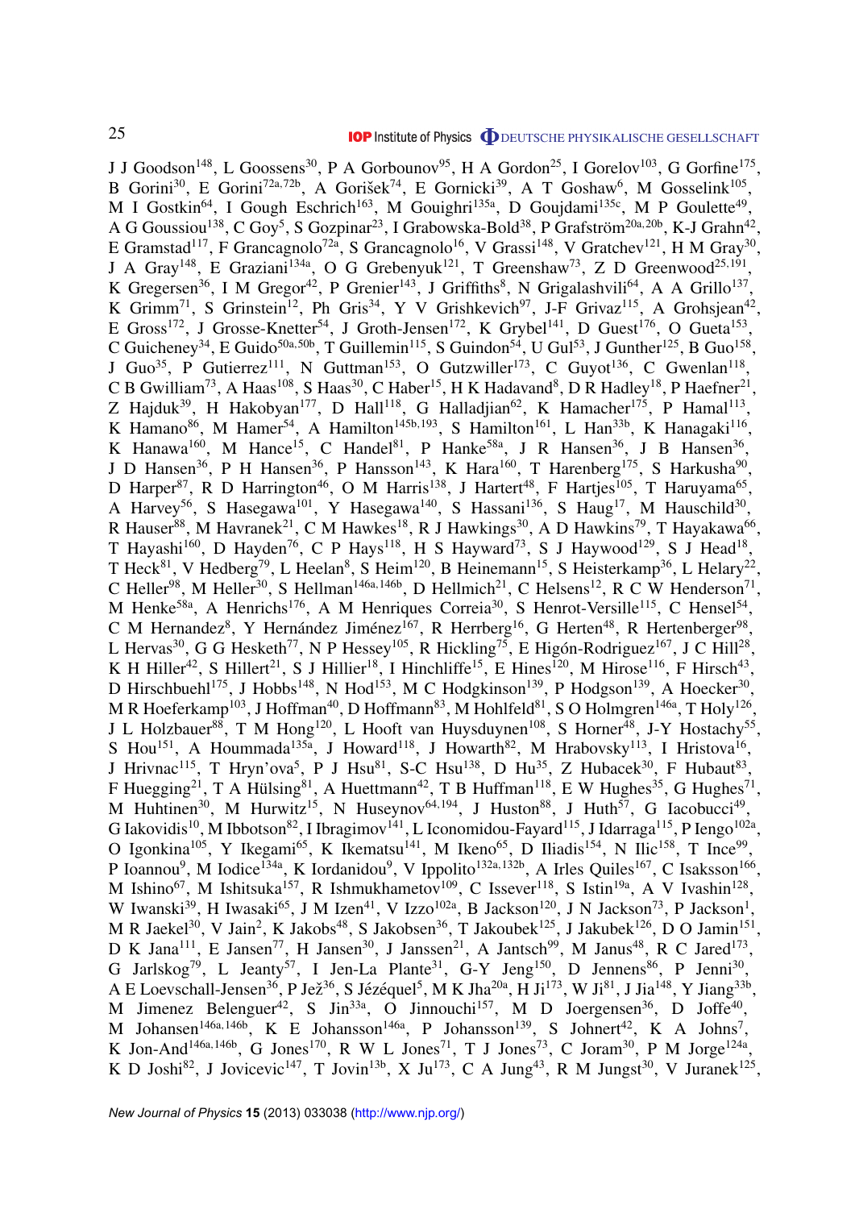J J Goodson[148], L Goossens[30], P A Gorbounov[95], H A Gordon[25], I Gorelov[103], G Gorfine[175], B Gorini[30], E Gorini[72a,72b], A Gorišek[74], E Gornicki[39], A T Goshaw[6], M Gosselink[105], M I Gostkin[64], I Gough Eschrich[163], M Gouighri[135a], D Goujdami[135c], M P Goulette[49], A G Goussiou[138], C Goy[5], S Gozpinar[23], I Grabowska-Bold[38], P Grafström[20a,20b], K-J Grahn[42], E Gramstad[117], F Grancagnolo[72a], S Grancagnolo[16], V Grassi[148], V Gratchev[121], H M Gray[30], J A Gray[148], E Graziani[134a], O G Grebenyuk[121], T Greenshaw[73], Z D Greenwood[25,191], K Gregersen[36], I M Gregor[42], P Grenier[143], J Griffiths[8], N Grigalashvili[64], A A Grillo[137], K Grimm[71], S Grinstein[12], Ph Gris[34], Y V Grishkevich[97], J-F Grivaz[115], A Grohsjean[42], E Gross[172], J Grosse-Knetter[54], J Groth-Jensen[172], K Grybel[141], D Guest[176], O Gueta[153], C Guicheney[34], E Guido[50a,50b], T Guillemin[115], S Guindon[54], U Gul[53], J Gunther[125], B Guo[158], J Guo[35], P Gutierrez[111], N Guttman[153], O Gutzwiller[173], C Guyot[136], C Gwenlan[118], C B Gwilliam[73], A Haas[108], S Haas[30], C Haber[15], H K Hadavand[8], D R Hadley[18], P Haefner[21], Z Hajduk[39], H Hakobyan[177], D Hall[118], G Halladjian[62], K Hamacher[175], P Hamal[113], K Hamano[86], M Hamer[54], A Hamilton[145b,193], S Hamilton[161], L Han[33b], K Hanagaki[116], K Hanawa[160], M Hance[15], C Handel[81], P Hanke[58a], J R Hansen[36], J B Hansen[36], J D Hansen[36], P H Hansen[36], P Hansson[143], K Hara[160], T Harenberg[175], S Harkusha[90], D Harper[87], R D Harrington[46], O M Harris[138], J Hartert[48], F Hartjes[105], T Haruyama[65], A Harvey[56], S Hasegawa[101], Y Hasegawa[140], S Hassani[136], S Haug[17], M Hauschild[30], R Hauser[88], M Havranek[21], C M Hawkes[18], R J Hawkings[30], A D Hawkins[79], T Hayakawa[66], T Hayashi[160], D Hayden[76], C P Hays[118], H S Hayward[73], S J Haywood[129], S J Head[18], T Heck[81], V Hedberg[79], L Heelan[8], S Heim[120], B Heinemann[15], S Heisterkamp[36], L Helary[22], C Heller[98], M Heller[30], S Hellman[146a,146b], D Hellmich[21], C Helsens[12], R C W Henderson[71], M Henke[58a], A Henrichs[176], A M Henriques Correia[30], S Henrot-Versille[115], C Hensel[54], C M Hernandez[8], Y Hernández Jiménez[167], R Herrberg[16], G Herten[48], R Hertenberger[98], L Hervas[30], G G Hesketh[77], N P Hessey[105], R Hickling[75], E Higón-Rodriguez[167], J C Hill[28], K H Hiller[42], S Hillert[21], S J Hillier[18], I Hinchliffe[15], E Hines[120], M Hirose[116], F Hirsch[43], D Hirschbuehl[175], J Hobbs[148], N Hod[153], M C Hodgkinson[139], P Hodgson[139], A Hoecker[30], M R Hoeferkamp[103], J Hoffman[40], D Hoffmann[83], M Hohlfeld[81], S O Holmgren[146a], T Holy[126], J L Holzbauer[88], T M Hong[120], L Hooft van Huysduynen[108], S Horner[48], J-Y Hostachy[55], S Hou[151], A Hoummada[135a], J Howard[118], J Howarth[82], M Hrabovsky[113], I Hristova[16], J Hrivnac[115], T Hryn'ova[5], P J Hsu[81], S-C Hsu[138], D Hu[35], Z Hubacek[30], F Hubaut[83], F Huegging[21], T A Hülsing[81], A Huettmann[42], T B Huffman[118], E W Hughes[35], G Hughes[71], M Huhtinen[30], M Hurwitz[15], N Huseynov[64,194], J Huston[88], J Huth[57], G Iacobucci[49], G Iakovidis[10], M Ibbotson[82], I Ibragimov[141], L Iconomidou-Fayard[115], J Idarraga[115], P Iengo[102a], O Igonkina[105], Y Ikegami[65], K Ikematsu[141], M Ikeno[65], D Iliadis[154], N Ilic[158], T Ince[99], P Ioannou[9], M Iodice[134a], K Iordanidou[9], V Ippolito[132a,132b], A Irles Quiles[167], C Isaksson[166], M Ishino[67], M Ishitsuka[157], R Ishmukhametov[109], C Issever[118], S Istin[19a], A V Ivashin[128], W Iwanski[39], H Iwasaki[65], J M Izen[41], V Izzo[102a], B Jackson[120], J N Jackson[73], P Jackson[1], M R Jaekel[30], V Jain[2], K Jakobs[48], S Jakobsen[36], T Jakoubek[125], J Jakubek[126], D O Jamin[151], D K Jana[111], E Jansen[77], H Jansen[30], J Janssen[21], A Jantsch[99], M Janus[48], R C Jared[173], G Jarlskog[79], L Jeanty[57], I Jen-La Plante[31], G-Y Jeng[150], D Jennens[86], P Jenni[30], A E Loevschall-Jensen[36], P Jež[36], S Jézéquel[5], M K Jha[20a], H Ji[173], W Ji[81], J Jia[148], Y Jiang[33b], M Jimenez Belenguer[42], S Jin[33a], O Jinnouchi[157], M D Joergensen[36], D Joffe[40], M Johansen[146a,146b], K E Johansson[146a], P Johansson[139], S Johnert[42], K A Johns[7], K Jon-And[146a,146b], G Jones[170], R W L Jones[71], T J Jones[73], C Joram[30], P M Jorge[124a], K D Joshi[82], J Jovicevic[147], T Jovin[13b], X Ju[173], C A Jung[43], R M Jungst[30], V Juranek[125],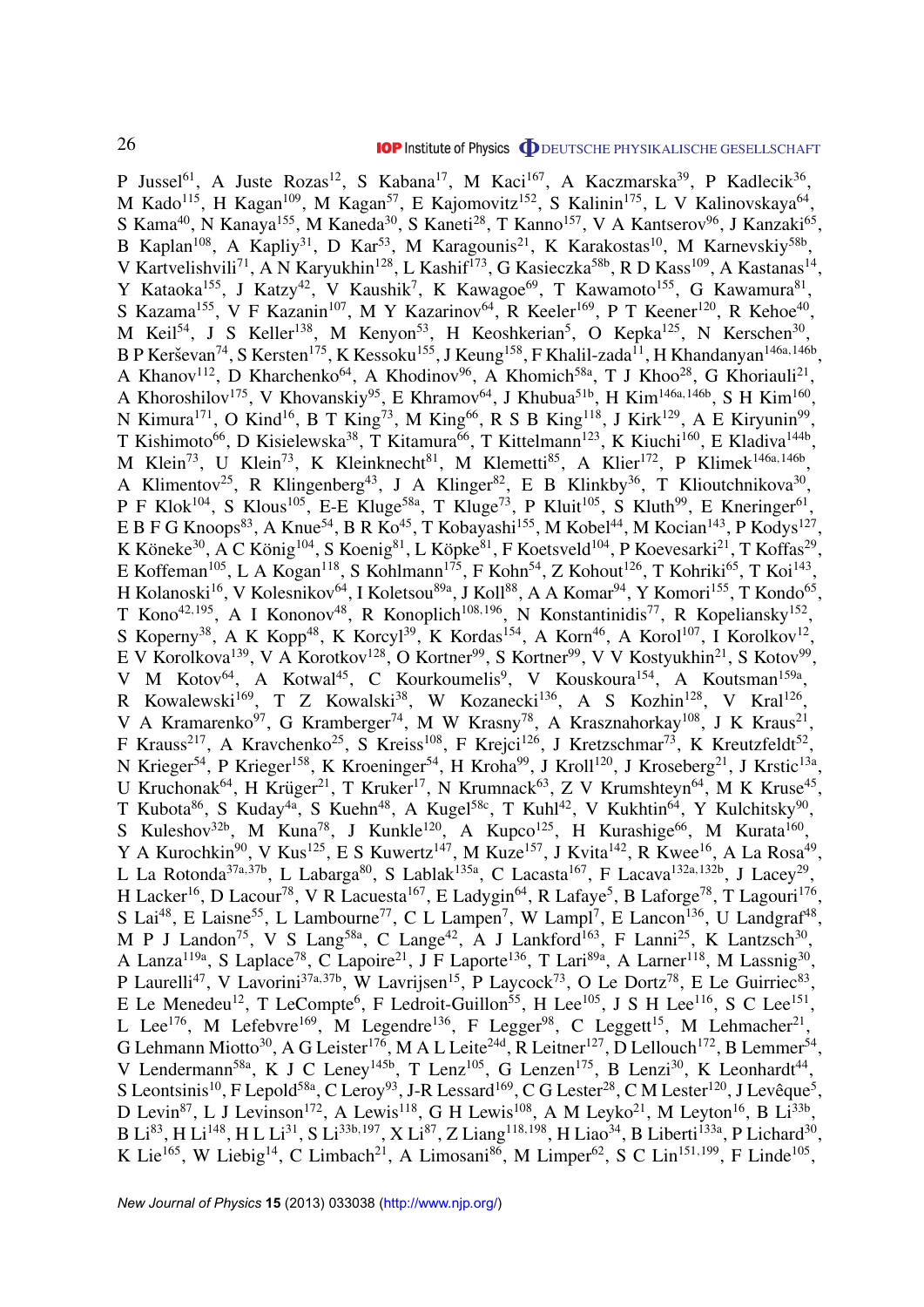P Jussel[61], A Juste Rozas[12], S Kabana[17], M Kaci[167], A Kaczmarska[39], P Kadlecik[36], M Kado[115], H Kagan[109], M Kagan[57], E Kajomovitz[152], S Kalinin[175], L V Kalinovskaya[64], S Kama[40], N Kanaya[155], M Kaneda[30], S Kaneti[28], T Kanno[157], V A Kantserov[96], J Kanzaki[65], B Kaplan[108], A Kapliy[31], D Kar[53], M Karagounis[21], K Karakostas[10], M Karnevskiy[58b], V Kartvelishvili[71], A N Karyukhin[128], L Kashif[173], G Kasieczka[58b], R D Kass[109], A Kastanas[14], Y Kataoka[155], J Katzy[42], V Kaushik[7], K Kawagoe[69], T Kawamoto[155], G Kawamura[81], S Kazama[155], V F Kazanin[107], M Y Kazarinov[64], R Keeler[169], P T Keener[120], R Kehoe[40], M Keil[54], J S Keller[138], M Kenyon[53], H Keoshkerian[5], O Kepka[125], N Kerschen[30], B P Kerševan[74], S Kersten[175], K Kessoku[155], J Keung[158], F Khalil-zada[11], H Khandanyan[146a,146b], A Khanov[112], D Kharchenko[64], A Khodinov[96], A Khomich[58a], T J Khoo[28], G Khoriauli[21], A Khoroshilov[175], V Khovanskiy[95], E Khramov[64], J Khubua[51b], H Kim[146a,146b], S H Kim[160], N Kimura[171], O Kind[16], B T King[73], M King[66], R S B King[118], J Kirk[129], A E Kiryunin[99], T Kishimoto[66], D Kisielewska[38], T Kitamura[66], T Kittelmann[123], K Kiuchi[160], E Kladiva[144b], M Klein[73], U Klein[73], K Kleinknecht[81], M Klemetti[85], A Klier[172], P Klimek[146a,146b], A Klimentov[25], R Klingenberg[43], J A Klinger[82], E B Klinkby[36], T Klioutchnikova[30], P F Klok[104], S Klous[105], E-E Kluge[58a], T Kluge[73], P Kluit[105], S Kluth[99], E Kneringer[61], E B F G Knoops[83], A Knue[54], B R Ko[45], T Kobayashi[155], M Kobel[44], M Kocian[143], P Kodys[127], K Köneke[30], A C König[104], S Koenig[81], L Köpke[81], F Koetsveld[104], P Koevesarki[21], T Koffas[29], E Koffeman[105], L A Kogan[118], S Kohlmann[175], F Kohn[54], Z Kohout[126], T Kohriki[65], T Koi[143], H Kolanoski[16], V Kolesnikov[64], I Koletsou[89a], J Koll[88], A A Komar[94], Y Komori[155], T Kondo[65], T Kono[42,195], A I Kononov[48], R Konoplich[108,196], N Konstantinidis[77], R Kopeliansky[152], S Koperny[38], A K Kopp[48], K Korcyl[39], K Kordas[154], A Korn[46], A Korol[107], I Korolkov[12], E V Korolkova[139], V A Korotkov[128], O Kortner[99], S Kortner[99], V V Kostyukhin[21], S Kotov[99], V M Kotov[64], A Kotwal[45], C Kourkoumelis[9], V Kouskoura[154], A Koutsman[159a], R Kowalewski[169], T Z Kowalski[38], W Kozanecki[136], A S Kozhin[128], V Kral[126], V A Kramarenko[97], G Kramberger[74], M W Krasny[78], A Krasznahorkay[108], J K Kraus[21], F Krauss[217], A Kravchenko[25], S Kreiss[108], F Krejci[126], J Kretzschmar[73], K Kreutzfeldt[52], N Krieger[54], P Krieger[158], K Kroeninger[54], H Kroha[99], J Kroll[120], J Kroseberg[21], J Krstic[13a], U Kruchonak[64], H Krüger[21], T Kruker[17], N Krumnack[63], Z V Krumshteyn[64], M K Kruse[45], T Kubota[86], S Kuday[4a], S Kuehn[48], A Kugel[58c], T Kuhl[42], V Kukhtin[64], Y Kulchitsky[90], S Kuleshov[32b], M Kuna[78], J Kunkle[120], A Kupco[125], H Kurashige[66], M Kurata[160], Y A Kurochkin[90], V Kus[125], E S Kuwertz[147], M Kuze[157], J Kvita[142], R Kwee[16], A La Rosa[49], L La Rotonda[37a,37b], L Labarga[80], S Lablak[135a], C Lacasta[167], F Lacava[132a,132b], J Lacey[29], H Lacker[16], D Lacour[78], V R Lacuesta[167], E Ladygin[64], R Lafaye[5], B Laforge[78], T Lagouri[176], S Lai[48], E Laisne[55], L Lambourne[77], C L Lampen[7], W Lampl[7], E Lancon[136], U Landgraf[48], M P J Landon[75], V S Lang[58a], C Lange[42], A J Lankford[163], F Lanni[25], K Lantzsch[30], A Lanza[119a], S Laplace[78], C Lapoire[21], J F Laporte[136], T Lari[89a], A Larner[118], M Lassnig[30], P Laurelli[47], V Lavorini[37a,37b], W Lavrijsen[15], P Laycock[73], O Le Dortz[78], E Le Guirriec[83], E Le Menedeu[12], T LeCompte[6], F Ledroit-Guillon[55], H Lee[105], J S H Lee[116], S C Lee[151], L Lee[176], M Lefebvre[169], M Legendre[136], F Legger[98], C Leggett[15], M Lehmacher[21], G Lehmann Miotto[30], A G Leister[176], M A L Leite[24d], R Leitner[127], D Lellouch[172], B Lemmer[54], V Lendermann[58a], K J C Leney[145b], T Lenz[105], G Lenzen[175], B Lenzi[30], K Leonhardt[44], S Leontsinis[10], F Lepold[58a], C Leroy[93], J-R Lessard[169], C G Lester[28], C M Lester[120], J Levêque[5], D Levin[87], L J Levinson[172], A Lewis[118], G H Lewis[108], A M Leyko[21], M Leyton[16], B Li[33b], B Li[83], H Li[148], H L Li[31], S Li[33b,197], X Li[87], Z Liang[118,198], H Liao[34], B Liberti[133a], P Lichard[30], K Lie[165], W Liebig[14], C Limbach[21], A Limosani[86], M Limper[62], S C Lin[151,199], F Linde[105],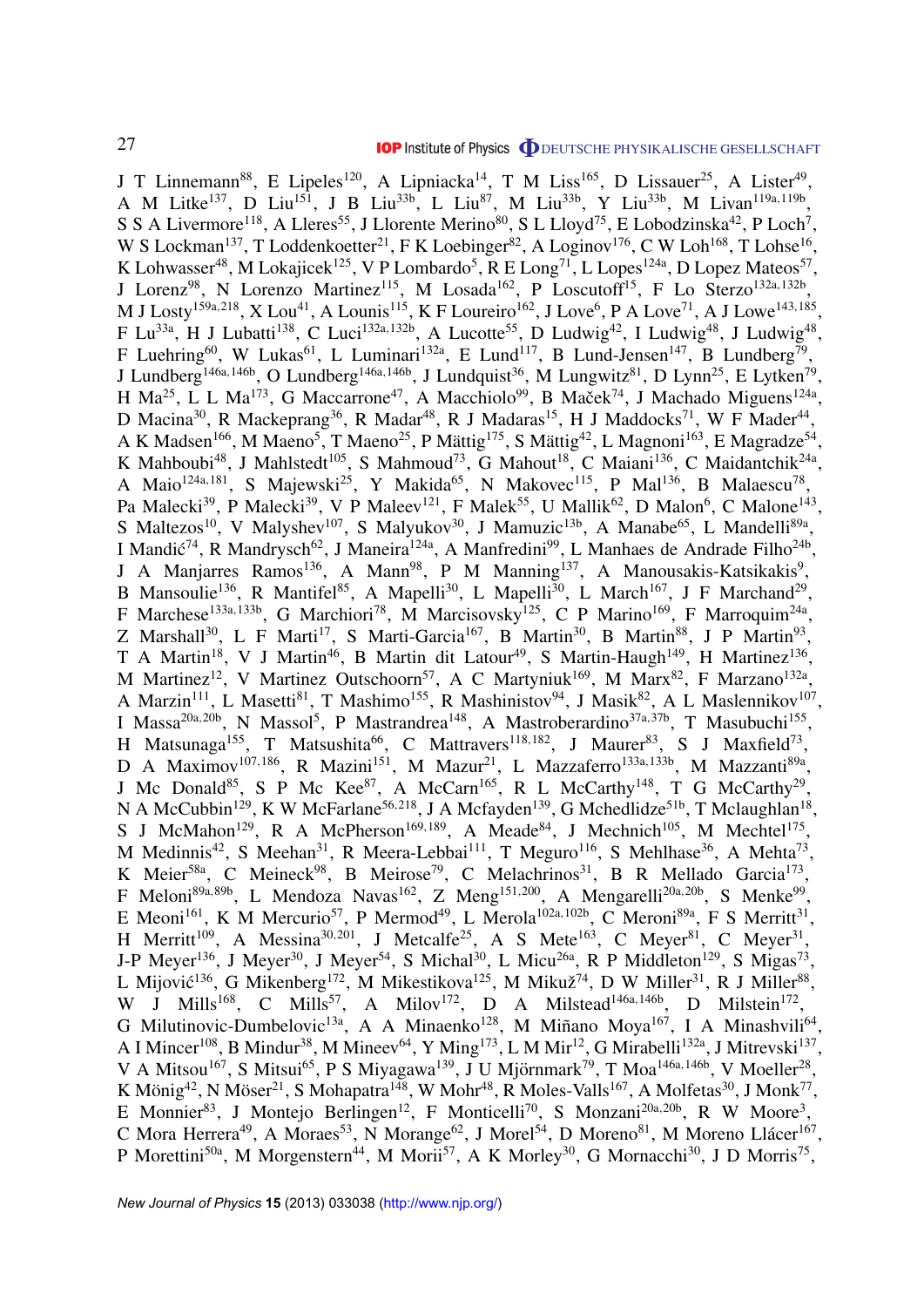J T Linnemann[88], E Lipeles[120], A Lipniacka[14], T M Liss[165], D Lissauer[25], A Lister[49], A M Litke[137], D Liu[151], J B Liu[33b], L Liu[87], M Liu[33b], Y Liu[33b], M Livan[119a,119b], S S A Livermore[118], A Lleres[55], J Llorente Merino[80], S L Lloyd[75], E Lobodzinska[42], P Loch[7], W S Lockman[137], T Loddenkoetter[21], F K Loebinger[82], A Loginov[176], C W Loh[168], T Lohse[16], K Lohwasser[48], M Lokajicek[125], V P Lombardo[5], R E Long[71], L Lopes[124a], D Lopez Mateos[57], J Lorenz[98], N Lorenzo Martinez[115], M Losada[162], P Loscutoff[15], F Lo Sterzo[132a,132b], M J Losty[159a,218], X Lou[41], A Lounis[115], K F Loureiro[162], J Love[6], P A Love[71], A J Lowe[143,185], F Lu[33a], H J Lubatti[138], C Luci[132a,132b], A Lucotte[55], D Ludwig[42], I Ludwig[48], J Ludwig[48], F Luehring[60], W Lukas[61], L Luminari[132a], E Lund[117], B Lund-Jensen[147], B Lundberg[79], J Lundberg[146a,146b], O Lundberg[146a,146b], J Lundquist[36], M Lungwitz[81], D Lynn[25], E Lytken[79], H Ma[25], L L Ma[173], G Maccarrone[47], A Macchiolo[99], B Maček[74], J Machado Miguens[124a], D Macina[30], R Mackeprang[36], R Madar[48], R J Madaras[15], H J Maddocks[71], W F Mader[44], A K Madsen[166], M Maeno[5], T Maeno[25], P Mättig[175], S Mättig[42], L Magnoni[163], E Magradze[54], K Mahboubi[48], J Mahlstedt[105], S Mahmoud[73], G Mahout[18], C Maiani[136], C Maidantchik[24a], A Maio[124a,181], S Majewski[25], Y Makida[65], N Makovec[115], P Mal[136], B Malaescu[78], Pa Malecki[39], P Malecki[39], V P Maleev[121], F Malek[55], U Mallik[62], D Malon[6], C Malone[143], S Maltezos[10], V Malyshev[107], S Malyukov[30], J Mamuzic[13b], A Manabe[65], L Mandelli[89a], I Mandić[74], R Mandrysch[62], J Maneira[124a], A Manfredini[99], L Manhaes de Andrade Filho[24b], J A Manjarres Ramos[136], A Mann[98], P M Manning[137], A Manousakis-Katsikakis[9], B Mansoulie[136], R Mantifel[85], A Mapelli[30], L Mapelli[30], L March[167], J F Marchand[29], F Marchese[133a,133b], G Marchiori[78], M Marcisovsky[125], C P Marino[169], F Marroquim[24a], Z Marshall[30], L F Marti[17], S Marti-Garcia[167], B Martin[30], B Martin[88], J P Martin[93], T A Martin[18], V J Martin[46], B Martin dit Latour[49], S Martin-Haugh[149], H Martinez[136], M Martinez[12], V Martinez Outschoorn[57], A C Martyniuk[169], M Marx[82], F Marzano[132a], A Marzin[111], L Masetti[81], T Mashimo[155], R Mashinistov[94], J Masik[82], A L Maslennikov[107], I Massa[20a,20b], N Massol[5], P Mastrandrea[148], A Mastroberardino[37a,37b], T Masubuchi[155], H Matsunaga[155], T Matsushita[66], C Mattravers[118,182], J Maurer[83], S J Maxfield[73], D A Maximov[107,186], R Mazini[151], M Mazur[21], L Mazzaferro[133a,133b], M Mazzanti[89a], J Mc Donald[85], S P Mc Kee[87], A McCarn[165], R L McCarthy[148], T G McCarthy[29], N A McCubbin[129], K W McFarlane[56,218], J A Mcfayden[139], G Mchedlidze[51b], T Mclaughlan[18], S J McMahon[129], R A McPherson[169,189], A Meade[84], J Mechnich[105], M Mechtel[175], M Medinnis[42], S Meehan[31], R Meera-Lebbai[111], T Meguro[116], S Mehlhase[36], A Mehta[73], K Meier[58a], C Meineck[98], B Meirose[79], C Melachrinos[31], B R Mellado Garcia[173], F Meloni[89a,89b], L Mendoza Navas[162], Z Meng[151,200], A Mengarelli[20a,20b], S Menke[99], E Meoni[161], K M Mercurio[57], P Mermod[49], L Merola[102a,102b], C Meroni[89a], F S Merritt[31], H Merritt[109], A Messina[30,201], J Metcalfe[25], A S Mete[163], C Meyer[81], C Meyer[31], J-P Meyer[136], J Meyer[30], J Meyer[54], S Michal[30], L Micu[26a], R P Middleton[129], S Migas[73], L Mijović[136], G Mikenberg[172], M Mikestikova[125], M Mikuž[74], D W Miller[31], R J Miller[88], W J Mills[168], C Mills[57], A Milov[172], D A Milstead[146a,146b], D Milstein[172], G Milutinovic-Dumbelovic[13a], A A Minaenko[128], M Miñano Moya[167], I A Minashvili[64], A I Mincer[108], B Mindur[38], M Mineev[64], Y Ming[173], L M Mir[12], G Mirabelli[132a], J Mitrevski[137], V A Mitsou[167], S Mitsui[65], P S Miyagawa[139], J U Mjörnmark[79], T Moa[146a,146b], V Moeller[28], K Mönig[42], N Möser[21], S Mohapatra[148], W Mohr[48], R Moles-Valls[167], A Molfetas[30], J Monk[77], E Monnier[83], J Montejo Berlingen[12], F Monticelli[70], S Monzani[20a,20b], R W Moore[3], C Mora Herrera[49], A Moraes[53], N Morange[62], J Morel[54], D Moreno[81], M Moreno Llácer[167], P Morettini[50a], M Morgenstern[44], M Morii[57], A K Morley[30], G Mornacchi[30], J D Morris[75],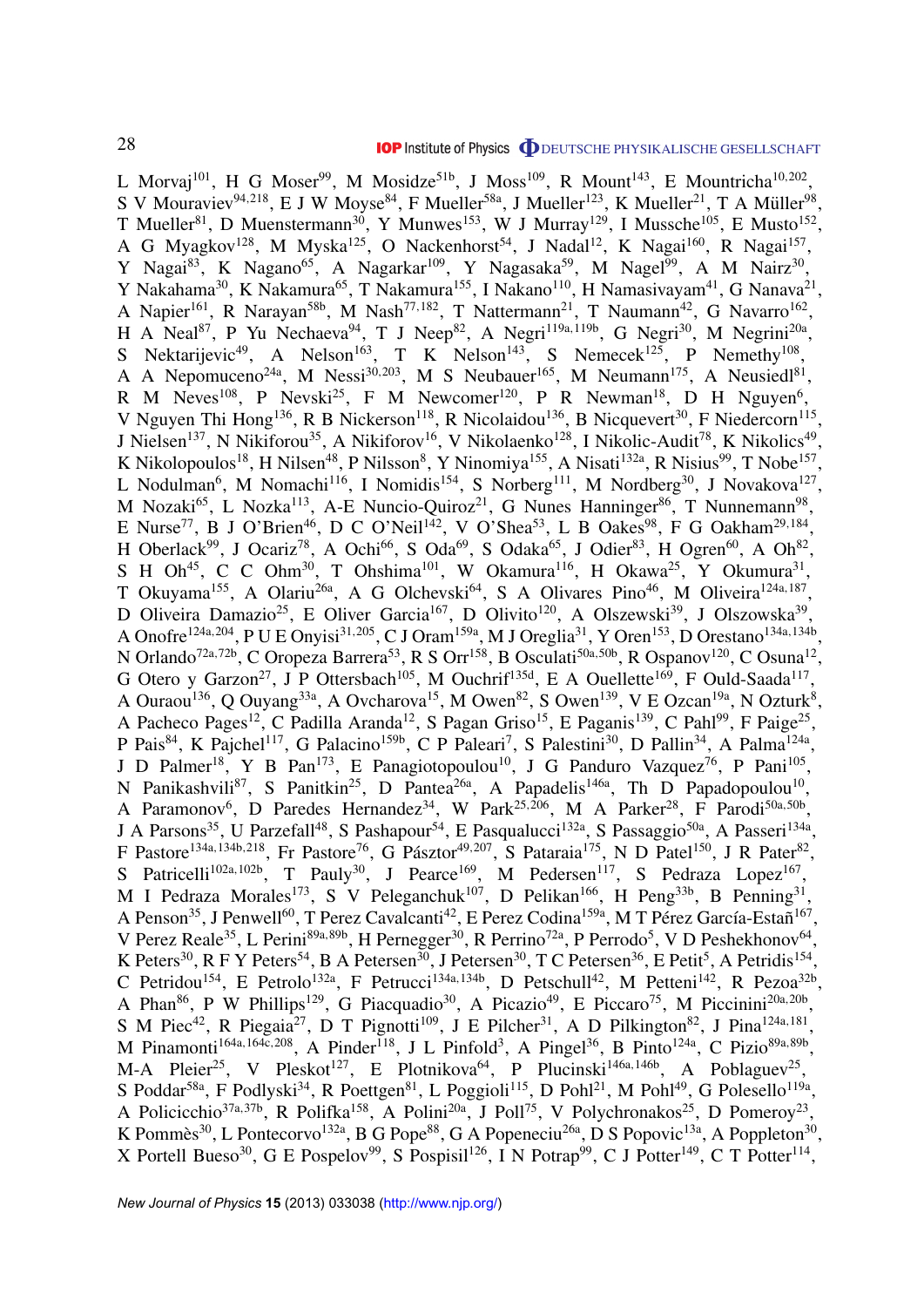L Morvaj[101], H G Moser[99], M Mosidze[51b], J Moss[109], R Mount[143], E Mountricha[10,202], S V Mouraviev[94,218], E J W Moyse[84], F Mueller[58a], J Mueller[123], K Mueller[21], T A Müller[98], T Mueller[81], D Muenstermann[30], Y Munwes[153], W J Murray[129], I Mussche[105], E Musto[152], A G Myagkov[128], M Myska[125], O Nackenhorst[54], J Nadal[12], K Nagai[160], R Nagai[157], Y Nagai[83], K Nagano[65], A Nagarkar[109], Y Nagasaka[59], M Nagel[99], A M Nairz[30], Y Nakahama[30], K Nakamura[65], T Nakamura[155], I Nakano[110], H Namasivayam[41], G Nanava[21], A Napier[161], R Narayan[58b], M Nash[77,182], T Nattermann[21], T Naumann[42], G Navarro[162], H A Neal[87], P Yu Nechaeva[94], T J Neep[82], A Negri[119a,119b], G Negri[30], M Negrini[20a], S Nektarijevic[49], A Nelson[163], T K Nelson[143], S Nemecek[125], P Nemethy[108], A A Nepomuceno[24a], M Nessi[30,203], M S Neubauer[165], M Neumann[175], A Neusiedl[81], R M Neves[108], P Nevski[25], F M Newcomer[120], P R Newman[18], D H Nguyen[6], V Nguyen Thi Hong[136], R B Nickerson[118], R Nicolaidou[136], B Nicquevert[30], F Niedercorn[115], J Nielsen[137], N Nikiforou[35], A Nikiforov[16], V Nikolaenko[128], I Nikolic-Audit[78], K Nikolics[49], K Nikolopoulos[18], H Nilsen[48], P Nilsson[8], Y Ninomiya[155], A Nisati[132a], R Nisius[99], T Nobe[157], L Nodulman[6], M Nomachi[116], I Nomidis[154], S Norberg[111], M Nordberg[30], J Novakova[127], M Nozaki[65], L Nozka[113], A-E Nuncio-Quiroz[21], G Nunes Hanninger[86], T Nunnemann[98], E Nurse[77], B J O'Brien[46], D C O'Neil[142], V O'Shea[53], L B Oakes[98], F G Oakham[29,184], H Oberlack[99], J Ocariz[78], A Ochi[66], S Oda[69], S Odaka[65], J Odier[83], H Ogren[60], A Oh[82], S H Oh[45], C C Ohm[30], T Ohshima[101], W Okamura[116], H Okawa[25], Y Okumura[31], T Okuyama[155], A Olariu[26a], A G Olchevski[64], S A Olivares Pino[46], M Oliveira[124a,187], D Oliveira Damazio[25], E Oliver Garcia[167], D Olivito[120], A Olszewski[39], J Olszowska[39], A Onofre[124a,204], P U E Onyisi[31,205], C J Oram[159a], M J Oreglia[31], Y Oren[153], D Orestano[134a,134b], N Orlando[72a,72b], C Oropeza Barrera[53], R S Orr[158], B Osculati[50a,50b], R Ospanov[120], C Osuna[12], G Otero y Garzon[27], J P Ottersbach[105], M Ouchrif[135d], E A Ouellette[169], F Ould-Saada[117], A Ouraou[136], Q Ouyang[33a], A Ovcharova[15], M Owen[82], S Owen[139], V E Ozcan[19a], N Ozturk[8], A Pacheco Pages[12], C Padilla Aranda[12], S Pagan Griso[15], E Paganis[139], C Pahl[99], F Paige[25], P Pais[84], K Pajchel[117], G Palacino[159b], C P Paleari[7], S Palestini[30], D Pallin[34], A Palma[124a], J D Palmer[18], Y B Pan[173], E Panagiotopoulou[10], J G Panduro Vazquez[76], P Pani[105], N Panikashvili[87], S Panitkin[25], D Pantea[26a], A Papadelis[146a], Th D Papadopoulou[10], A Paramonov[6], D Paredes Hernandez[34], W Park[25,206], M A Parker[28], F Parodi[50a,50b], J A Parsons[35], U Parzefall[48], S Pashapour[54], E Pasqualucci[132a], S Passaggio[50a], A Passeri[134a], F Pastore[134a,134b,218], Fr Pastore[76], G Pásztor[49,207], S Pataraia[175], N D Patel[150], J R Pater[82], S Patricelli[102a,102b], T Pauly[30], J Pearce[169], M Pedersen[117], S Pedraza Lopez[167], M I Pedraza Morales[173], S V Peleganchuk[107], D Pelikan[166], H Peng[33b], B Penning[31], A Penson[35], J Penwell[60], T Perez Cavalcanti[42], E Perez Codina[159a], M T Pérez García-Estañ[167], V Perez Reale[35], L Perini[89a,89b], H Pernegger[30], R Perrino[72a], P Perrodo[5], V D Peshekhonov[64], K Peters[30], R F Y Peters[54], B A Petersen[30], J Petersen[30], T C Petersen[36], E Petit[5], A Petridis[154], C Petridou[154], E Petrolo[132a], F Petrucci[134a,134b], D Petschull[42], M Petteni[142], R Pezoa[32b], A Phan[86], P W Phillips[129], G Piacquadio[30], A Picazio[49], E Piccaro[75], M Piccinini[20a,20b], S M Piec[42], R Piegaia[27], D T Pignotti[109], J E Pilcher[31], A D Pilkington[82], J Pina[124a,181], M Pinamonti[164a,164c,208], A Pinder[118], J L Pinfold[3], A Pingel[36], B Pinto[124a], C Pizio[89a,89b], M-A Pleier[25], V Pleskot[127], E Plotnikova[64], P Plucinski[146a,146b], A Poblaguev[25], S Poddar[58a], F Podlyski[34], R Poettgen[81], L Poggioli[115], D Pohl[21], M Pohl[49], G Polesello[119a], A Policicchio[37a,37b], R Polifka[158], A Polini[20a], J Poll[75], V Polychronakos[25], D Pomeroy[23], K Pommès[30], L Pontecorvo[132a], B G Pope[88], G A Popeneciu[26a], D S Popovic[13a], A Poppleton[30], X Portell Bueso[30], G E Pospelov[99], S Pospisil[126], I N Potrap[99], C J Potter[149], C T Potter[114],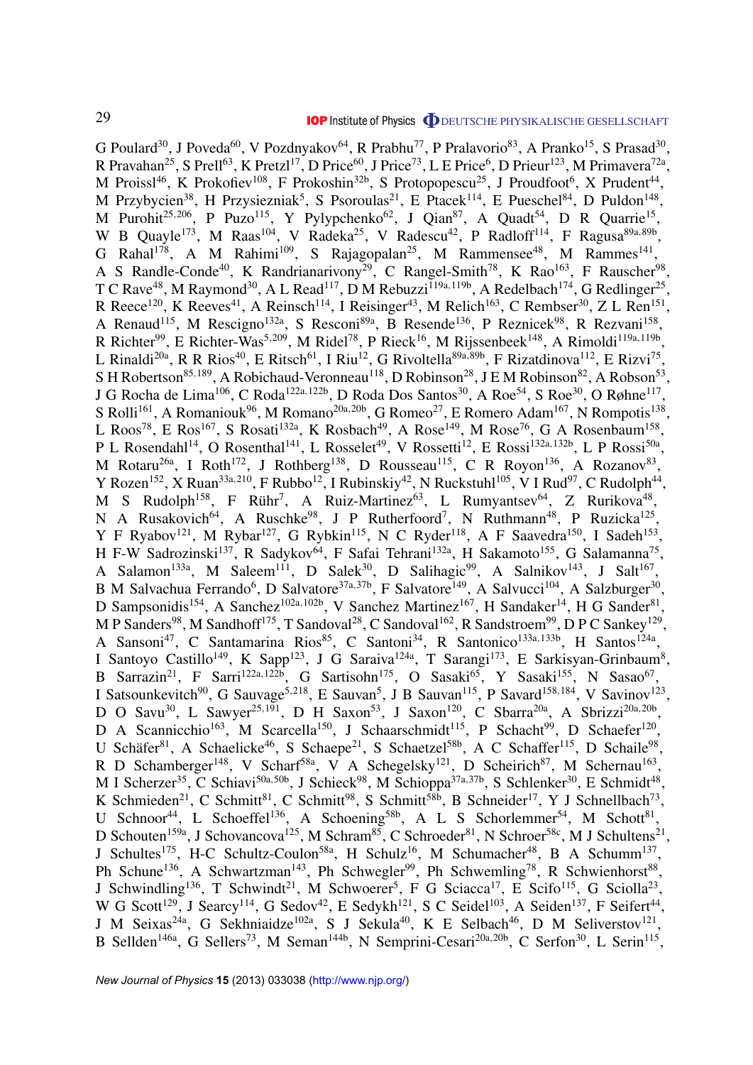G Poulard[30], J Poveda[60], V Pozdnyakov[64], R Prabhu[77], P Pralavorio[83], A Pranko[15], S Prasad[30], R Pravahan[25], S Prell[63], K Pretzl[17], D Price[60], J Price[73], L E Price[6], D Prieur[123], M Primavera[72a], M Proissl[46], K Prokofiev[108], F Prokoshin[32b], S Protopopescu[25], J Proudfoot[6], X Prudent[44], M Przybycien[38], H Przysiezniak[5], S Psoroulas[21], E Ptacek[114], E Pueschel[84], D Puldon[148], M Purohit[25,206], P Puzo[115], Y Pylypchenko[62], J Qian[87], A Quadt[54], D R Quarrie[15], W B Quayle[173], M Raas[104], V Radeka[25], V Radescu[42], P Radloff[114], F Ragusa[89a,89b], G Rahal[178], A M Rahimi[109], S Rajagopalan[25], M Rammensee[48], M Rammes[141], A S Randle-Conde[40], K Randrianarivony[29], C Rangel-Smith[78], K Rao[163], F Rauscher[98], T C Rave[48], M Raymond[30], A L Read[117], D M Rebuzzi[119a,119b], A Redelbach[174], G Redlinger[25], R Reece[120], K Reeves[41], A Reinsch[114], I Reisinger[43], M Relich[163], C Rembser[30], Z L Ren[151], A Renaud[115], M Rescigno[132a], S Resconi[89a], B Resende[136], P Reznicek[98], R Rezvani[158], R Richter[99], E Richter-Was[5,209], M Ridel[78], P Rieck[16], M Rijssenbeek[148], A Rimoldi[119a,119b], L Rinaldi[20a], R R Rios[40], E Ritsch[61], I Riu[12], G Rivoltella[89a,89b], F Rizatdinova[112], E Rizvi[75], S H Robertson[85,189], A Robichaud-Veronneau[118], D Robinson[28], J E M Robinson[82], A Robson[53], J G Rocha de Lima[106], C Roda[122a,122b], D Roda Dos Santos[30], A Roe[54], S Roe[30], O Røhne[117], S Rolli[161], A Romaniouk[96], M Romano[20a,20b], G Romeo[27], E Romero Adam[167], N Rompotis[138], L Roos[78], E Ros[167], S Rosati[132a], K Rosbach[49], A Rose[149], M Rose[76], G A Rosenbaum[158], P L Rosendahl[14], O Rosenthal[141], L Rosselet[49], V Rossetti[12], E Rossi[132a,132b], L P Rossi[50a], M Rotaru[26a], I Roth[172], J Rothberg[138], D Rousseau[115], C R Royon[136], A Rozanov[83], Y Rozen[152], X Ruan[33a,210], F Rubbo[12], I Rubinskiy[42], N Ruckstuhl[105], V I Rud[97], C Rudolph[44], M S Rudolph[158], F Rühr[7], A Ruiz-Martinez[63], L Rumyantsev[64], Z Rurikova[48], N A Rusakovich[64], A Ruschke[98], J P Rutherfoord[7], N Ruthmann[48], P Ruzicka[125], Y F Ryabov[121], M Rybar[127], G Rybkin[115], N C Ryder[118], A F Saavedra[150], I Sadeh[153], H F-W Sadrozinski[137], R Sadykov[64], F Safai Tehrani[132a], H Sakamoto[155], G Salamanna[75], A Salamon[133a], M Saleem[111], D Salek[30], D Salihagic[99], A Salnikov[143], J Salt[167], B M Salvachua Ferrando[6], D Salvatore[37a,37b], F Salvatore[149], A Salvucci[104], A Salzburger[30], D Sampsonidis[154], A Sanchez[102a,102b], V Sanchez Martinez[167], H Sandaker[14], H G Sander[81], M P Sanders[98], M Sandhoff[175], T Sandoval[28], C Sandoval[162], R Sandstroem[99], D P C Sankey[129], A Sansoni[47], C Santamarina Rios[85], C Santoni[34], R Santonico[133a,133b], H Santos[124a], I Santoyo Castillo[149], K Sapp[123], J G Saraiva[124a], T Sarangi[173], E Sarkisyan-Grinbaum[8], B Sarrazin[21], F Sarri[122a,122b], G Sartisohn[175], O Sasaki[65], Y Sasaki[155], N Sasao[67], I Satsounkevitch[90], G Sauvage[5,218], E Sauvan[5], J B Sauvan[115], P Savard[158,184], V Savinov[123], D O Savu[30], L Sawyer[25,191], D H Saxon[53], J Saxon[120], C Sbarra[20a], A Sbrizzi[20a,20b], D A Scannicchio[163], M Scarcella[150], J Schaarschmidt[115], P Schacht[99], D Schaefer[120], U Schäfer[81], A Schaelicke[46], S Schaepe[21], S Schaetzel[58b], A C Schaffer[115], D Schaile[98], R D Schamberger[148], V Scharf[58a], V A Schegelsky[121], D Scheirich[87], M Schernau[163], M I Scherzer[35], C Schiavi[50a,50b], J Schieck[98], M Schioppa[37a,37b], S Schlenker[30], E Schmidt[48], K Schmieden[21], C Schmitt[81], C Schmitt[98], S Schmitt[58b], B Schneider[17], Y J Schnellbach[73], U Schnoor[44], L Schoeffel[136], A Schoening[58b], A L S Schorlemmer[54], M Schott[81], D Schouten[159a], J Schovancova[125], M Schram[85], C Schroeder[81], N Schroer[58c], M J Schultens[21], J Schultes[175], H-C Schultz-Coulon[58a], H Schulz[16], M Schumacher[48], B A Schumm[137], Ph Schune[136], A Schwartzman[143], Ph Schwegler[99], Ph Schwemling[78], R Schwienhorst[88], J Schwindling[136], T Schwindt[21], M Schwoerer[5], F G Sciacca[17], E Scifo[115], G Sciolla[23], W G Scott[129], J Searcy[114], G Sedov[42], E Sedykh[121], S C Seidel[103], A Seiden[137], F Seifert[44], J M Seixas[24a], G Sekhniaidze[102a], S J Sekula[40], K E Selbach[46], D M Seliverstov[121], B Sellden[146a], G Sellers[73], M Seman[144b], N Semprini-Cesari[20a,20b], C Serfon[30], L Serin[115],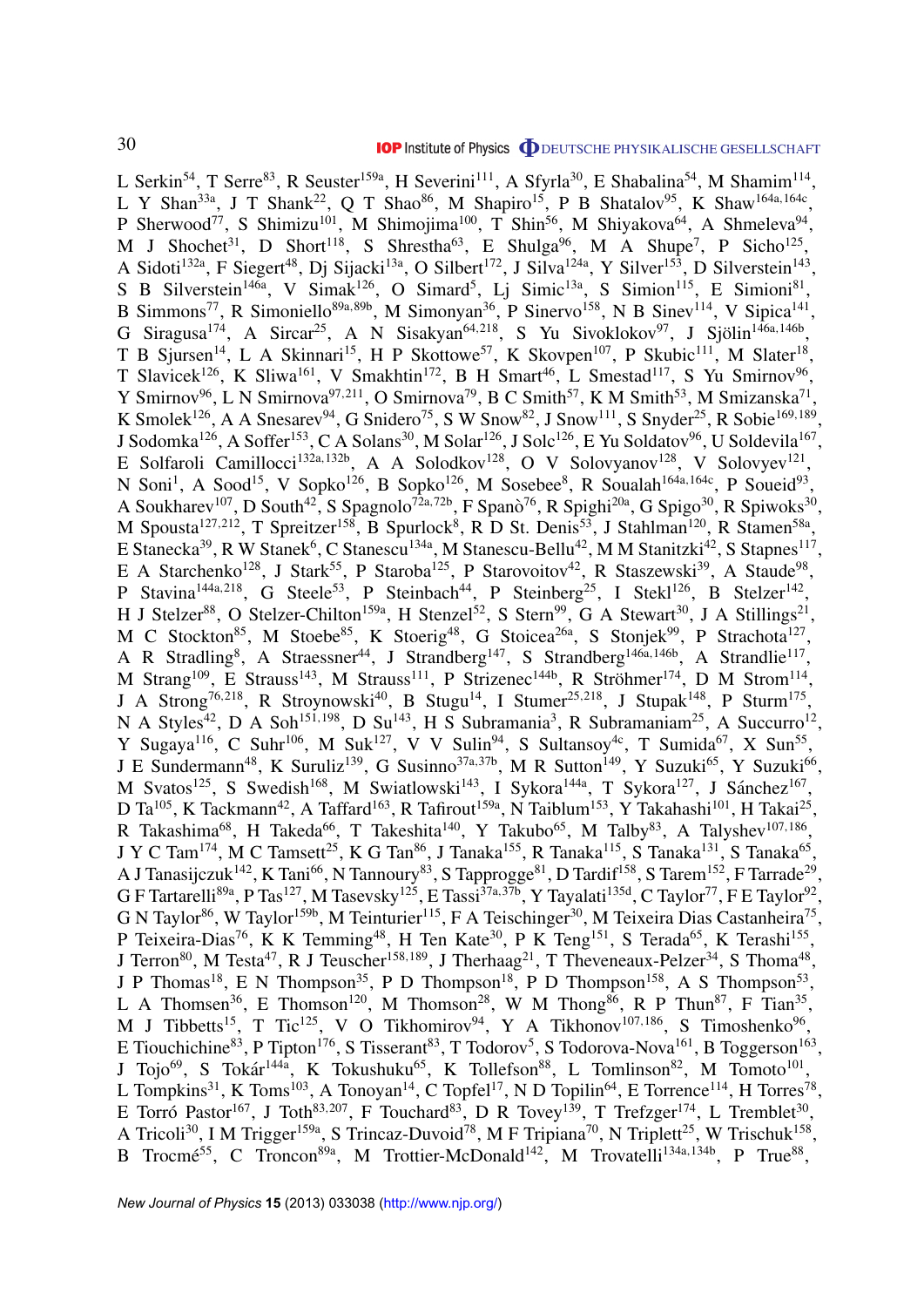L Serkin[54], T Serre[83], R Seuster[159a], H Severini[111], A Sfyrla[30], E Shabalina[54], M Shamim[114], L Y Shan[33a], J T Shank[22], Q T Shao[86], M Shapiro[15], P B Shatalov[95], K Shaw[164a,164c], P Sherwood[77], S Shimizu[101], M Shimojima[100], T Shin[56], M Shiyakova[64], A Shmeleva[94], M J Shochet[31], D Short[118], S Shrestha[63], E Shulga[96], M A Shupe[7], P Sicho[125], A Sidoti[132a], F Siegert[48], Dj Sijacki[13a], O Silbert[172], J Silva[124a], Y Silver[153], D Silverstein[143], S B Silverstein[146a], V Simak[126], O Simard[5], Lj Simic[13a], S Simion[115], E Simioni[81], B Simmons[77], R Simoniello[89a,89b], M Simonyan[36], P Sinervo[158], N B Sinev[114], V Sipica[141], G Siragusa[174], A Sircar[25], A N Sisakyan[64,218], S Yu Sivoklokov[97], J Sjölin[146a,146b], T B Sjursen[14], L A Skinnari[15], H P Skottowe[57], K Skovpen[107], P Skubic[111], M Slater[18], T Slavicek[126], K Sliwa[161], V Smakhtin[172], B H Smart[46], L Smestad[117], S Yu Smirnov[96], Y Smirnov[96], L N Smirnova[97,211], O Smirnova[79], B C Smith[57], K M Smith[53], M Smizanska[71], K Smolek[126], A A Snesarev[94], G Snidero[75], S W Snow[82], J Snow[111], S Snyder[25], R Sobie[169,189], J Sodomka[126], A Soffer[153], C A Solans[30], M Solar[126], J Solc[126], E Yu Soldatov[96], U Soldevila[167], E Solfaroli Camillocci[132a,132b], A A Solodkov[128], O V Solovyanov[128], V Solovyev[121], N Soni[1], A Sood[15], V Sopko[126], B Sopko[126], M Sosebee[8], R Soualah[164a,164c], P Soueid[93], A Soukharev[107], D South[42], S Spagnolo[72a,72b], F Spanò[76], R Spighi[20a], G Spigo[30], R Spiwoks[30], M Spousta[127,212], T Spreitzer[158], B Spurlock[8], R D St. Denis[53], J Stahlman[120], R Stamen[58a], E Stanecka[39], R W Stanek[6], C Stanescu[134a], M Stanescu-Bellu[42], M M Stanitzki[42], S Stapnes[117], E A Starchenko[128], J Stark[55], P Staroba[125], P Starovoitov[42], R Staszewski[39], A Staude[98], P Stavina[144a,218], G Steele[53], P Steinbach[44], P Steinberg[25], I Stekl[126], B Stelzer[142], H J Stelzer[88], O Stelzer-Chilton[159a], H Stenzel[52], S Stern[99], G A Stewart[30], J A Stillings[21], M C Stockton[85], M Stoebe[85], K Stoerig[48], G Stoicea[26a], S Stonjek[99], P Strachota[127], A R Stradling[8], A Straessner[44], J Strandberg[147], S Strandberg[146a,146b], A Strandlie[117], M Strang[109], E Strauss[143], M Strauss[111], P Strizenec[144b], R Ströhmer[174], D M Strom[114], J A Strong[76,218], R Stroynowski[40], B Stugu[14], I Stumer[25,218], J Stupak[148], P Sturm[175], N A Styles[42], D A Soh[151,198], D Su[143], H S Subramania[3], R Subramaniam[25], A Succurro[12], Y Sugaya[116], C Suhr[106], M Suk[127], V V Sulin[94], S Sultansoy[4c], T Sumida[67], X Sun[55], J E Sundermann[48], K Suruliz[139], G Susinno[37a,37b], M R Sutton[149], Y Suzuki[65], Y Suzuki[66], M Svatos[125], S Swedish[168], M Swiatlowski[143], I Sykora[144a], T Sykora[127], J Sánchez[167], D Ta[105], K Tackmann[42], A Taffard[163], R Tafirout[159a], N Taiblum[153], Y Takahashi[101], H Takai[25], R Takashima[68], H Takeda[66], T Takeshita[140], Y Takubo[65], M Talby[83], A Talyshev[107,186], J Y C Tam[174], M C Tamsett[25], K G Tan[86], J Tanaka[155], R Tanaka[115], S Tanaka[131], S Tanaka[65], A J Tanasijczuk[142], K Tani[66], N Tannoury[83], S Tapprogge[81], D Tardif[158], S Tarem[152], F Tarrade[29], G F Tartarelli[89a], P Tas[127], M Tasevsky[125], E Tassi[37a,37b], Y Tayalati[135d], C Taylor[77], F E Taylor[92], G N Taylor[86], W Taylor[159b], M Teinturier[115], F A Teischinger[30], M Teixeira Dias Castanheira[75], P Teixeira-Dias[76], K K Temming[48], H Ten Kate[30], P K Teng[151], S Terada[65], K Terashi[155], J Terron[80], M Testa[47], R J Teuscher[158,189], J Therhaag[21], T Theveneaux-Pelzer[34], S Thoma[48], J P Thomas[18], E N Thompson[35], P D Thompson[18], P D Thompson[158], A S Thompson[53], L A Thomsen[36], E Thomson[120], M Thomson[28], W M Thong[86], R P Thun[87], F Tian[35], M J Tibbetts[15], T Tic[125], V O Tikhomirov[94], Y A Tikhonov[107,186], S Timoshenko[96], E Tiouchichine[83], P Tipton[176], S Tisserant[83], T Todorov[5], S Todorova-Nova[161], B Toggerson[163], J Tojo[69], S Tokár[144a], K Tokushuku[65], K Tollefson[88], L Tomlinson[82], M Tomoto[101], L Tompkins[31], K Toms[103], A Tonoyan[14], C Topfel[17], N D Topilin[64], E Torrence[114], H Torres[78], E Torró Pastor[167], J Toth[83,207], F Touchard[83], D R Tovey[139], T Trefzger[174], L Tremblet[30], A Tricoli[30], I M Trigger[159a], S Trincaz-Duvoid[78], M F Tripiana[70], N Triplett[25], W Trischuk[158], B Trocmé[55], C Troncon[89a], M Trottier-McDonald[142], M Trovatelli[134a,134b], P True[88],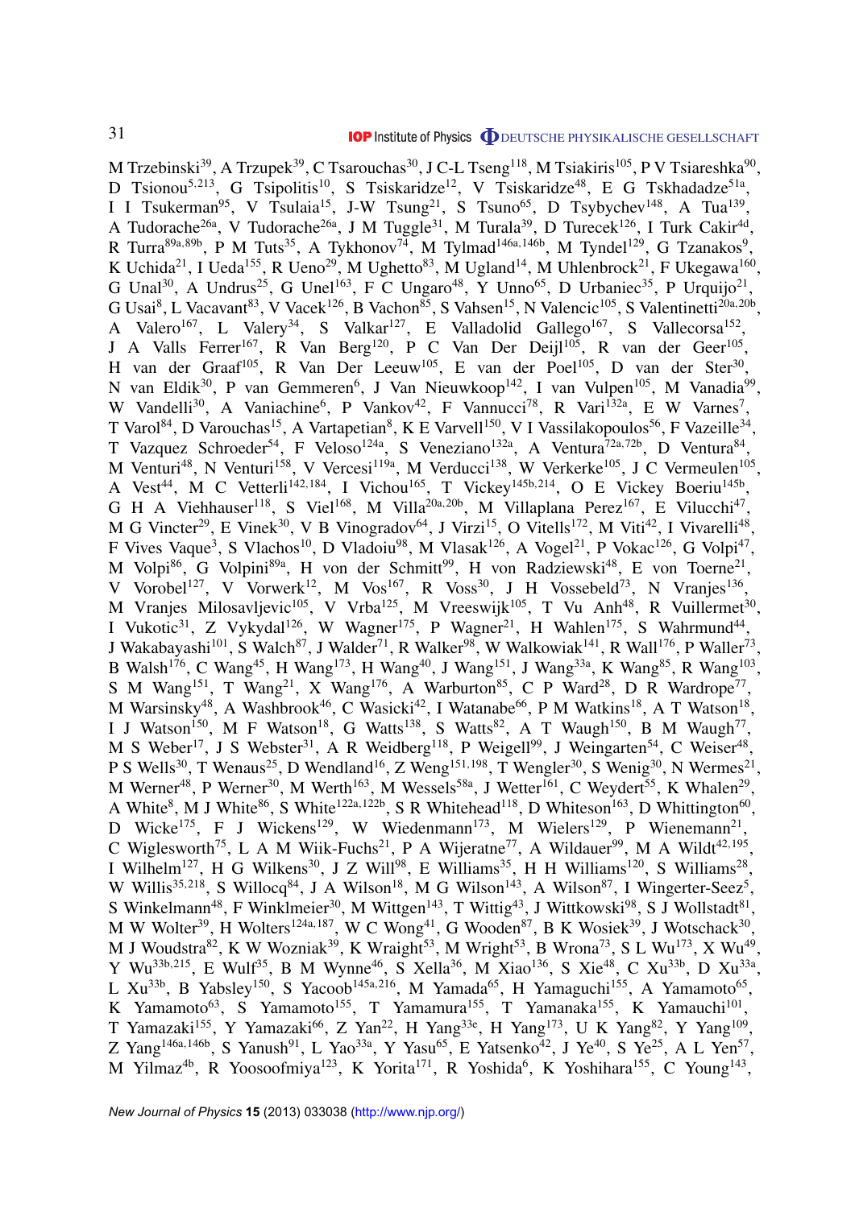M Trzebinski[39], A Trzupek[39], C Tsarouchas[30], J C-L Tseng[118], M Tsiakiris[105], P V Tsiareshka[90], D Tsionou[5,213], G Tsipolitis[10], S Tsiskaridze[12], V Tsiskaridze[48], E G Tskhadadze[51a], I I Tsukerman[95], V Tsulaia[15], J-W Tsung[21], S Tsuno[65], D Tsybychev[148], A Tua[139], A Tudorache[26a], V Tudorache[26a], J M Tuggle[31], M Turala[39], D Turecek[126], I Turk Cakir[4d], R Turra[89a,89b], P M Tuts[35], A Tykhonov[74], M Tylmad[146a,146b], M Tyndel[129], G Tzanakos[9], K Uchida[21], I Ueda[155], R Ueno[29], M Ughetto[83], M Ugland[14], M Uhlenbrock[21], F Ukegawa[160], G Unal[30], A Undrus[25], G Unel[163], F C Ungaro[48], Y Unno[65], D Urbaniec[35], P Urquijo[21], G Usai[8], L Vacavant[83], V Vacek[126], B Vachon[85], S Vahsen[15], N Valencic[105], S Valentinetti[20a,20b], A Valero[167], L Valery[34], S Valkar[127], E Valladolid Gallego[167], S Vallecorsa[152], J A Valls Ferrer[167], R Van Berg[120], P C Van Der Deijl[105], R van der Geer[105], H van der Graaf[105], R Van Der Leeuw[105], E van der Poel[105], D van der Ster[30], N van Eldik[30], P van Gemmeren[6], J Van Nieuwkoop[142], I van Vulpen[105], M Vanadia[99], W Vandelli[30], A Vaniachine[6], P Vankov[42], F Vannucci[78], R Vari[132a], E W Varnes[7], T Varol[84], D Varouchas[15], A Vartapetian[8], K E Varvell[150], V I Vassilakopoulos[56], F Vazeille[34], T Vazquez Schroeder[54], F Veloso[124a], S Veneziano[132a], A Ventura[72a,72b], D Ventura[84], M Venturi[48], N Venturi[158], V Vercesi[119a], M Verducci[138], W Verkerke[105], J C Vermeulen[105], A Vest[44], M C Vetterli[142,184], I Vichou[165], T Vickey[145b,214], O E Vickey Boeriu[145b], G H A Viehhauser[118], S Viel[168], M Villa[20a,20b], M Villaplana Perez[167], E Vilucchi[47], M G Vincter[29], E Vinek[30], V B Vinogradov[64], J Virzi[15], O Vitells[172], M Viti[42], I Vivarelli[48], F Vives Vaque[3], S Vlachos[10], D Vladoiu[98], M Vlasak[126], A Vogel[21], P Vokac[126], G Volpi[47], M Volpi[86], G Volpini[89a], H von der Schmitt[99], H von Radziewski[48], E von Toerne[21], V Vorobel[127], V Vorwerk[12], M Vos[167], R Voss[30], J H Vossebeld[73], N Vranjes[136], M Vranjes Milosavljevic[105], V Vrba[125], M Vreeswijk[105], T Vu Anh[48], R Vuillermet[30], I Vukotic[31], Z Vykydal[126], W Wagner[175], P Wagner[21], H Wahlen[175], S Wahrmund[44], J Wakabayashi[101], S Walch[87], J Walder[71], R Walker[98], W Walkowiak[141], R Wall[176], P Waller[73], B Walsh[176], C Wang[45], H Wang[173], H Wang[40], J Wang[151], J Wang[33a], K Wang[85], R Wang[103], S M Wang[151], T Wang[21], X Wang[176], A Warburton[85], C P Ward[28], D R Wardrope[77], M Warsinsky[48], A Washbrook[46], C Wasicki[42], I Watanabe[66], P M Watkins[18], A T Watson[18], I J Watson[150], M F Watson[18], G Watts[138], S Watts[82], A T Waugh[150], B M Waugh[77], M S Weber[17], J S Webster[31], A R Weidberg[118], P Weigell[99], J Weingarten[54], C Weiser[48], P S Wells[30], T Wenaus[25], D Wendland[16], Z Weng[151,198], T Wengler[30], S Wenig[30], N Wermes[21], M Werner[48], P Werner[30], M Werth[163], M Wessels[58a], J Wetter[161], C Weydert[55], K Whalen[29], A White[8], M J White[86], S White[122a,122b], S R Whitehead[118], D Whiteson[163], D Whittington[60], D Wicke[175], F J Wickens[129], W Wiedenmann[173], M Wielers[129], P Wienemann[21], C Wiglesworth[75], L A M Wiik-Fuchs[21], P A Wijeratne[77], A Wildauer[99], M A Wildt[42,195], I Wilhelm[127], H G Wilkens[30], J Z Will[98], E Williams[35], H H Williams[120], S Williams[28], W Willis[35,218], S Willocq[84], J A Wilson[18], M G Wilson[143], A Wilson[87], I Wingerter-Seez[5], S Winkelmann[48], F Winklmeier[30], M Wittgen[143], T Wittig[43], J Wittkowski[98], S J Wollstadt[81], M W Wolter[39], H Wolters[124a,187], W C Wong[41], G Wooden[87], B K Wosiek[39], J Wotschack[30], M J Woudstra[82], K W Wozniak[39], K Wraight[53], M Wright[53], B Wrona[73], S L Wu[173], X Wu[49], Y Wu[33b,215], E Wulf[35], B M Wynne[46], S Xella[36], M Xiao[136], S Xie[48], C Xu[33b], D Xu[33a], L Xu[33b], B Yabsley[150], S Yacoob[145a,216], M Yamada[65], H Yamaguchi[155], A Yamamoto[65], K Yamamoto[63], S Yamamoto[155], T Yamamura[155], T Yamanaka[155], K Yamauchi[101], T Yamazaki[155], Y Yamazaki[66], Z Yan[22], H Yang[33e], H Yang[173], U K Yang[82], Y Yang[109], Z Yang[146a,146b], S Yanush[91], L Yao[33a], Y Yasu[65], E Yatsenko[42], J Ye[40], S Ye[25], A L Yen[57], M Yilmaz[4b], R Yoosoofmiya[123], K Yorita[171], R Yoshida[6], K Yoshihara[155], C Young[143],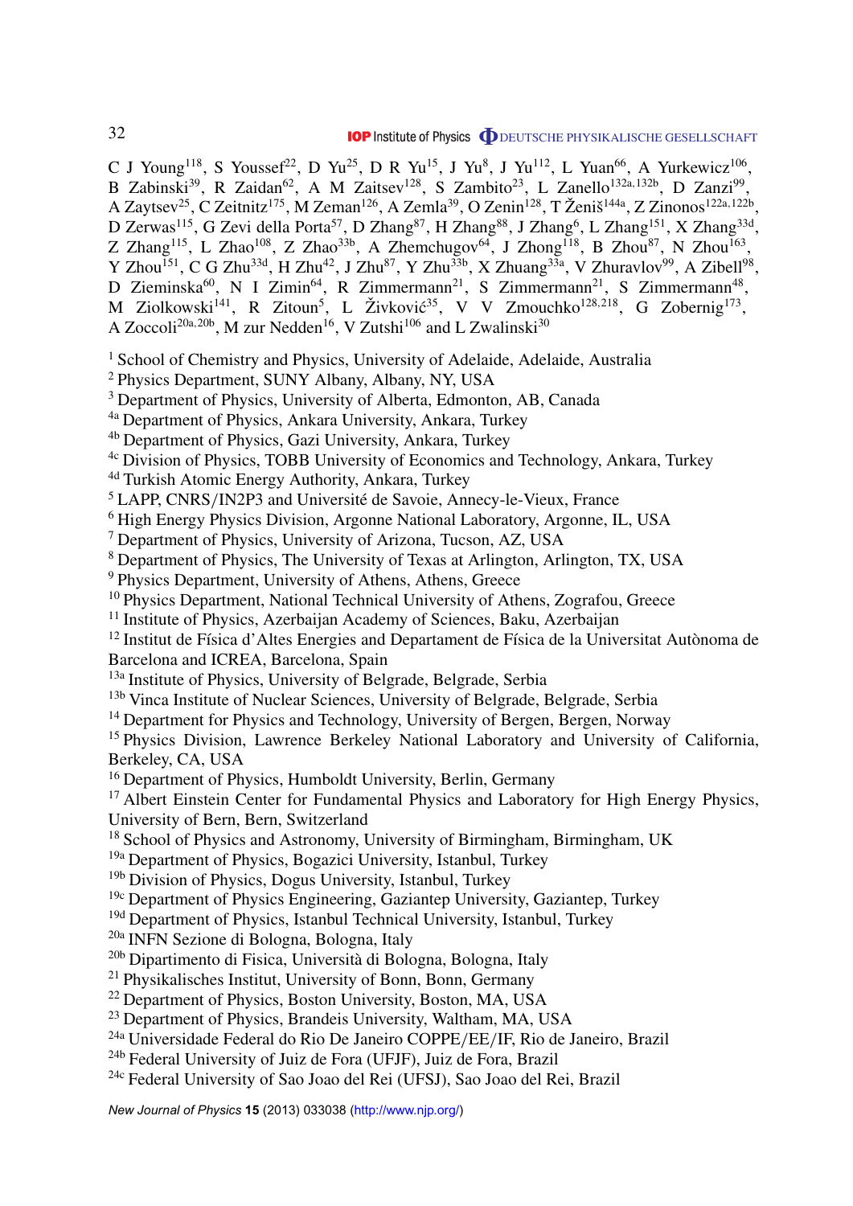C J Young[118], S Youssef[22], D Yu[25], D R Yu[15], J Yu[8], J Yu[112], L Yuan[66], A Yurkewicz[106], B Zabinski[39], R Zaidan[62], A M Zaitsev[128], S Zambito[23], L Zanello[132a,132b], D Zanzi[99], A Zaytsev[25], C Zeitnitz[175], M Zeman[126], A Zemla[39], O Zenin[128], T Ženiš[144a], Z Zinonos[122a,122b], D Zerwas[115], G Zevi della Porta[57], D Zhang[87], H Zhang[88], J Zhang[6], L Zhang[151], X Zhang[33d], Z Zhang[115], L Zhao[108], Z Zhao[33b], A Zhemchugov[64], J Zhong[118], B Zhou[87], N Zhou[163], Y Zhou[151], C G Zhu[33d], H Zhu[42], J Zhu[87], Y Zhu[33b], X Zhuang[33a], V Zhuravlov[99], A Zibell[98], D Zieminska[60], N I Zimin[64], R Zimmermann[21], S Zimmermann[21], S Zimmermann[48], M Ziolkowski[141], R Zitoun[5], L Živković[35], V V Zmouchko[128,218], G Zobernig[173], A Zoccoli[20a,20b], M zur Nedden[16], V Zutshi[106] and L Zwalinski[30]

[1] School of Chemistry and Physics, University of Adelaide, Adelaide, Australia
[2] Physics Department, SUNY Albany, Albany, NY, USA
[3] Department of Physics, University of Alberta, Edmonton, AB, Canada
[4a] Department of Physics, Ankara University, Ankara, Turkey
[4b] Department of Physics, Gazi University, Ankara, Turkey
[4c] Division of Physics, TOBB University of Economics and Technology, Ankara, Turkey
[4d] Turkish Atomic Energy Authority, Ankara, Turkey
[5] LAPP, CNRS/IN2P3 and Université de Savoie, Annecy-le-Vieux, France
[6] High Energy Physics Division, Argonne National Laboratory, Argonne, IL, USA
[7] Department of Physics, University of Arizona, Tucson, AZ, USA
[8] Department of Physics, The University of Texas at Arlington, Arlington, TX, USA
[9] Physics Department, University of Athens, Athens, Greece
[10] Physics Department, National Technical University of Athens, Zografou, Greece
[11] Institute of Physics, Azerbaijan Academy of Sciences, Baku, Azerbaijan
[12] Institut de Física d'Altes Energies and Departament de Física de la Universitat Autònoma de Barcelona and ICREA, Barcelona, Spain
[13a] Institute of Physics, University of Belgrade, Belgrade, Serbia
[13b] Vinca Institute of Nuclear Sciences, University of Belgrade, Belgrade, Serbia
[14] Department for Physics and Technology, University of Bergen, Bergen, Norway
[15] Physics Division, Lawrence Berkeley National Laboratory and University of California, Berkeley, CA, USA
[16] Department of Physics, Humboldt University, Berlin, Germany
[17] Albert Einstein Center for Fundamental Physics and Laboratory for High Energy Physics, University of Bern, Bern, Switzerland
[18] School of Physics and Astronomy, University of Birmingham, Birmingham, UK
[19a] Department of Physics, Bogazici University, Istanbul, Turkey
[19b] Division of Physics, Dogus University, Istanbul, Turkey
[19c] Department of Physics Engineering, Gaziantep University, Gaziantep, Turkey
[19d] Department of Physics, Istanbul Technical University, Istanbul, Turkey
[20a] INFN Sezione di Bologna, Bologna, Italy
[20b] Dipartimento di Fisica, Università di Bologna, Bologna, Italy
[21] Physikalisches Institut, University of Bonn, Bonn, Germany
[22] Department of Physics, Boston University, Boston, MA, USA
[23] Department of Physics, Brandeis University, Waltham, MA, USA
[24a] Universidade Federal do Rio De Janeiro COPPE/EE/IF, Rio de Janeiro, Brazil
[24b] Federal University of Juiz de Fora (UFJF), Juiz de Fora, Brazil
[24c] Federal University of Sao Joao del Rei (UFSJ), Sao Joao del Rei, Brazil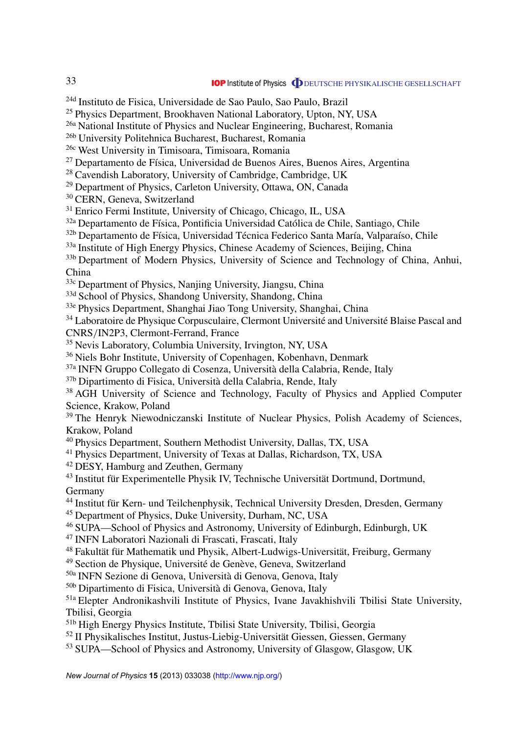[24d] Instituto de Fisica, Universidade de Sao Paulo, Sao Paulo, Brazil
[25] Physics Department, Brookhaven National Laboratory, Upton, NY, USA
[26a] National Institute of Physics and Nuclear Engineering, Bucharest, Romania
[26b] University Politehnica Bucharest, Bucharest, Romania
[26c] West University in Timisoara, Timisoara, Romania
[27] Departamento de Física, Universidad de Buenos Aires, Buenos Aires, Argentina
[28] Cavendish Laboratory, University of Cambridge, Cambridge, UK
[29] Department of Physics, Carleton University, Ottawa, ON, Canada
[30] CERN, Geneva, Switzerland
[31] Enrico Fermi Institute, University of Chicago, Chicago, IL, USA
[32a] Departamento de Física, Pontificia Universidad Católica de Chile, Santiago, Chile
[32b] Departamento de Física, Universidad Técnica Federico Santa María, Valparaíso, Chile
[33a] Institute of High Energy Physics, Chinese Academy of Sciences, Beijing, China
[33b] Department of Modern Physics, University of Science and Technology of China, Anhui, China
[33c] Department of Physics, Nanjing University, Jiangsu, China
[33d] School of Physics, Shandong University, Shandong, China
[33e] Physics Department, Shanghai Jiao Tong University, Shanghai, China
[34] Laboratoire de Physique Corpusculaire, Clermont Université and Université Blaise Pascal and CNRS/IN2P3, Clermont-Ferrand, France
[35] Nevis Laboratory, Columbia University, Irvington, NY, USA
[36] Niels Bohr Institute, University of Copenhagen, Kobenhavn, Denmark
[37a] INFN Gruppo Collegato di Cosenza, Università della Calabria, Rende, Italy
[37b] Dipartimento di Fisica, Università della Calabria, Rende, Italy
[38] AGH University of Science and Technology, Faculty of Physics and Applied Computer Science, Krakow, Poland
[39] The Henryk Niewodniczanski Institute of Nuclear Physics, Polish Academy of Sciences, Krakow, Poland
[40] Physics Department, Southern Methodist University, Dallas, TX, USA
[41] Physics Department, University of Texas at Dallas, Richardson, TX, USA
[42] DESY, Hamburg and Zeuthen, Germany
[43] Institut für Experimentelle Physik IV, Technische Universität Dortmund, Dortmund, Germany
[44] Institut für Kern- und Teilchenphysik, Technical University Dresden, Dresden, Germany
[45] Department of Physics, Duke University, Durham, NC, USA
[46] SUPA—School of Physics and Astronomy, University of Edinburgh, Edinburgh, UK
[47] INFN Laboratori Nazionali di Frascati, Frascati, Italy
[48] Fakultät für Mathematik und Physik, Albert-Ludwigs-Universität, Freiburg, Germany
[49] Section de Physique, Université de Genève, Geneva, Switzerland
[50a] INFN Sezione di Genova, Università di Genova, Genova, Italy
[50b] Dipartimento di Fisica, Università di Genova, Genova, Italy
[51a] Elepter Andronikashvili Institute of Physics, Ivane Javakhishvili Tbilisi State University, Tbilisi, Georgia
[51b] High Energy Physics Institute, Tbilisi State University, Tbilisi, Georgia
[52] II Physikalisches Institut, Justus-Liebig-Universität Giessen, Giessen, Germany
[53] SUPA—School of Physics and Astronomy, University of Glasgow, Glasgow, UK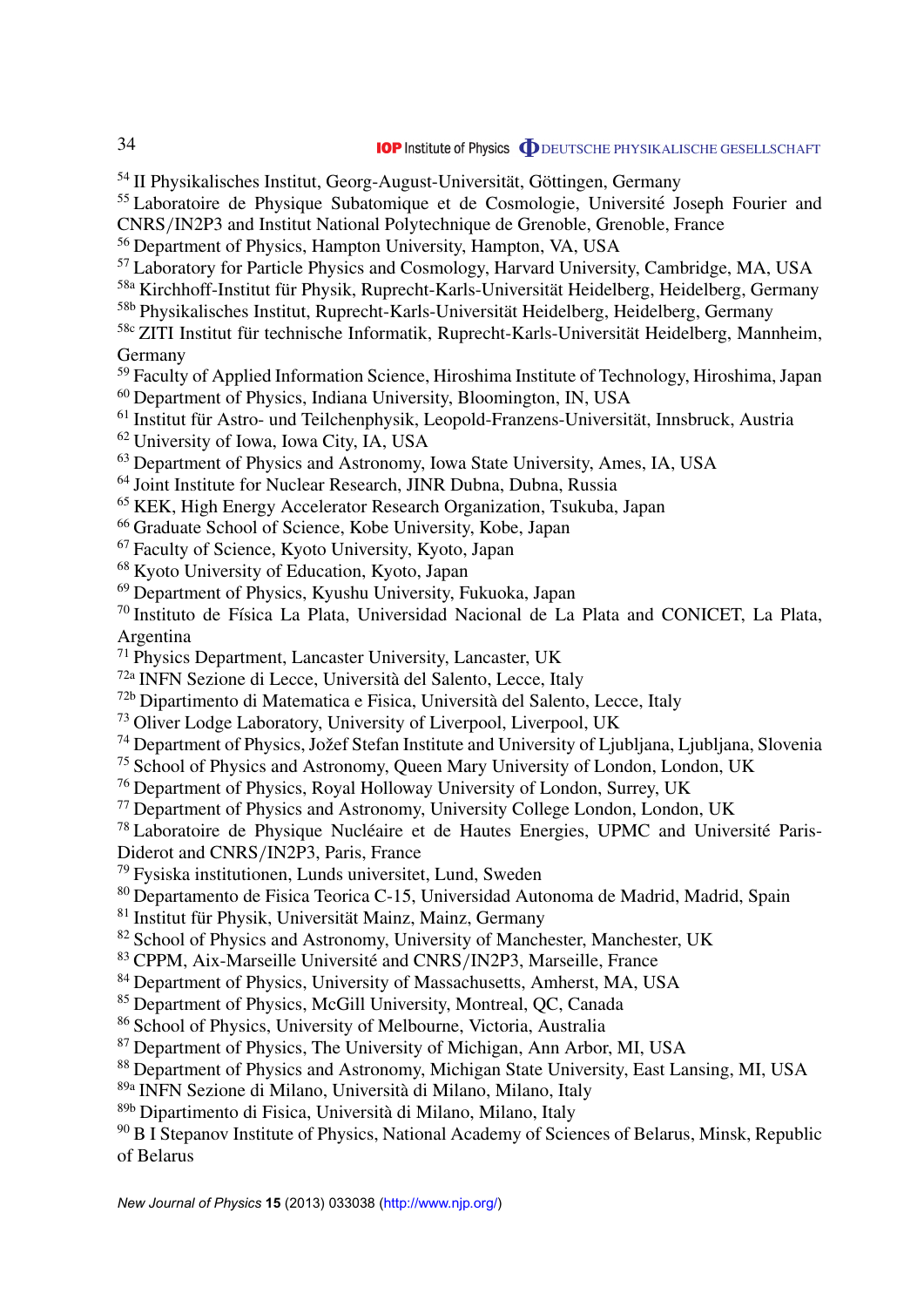[54] II Physikalisches Institut, Georg-August-Universität, Göttingen, Germany
[55] Laboratoire de Physique Subatomique et de Cosmologie, Université Joseph Fourier and CNRS/IN2P3 and Institut National Polytechnique de Grenoble, Grenoble, France
[56] Department of Physics, Hampton University, Hampton, VA, USA
[57] Laboratory for Particle Physics and Cosmology, Harvard University, Cambridge, MA, USA
[58a] Kirchhoff-Institut für Physik, Ruprecht-Karls-Universität Heidelberg, Heidelberg, Germany
[58b] Physikalisches Institut, Ruprecht-Karls-Universität Heidelberg, Heidelberg, Germany
[58c] ZITI Institut für technische Informatik, Ruprecht-Karls-Universität Heidelberg, Mannheim, Germany
[59] Faculty of Applied Information Science, Hiroshima Institute of Technology, Hiroshima, Japan
[60] Department of Physics, Indiana University, Bloomington, IN, USA
[61] Institut für Astro- und Teilchenphysik, Leopold-Franzens-Universität, Innsbruck, Austria
[62] University of Iowa, Iowa City, IA, USA
[63] Department of Physics and Astronomy, Iowa State University, Ames, IA, USA
[64] Joint Institute for Nuclear Research, JINR Dubna, Dubna, Russia
[65] KEK, High Energy Accelerator Research Organization, Tsukuba, Japan
[66] Graduate School of Science, Kobe University, Kobe, Japan
[67] Faculty of Science, Kyoto University, Kyoto, Japan
[68] Kyoto University of Education, Kyoto, Japan
[69] Department of Physics, Kyushu University, Fukuoka, Japan
[70] Instituto de Física La Plata, Universidad Nacional de La Plata and CONICET, La Plata, Argentina
[71] Physics Department, Lancaster University, Lancaster, UK
[72a] INFN Sezione di Lecce, Università del Salento, Lecce, Italy
[72b] Dipartimento di Matematica e Fisica, Università del Salento, Lecce, Italy
[73] Oliver Lodge Laboratory, University of Liverpool, Liverpool, UK
[74] Department of Physics, Jožef Stefan Institute and University of Ljubljana, Ljubljana, Slovenia
[75] School of Physics and Astronomy, Queen Mary University of London, London, UK
[76] Department of Physics, Royal Holloway University of London, Surrey, UK
[77] Department of Physics and Astronomy, University College London, London, UK
[78] Laboratoire de Physique Nucléaire et de Hautes Energies, UPMC and Université Paris-Diderot and CNRS/IN2P3, Paris, France
[79] Fysiska institutionen, Lunds universitet, Lund, Sweden
[80] Departamento de Fisica Teorica C-15, Universidad Autonoma de Madrid, Madrid, Spain
[81] Institut für Physik, Universität Mainz, Mainz, Germany
[82] School of Physics and Astronomy, University of Manchester, Manchester, UK
[83] CPPM, Aix-Marseille Université and CNRS/IN2P3, Marseille, France
[84] Department of Physics, University of Massachusetts, Amherst, MA, USA
[85] Department of Physics, McGill University, Montreal, QC, Canada
[86] School of Physics, University of Melbourne, Victoria, Australia
[87] Department of Physics, The University of Michigan, Ann Arbor, MI, USA
[88] Department of Physics and Astronomy, Michigan State University, East Lansing, MI, USA
[89a] INFN Sezione di Milano, Università di Milano, Milano, Italy
[89b] Dipartimento di Fisica, Università di Milano, Milano, Italy
[90] B I Stepanov Institute of Physics, National Academy of Sciences of Belarus, Minsk, Republic of Belarus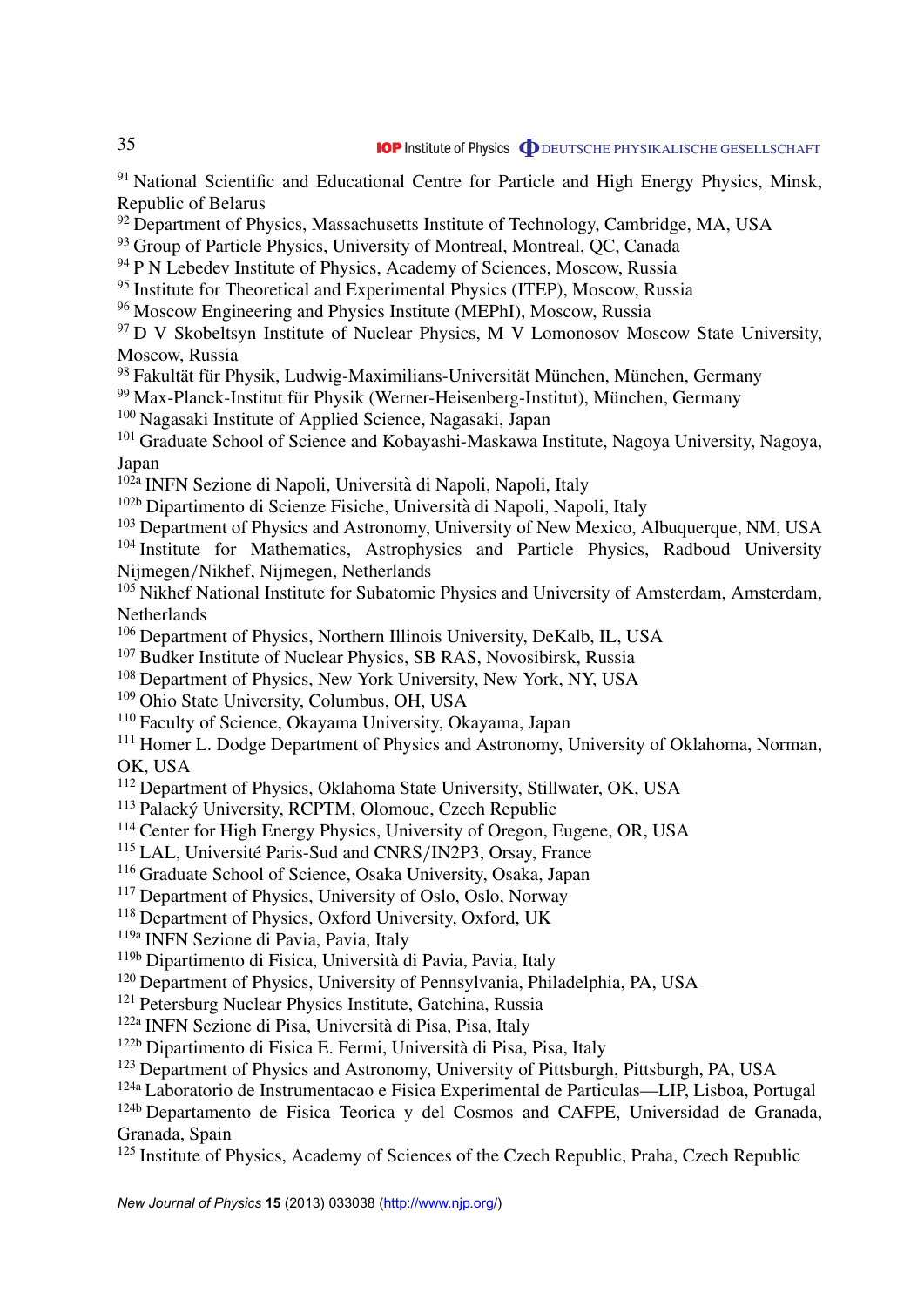[91] National Scientific and Educational Centre for Particle and High Energy Physics, Minsk, Republic of Belarus
[92] Department of Physics, Massachusetts Institute of Technology, Cambridge, MA, USA
[93] Group of Particle Physics, University of Montreal, Montreal, QC, Canada
[94] P N Lebedev Institute of Physics, Academy of Sciences, Moscow, Russia
[95] Institute for Theoretical and Experimental Physics (ITEP), Moscow, Russia
[96] Moscow Engineering and Physics Institute (MEPhI), Moscow, Russia
[97] D V Skobeltsyn Institute of Nuclear Physics, M V Lomonosov Moscow State University, Moscow, Russia
[98] Fakultät für Physik, Ludwig-Maximilians-Universität München, München, Germany
[99] Max-Planck-Institut für Physik (Werner-Heisenberg-Institut), München, Germany
[100] Nagasaki Institute of Applied Science, Nagasaki, Japan
[101] Graduate School of Science and Kobayashi-Maskawa Institute, Nagoya University, Nagoya, Japan
[102a] INFN Sezione di Napoli, Università di Napoli, Napoli, Italy
[102b] Dipartimento di Scienze Fisiche, Università di Napoli, Napoli, Italy
[103] Department of Physics and Astronomy, University of New Mexico, Albuquerque, NM, USA
[104] Institute for Mathematics, Astrophysics and Particle Physics, Radboud University Nijmegen/Nikhef, Nijmegen, Netherlands
[105] Nikhef National Institute for Subatomic Physics and University of Amsterdam, Amsterdam, Netherlands
[106] Department of Physics, Northern Illinois University, DeKalb, IL, USA
[107] Budker Institute of Nuclear Physics, SB RAS, Novosibirsk, Russia
[108] Department of Physics, New York University, New York, NY, USA
[109] Ohio State University, Columbus, OH, USA
[110] Faculty of Science, Okayama University, Okayama, Japan
[111] Homer L. Dodge Department of Physics and Astronomy, University of Oklahoma, Norman, OK, USA
[112] Department of Physics, Oklahoma State University, Stillwater, OK, USA
[113] Palacký University, RCPTM, Olomouc, Czech Republic
[114] Center for High Energy Physics, University of Oregon, Eugene, OR, USA
[115] LAL, Université Paris-Sud and CNRS/IN2P3, Orsay, France
[116] Graduate School of Science, Osaka University, Osaka, Japan
[117] Department of Physics, University of Oslo, Oslo, Norway
[118] Department of Physics, Oxford University, Oxford, UK
[119a] INFN Sezione di Pavia, Pavia, Italy
[119b] Dipartimento di Fisica, Università di Pavia, Pavia, Italy
[120] Department of Physics, University of Pennsylvania, Philadelphia, PA, USA
[121] Petersburg Nuclear Physics Institute, Gatchina, Russia
[122a] INFN Sezione di Pisa, Università di Pisa, Pisa, Italy
[122b] Dipartimento di Fisica E. Fermi, Università di Pisa, Pisa, Italy
[123] Department of Physics and Astronomy, University of Pittsburgh, Pittsburgh, PA, USA
[124a] Laboratorio de Instrumentacao e Fisica Experimental de Particulas—LIP, Lisboa, Portugal
[124b] Departamento de Fisica Teorica y del Cosmos and CAFPE, Universidad de Granada, Granada, Spain
[125] Institute of Physics, Academy of Sciences of the Czech Republic, Praha, Czech Republic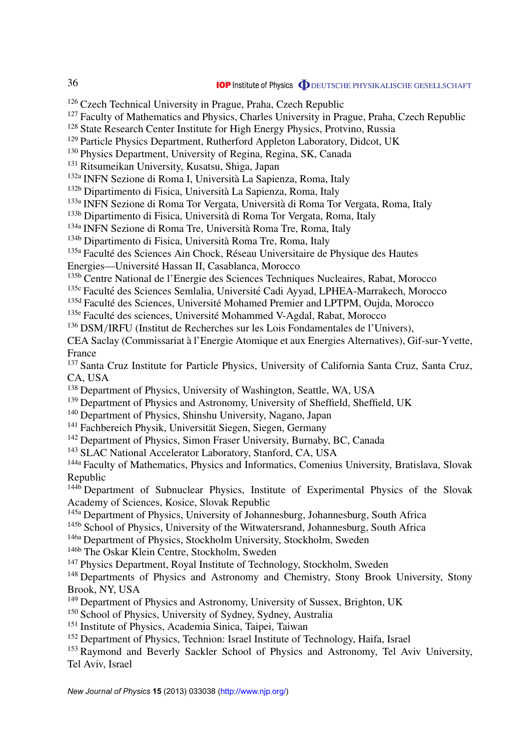[126] Czech Technical University in Prague, Praha, Czech Republic
[127] Faculty of Mathematics and Physics, Charles University in Prague, Praha, Czech Republic
[128] State Research Center Institute for High Energy Physics, Protvino, Russia
[129] Particle Physics Department, Rutherford Appleton Laboratory, Didcot, UK
[130] Physics Department, University of Regina, Regina, SK, Canada
[131] Ritsumeikan University, Kusatsu, Shiga, Japan
[132a] INFN Sezione di Roma I, Università La Sapienza, Roma, Italy
[132b] Dipartimento di Fisica, Università La Sapienza, Roma, Italy
[133a] INFN Sezione di Roma Tor Vergata, Università di Roma Tor Vergata, Roma, Italy
[133b] Dipartimento di Fisica, Università di Roma Tor Vergata, Roma, Italy
[134a] INFN Sezione di Roma Tre, Università Roma Tre, Roma, Italy
[134b] Dipartimento di Fisica, Università Roma Tre, Roma, Italy
[135a] Faculté des Sciences Ain Chock, Réseau Universitaire de Physique des Hautes Energies—Université Hassan II, Casablanca, Morocco
[135b] Centre National de l'Energie des Sciences Techniques Nucleaires, Rabat, Morocco
[135c] Faculté des Sciences Semlalia, Université Cadi Ayyad, LPHEA-Marrakech, Morocco
[135d] Faculté des Sciences, Université Mohamed Premier and LPTPM, Oujda, Morocco
[135e] Faculté des sciences, Université Mohammed V-Agdal, Rabat, Morocco
[136] DSM/IRFU (Institut de Recherches sur les Lois Fondamentales de l'Univers), CEA Saclay (Commissariat à l'Energie Atomique et aux Energies Alternatives), Gif-sur-Yvette, France
[137] Santa Cruz Institute for Particle Physics, University of California Santa Cruz, Santa Cruz, CA, USA
[138] Department of Physics, University of Washington, Seattle, WA, USA
[139] Department of Physics and Astronomy, University of Sheffield, Sheffield, UK
[140] Department of Physics, Shinshu University, Nagano, Japan
[141] Fachbereich Physik, Universität Siegen, Siegen, Germany
[142] Department of Physics, Simon Fraser University, Burnaby, BC, Canada
[143] SLAC National Accelerator Laboratory, Stanford, CA, USA
[144a] Faculty of Mathematics, Physics and Informatics, Comenius University, Bratislava, Slovak Republic
[144b] Department of Subnuclear Physics, Institute of Experimental Physics of the Slovak Academy of Sciences, Kosice, Slovak Republic
[145a] Department of Physics, University of Johannesburg, Johannesburg, South Africa
[145b] School of Physics, University of the Witwatersrand, Johannesburg, South Africa
[146a] Department of Physics, Stockholm University, Stockholm, Sweden
[146b] The Oskar Klein Centre, Stockholm, Sweden
[147] Physics Department, Royal Institute of Technology, Stockholm, Sweden
[148] Departments of Physics and Astronomy and Chemistry, Stony Brook University, Stony Brook, NY, USA
[149] Department of Physics and Astronomy, University of Sussex, Brighton, UK
[150] School of Physics, University of Sydney, Sydney, Australia
[151] Institute of Physics, Academia Sinica, Taipei, Taiwan
[152] Department of Physics, Technion: Israel Institute of Technology, Haifa, Israel
[153] Raymond and Beverly Sackler School of Physics and Astronomy, Tel Aviv University, Tel Aviv, Israel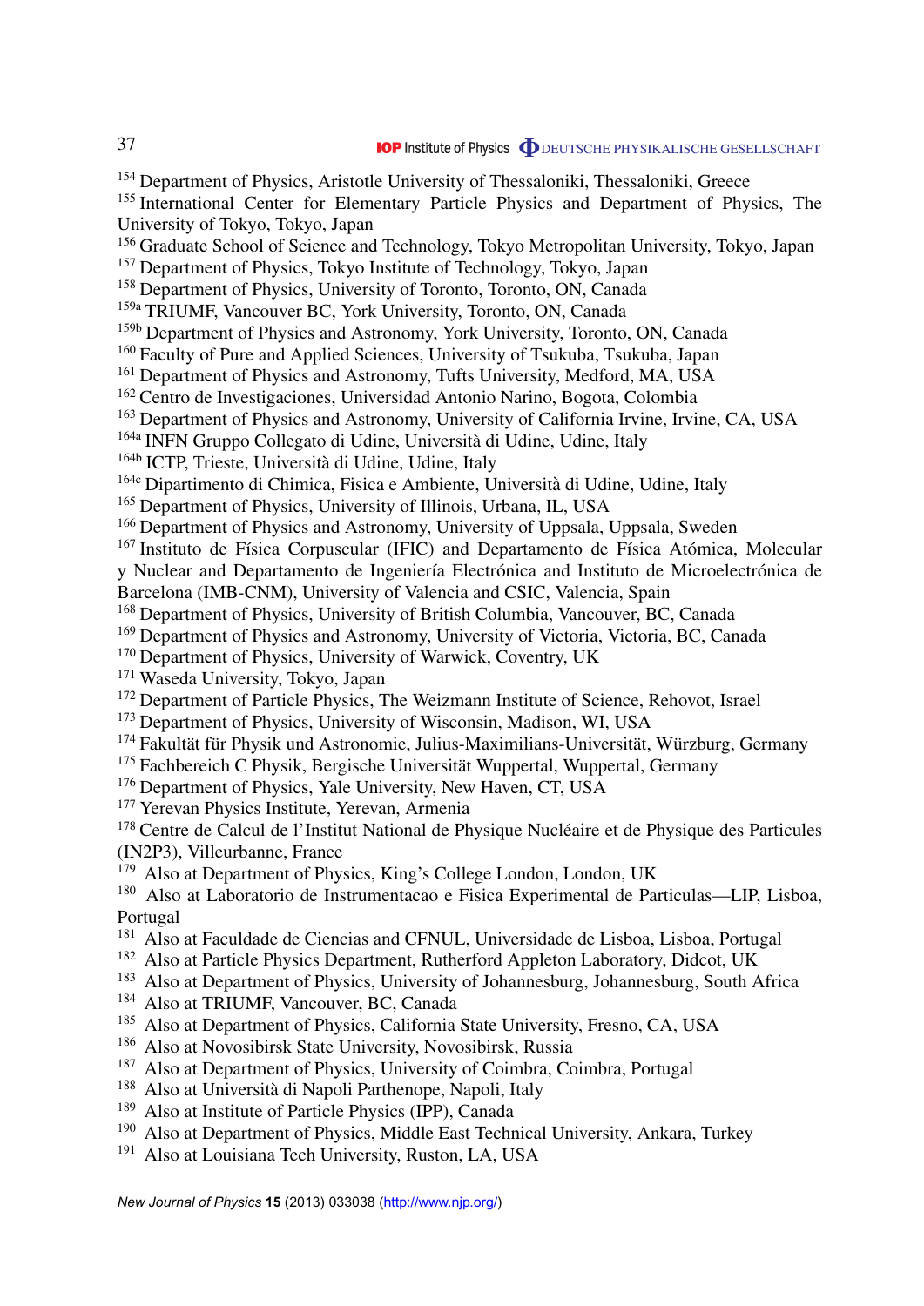[154] Department of Physics, Aristotle University of Thessaloniki, Thessaloniki, Greece
[155] International Center for Elementary Particle Physics and Department of Physics, The University of Tokyo, Tokyo, Japan
[156] Graduate School of Science and Technology, Tokyo Metropolitan University, Tokyo, Japan
[157] Department of Physics, Tokyo Institute of Technology, Tokyo, Japan
[158] Department of Physics, University of Toronto, Toronto, ON, Canada
[159a] TRIUMF, Vancouver BC, York University, Toronto, ON, Canada
[159b] Department of Physics and Astronomy, York University, Toronto, ON, Canada
[160] Faculty of Pure and Applied Sciences, University of Tsukuba, Tsukuba, Japan
[161] Department of Physics and Astronomy, Tufts University, Medford, MA, USA
[162] Centro de Investigaciones, Universidad Antonio Narino, Bogota, Colombia
[163] Department of Physics and Astronomy, University of California Irvine, Irvine, CA, USA
[164a] INFN Gruppo Collegato di Udine, Università di Udine, Udine, Italy
[164b] ICTP, Trieste, Università di Udine, Udine, Italy
[164c] Dipartimento di Chimica, Fisica e Ambiente, Università di Udine, Udine, Italy
[165] Department of Physics, University of Illinois, Urbana, IL, USA
[166] Department of Physics and Astronomy, University of Uppsala, Uppsala, Sweden
[167] Instituto de Física Corpuscular (IFIC) and Departamento de Física Atómica, Molecular y Nuclear and Departamento de Ingeniería Electrónica and Instituto de Microelectrónica de Barcelona (IMB-CNM), University of Valencia and CSIC, Valencia, Spain
[168] Department of Physics, University of British Columbia, Vancouver, BC, Canada
[169] Department of Physics and Astronomy, University of Victoria, Victoria, BC, Canada
[170] Department of Physics, University of Warwick, Coventry, UK
[171] Waseda University, Tokyo, Japan
[172] Department of Particle Physics, The Weizmann Institute of Science, Rehovot, Israel
[173] Department of Physics, University of Wisconsin, Madison, WI, USA
[174] Fakultät für Physik und Astronomie, Julius-Maximilians-Universität, Würzburg, Germany
[175] Fachbereich C Physik, Bergische Universität Wuppertal, Wuppertal, Germany
[176] Department of Physics, Yale University, New Haven, CT, USA
[177] Yerevan Physics Institute, Yerevan, Armenia
[178] Centre de Calcul de l'Institut National de Physique Nucléaire et de Physique des Particules (IN2P3), Villeurbanne, France
[179] Also at Department of Physics, King's College London, London, UK
[180] Also at Laboratorio de Instrumentacao e Fisica Experimental de Particulas—LIP, Lisboa, Portugal
[181] Also at Faculdade de Ciencias and CFNUL, Universidade de Lisboa, Lisboa, Portugal
[182] Also at Particle Physics Department, Rutherford Appleton Laboratory, Didcot, UK
[183] Also at Department of Physics, University of Johannesburg, Johannesburg, South Africa
[184] Also at TRIUMF, Vancouver, BC, Canada
[185] Also at Department of Physics, California State University, Fresno, CA, USA
[186] Also at Novosibirsk State University, Novosibirsk, Russia
[187] Also at Department of Physics, University of Coimbra, Coimbra, Portugal
[188] Also at Università di Napoli Parthenope, Napoli, Italy
[189] Also at Institute of Particle Physics (IPP), Canada
[190] Also at Department of Physics, Middle East Technical University, Ankara, Turkey
[191] Also at Louisiana Tech University, Ruston, LA, USA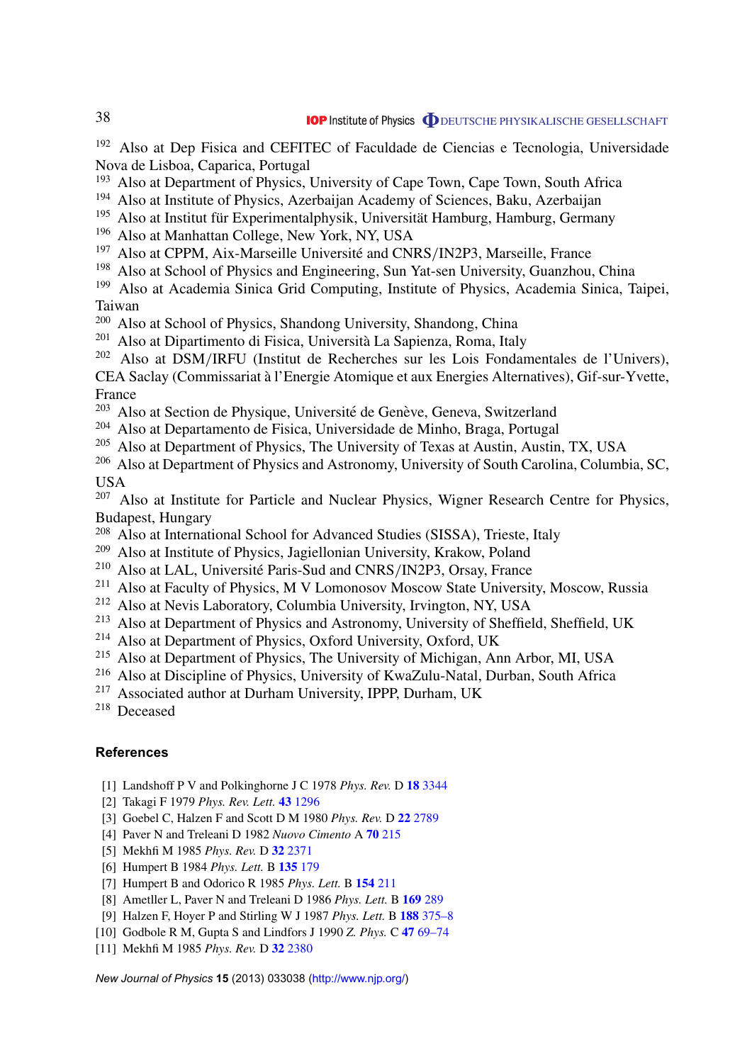[192] Also at Dep Fisica and CEFITEC of Faculdade de Ciencias e Tecnologia, Universidade Nova de Lisboa, Caparica, Portugal
[193] Also at Department of Physics, University of Cape Town, Cape Town, South Africa
[194] Also at Institute of Physics, Azerbaijan Academy of Sciences, Baku, Azerbaijan
[195] Also at Institut für Experimentalphysik, Universität Hamburg, Hamburg, Germany
[196] Also at Manhattan College, New York, NY, USA
[197] Also at CPPM, Aix-Marseille Université and CNRS/IN2P3, Marseille, France
[198] Also at School of Physics and Engineering, Sun Yat-sen University, Guanzhou, China
[199] Also at Academia Sinica Grid Computing, Institute of Physics, Academia Sinica, Taipei, Taiwan
[200] Also at School of Physics, Shandong University, Shandong, China
[201] Also at Dipartimento di Fisica, Università La Sapienza, Roma, Italy
[202] Also at DSM/IRFU (Institut de Recherches sur les Lois Fondamentales de l'Univers), CEA Saclay (Commissariat à l'Energie Atomique et aux Energies Alternatives), Gif-sur-Yvette, France
[203] Also at Section de Physique, Université de Genève, Geneva, Switzerland
[204] Also at Departamento de Fisica, Universidade de Minho, Braga, Portugal
[205] Also at Department of Physics, The University of Texas at Austin, Austin, TX, USA
[206] Also at Department of Physics and Astronomy, University of South Carolina, Columbia, SC, USA
[207] Also at Institute for Particle and Nuclear Physics, Wigner Research Centre for Physics, Budapest, Hungary
[208] Also at International School for Advanced Studies (SISSA), Trieste, Italy
[209] Also at Institute of Physics, Jagiellonian University, Krakow, Poland
[210] Also at LAL, Université Paris-Sud and CNRS/IN2P3, Orsay, France
[211] Also at Faculty of Physics, M V Lomonosov Moscow State University, Moscow, Russia
[212] Also at Nevis Laboratory, Columbia University, Irvington, NY, USA
[213] Also at Department of Physics and Astronomy, University of Sheffield, Sheffield, UK
[214] Also at Department of Physics, Oxford University, Oxford, UK
[215] Also at Department of Physics, The University of Michigan, Ann Arbor, MI, USA
[216] Also at Discipline of Physics, University of KwaZulu-Natal, Durban, South Africa
[217] Associated author at Durham University, IPPP, Durham, UK
[218] Deceased

## References

[1] Landshoff P V and Polkinghorne J C 1978 *Phys. Rev.* D **18** 3344
[2] Takagi F 1979 *Phys. Rev. Lett.* **43** 1296
[3] Goebel C, Halzen F and Scott D M 1980 *Phys. Rev.* D **22** 2789
[4] Paver N and Treleani D 1982 *Nuovo Cimento* A **70** 215
[5] Mekhfi M 1985 *Phys. Rev.* D **32** 2371
[6] Humpert B 1984 *Phys. Lett.* B **135** 179
[7] Humpert B and Odorico R 1985 *Phys. Lett.* B **154** 211
[8] Ametller L, Paver N and Treleani D 1986 *Phys. Lett.* B **169** 289
[9] Halzen F, Hoyer P and Stirling W J 1987 *Phys. Lett.* B **188** 375–8
[10] Godbole R M, Gupta S and Lindfors J 1990 *Z. Phys.* C **47** 69–74
[11] Mekhfi M 1985 *Phys. Rev.* D **32** 2380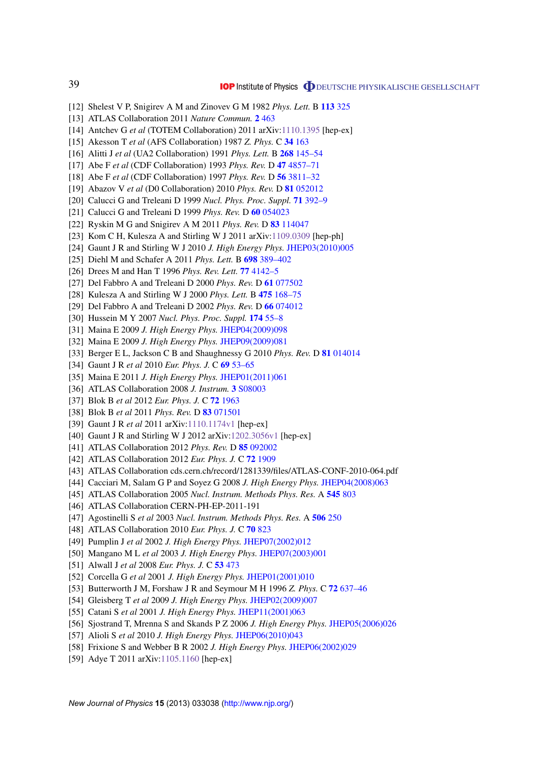[12] Shelest V P, Snigirev A M and Zinovev G M 1982 *Phys. Lett.* B **113** 325

[13] ATLAS Collaboration 2011 *Nature Commun.* **2** 463

[14] Antchev G *et al* (TOTEM Collaboration) 2011 arXiv:1110.1395 [hep-ex]

[15] Akesson T *et al* (AFS Collaboration) 1987 *Z. Phys.* C **34** 163

[16] Alitti J *et al* (UA2 Collaboration) 1991 *Phys. Lett.* B **268** 145–54

[17] Abe F *et al* (CDF Collaboration) 1993 *Phys. Rev.* D **47** 4857–71

[18] Abe F *et al* (CDF Collaboration) 1997 *Phys. Rev.* D **56** 3811–32

[19] Abazov V *et al* (D0 Collaboration) 2010 *Phys. Rev.* D **81** 052012

[20] Calucci G and Treleani D 1999 *Nucl. Phys. Proc. Suppl.* **71** 392–9

[21] Calucci G and Treleani D 1999 *Phys. Rev.* D **60** 054023

[22] Ryskin M G and Snigirev A M 2011 *Phys. Rev.* D **83** 114047

[23] Kom C H, Kulesza A and Stirling W J 2011 arXiv:1109.0309 [hep-ph]

[24] Gaunt J R and Stirling W J 2010 *J. High Energy Phys.* JHEP03(2010)005

[25] Diehl M and Schafer A 2011 *Phys. Lett.* B **698** 389–402

[26] Drees M and Han T 1996 *Phys. Rev. Lett.* **77** 4142–5

[27] Del Fabbro A and Treleani D 2000 *Phys. Rev.* D **61** 077502

[28] Kulesza A and Stirling W J 2000 *Phys. Lett.* B **475** 168–75

[29] Del Fabbro A and Treleani D 2002 *Phys. Rev.* D **66** 074012

[30] Hussein M Y 2007 *Nucl. Phys. Proc. Suppl.* **174** 55–8

[31] Maina E 2009 *J. High Energy Phys.* JHEP04(2009)098

[32] Maina E 2009 *J. High Energy Phys.* JHEP09(2009)081

[33] Berger E L, Jackson C B and Shaughnessy G 2010 *Phys. Rev.* D **81** 014014

[34] Gaunt J R *et al* 2010 *Eur. Phys. J.* C **69** 53–65

[35] Maina E 2011 *J. High Energy Phys.* JHEP01(2011)061

[36] ATLAS Collaboration 2008 *J. Instrum.* **3** S08003

[37] Blok B *et al* 2012 *Eur. Phys. J.* C **72** 1963

[38] Blok B *et al* 2011 *Phys. Rev.* D **83** 071501

[39] Gaunt J R *et al* 2011 arXiv:1110.1174v1 [hep-ex]

[40] Gaunt J R and Stirling W J 2012 arXiv:1202.3056v1 [hep-ex]

[41] ATLAS Collaboration 2012 *Phys. Rev.* D **85** 092002

[42] ATLAS Collaboration 2012 *Eur. Phys. J.* C **72** 1909

[43] ATLAS Collaboration cds.cern.ch/record/1281339/files/ATLAS-CONF-2010-064.pdf

[44] Cacciari M, Salam G P and Soyez G 2008 *J. High Energy Phys.* JHEP04(2008)063

[45] ATLAS Collaboration 2005 *Nucl. Instrum. Methods Phys. Res.* A **545** 803

[46] ATLAS Collaboration CERN-PH-EP-2011-191

[47] Agostinelli S *et al* 2003 *Nucl. Instrum. Methods Phys. Res.* A **506** 250

[48] ATLAS Collaboration 2010 *Eur. Phys. J.* C **70** 823

[49] Pumplin J *et al* 2002 *J. High Energy Phys.* JHEP07(2002)012

[50] Mangano M L *et al* 2003 *J. High Energy Phys.* JHEP07(2003)001

[51] Alwall J *et al* 2008 *Eur. Phys. J.* C **53** 473

[52] Corcella G *et al* 2001 *J. High Energy Phys.* JHEP01(2001)010

[53] Butterworth J M, Forshaw J R and Seymour M H 1996 *Z. Phys.* C **72** 637–46

[54] Gleisberg T *et al* 2009 *J. High Energy Phys.* JHEP02(2009)007

[55] Catani S *et al* 2001 *J. High Energy Phys.* JHEP11(2001)063

[56] Sjostrand T, Mrenna S and Skands P Z 2006 *J. High Energy Phys.* JHEP05(2006)026

[57] Alioli S *et al* 2010 *J. High Energy Phys.* JHEP06(2010)043

[58] Frixione S and Webber B R 2002 *J. High Energy Phys.* JHEP06(2002)029

[59] Adye T 2011 arXiv:1105.1160 [hep-ex]